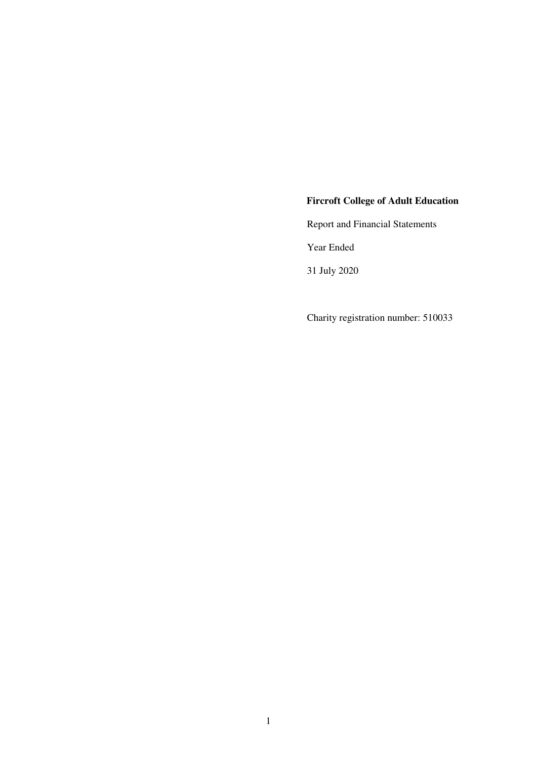# Fircroft College of Adult Education

Report and Financial Statements

Year Ended

31 July 2020

Charity registration number: 510033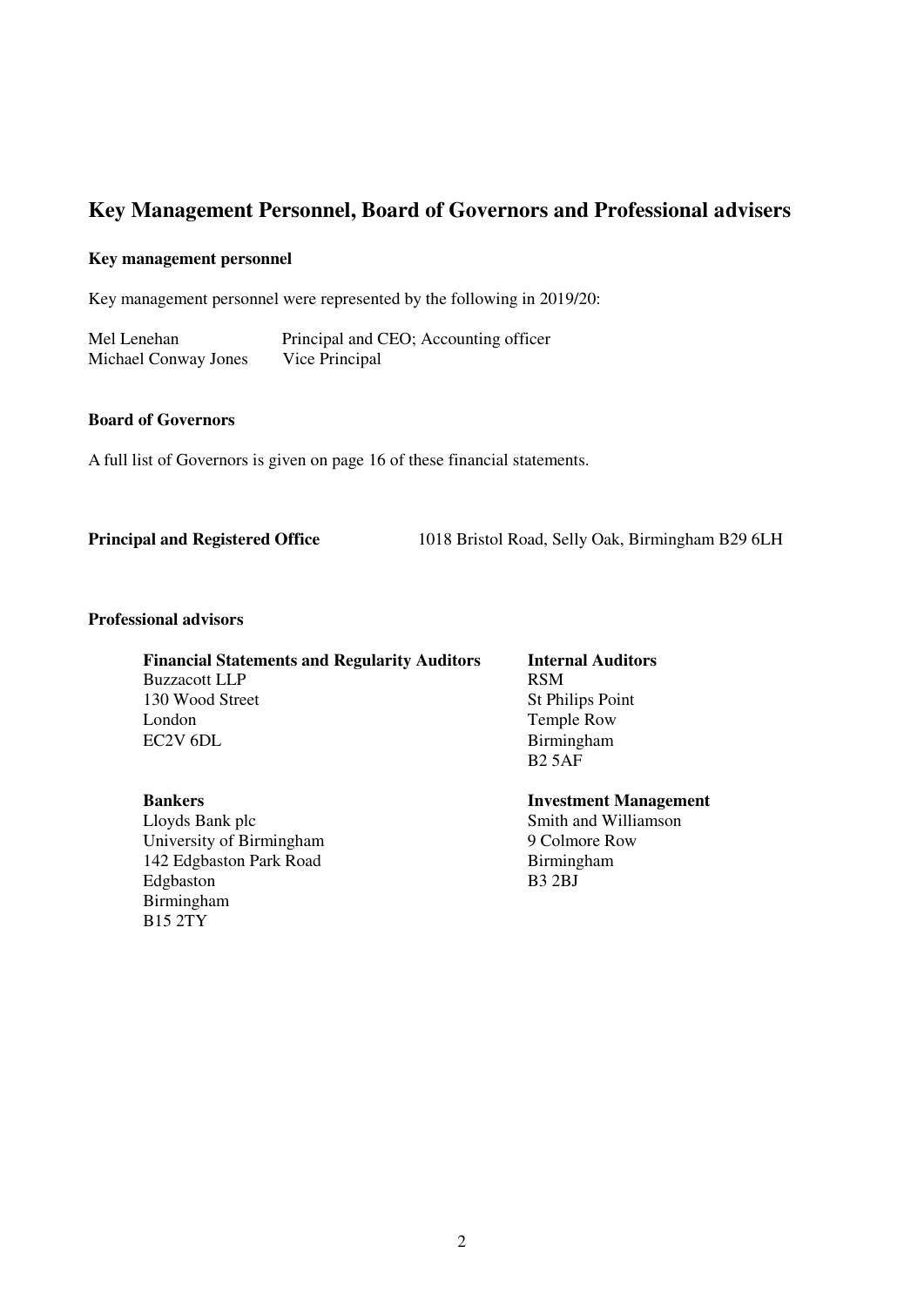# Key Management Personnel, Board of Governors and Professional advisers

### Key management personnel

Key management personnel were represented by the following in 2019/20:

| | |
|---|---|
| Mel Lenehan | Principal and CEO; Accounting officer |
| Michael Conway Jones | Vice Principal |

### Board of Governors

A full list of Governors is given on page 16 of these financial statements.

**Principal and Registered Office** 1018 Bristol Road, Selly Oak, Birmingham B29 6LH

### Professional advisors

**Financial Statements and Regularity Auditors**
Buzzacott LLP
130 Wood Street
London
EC2V 6DL

**Internal Auditors**
RSM
St Philips Point
Temple Row
Birmingham
B2 5AF

**Bankers**
Lloyds Bank plc
University of Birmingham
142 Edgbaston Park Road
Edgbaston
Birmingham
B15 2TY

**Investment Management**
Smith and Williamson
9 Colmore Row
Birmingham
B3 2BJ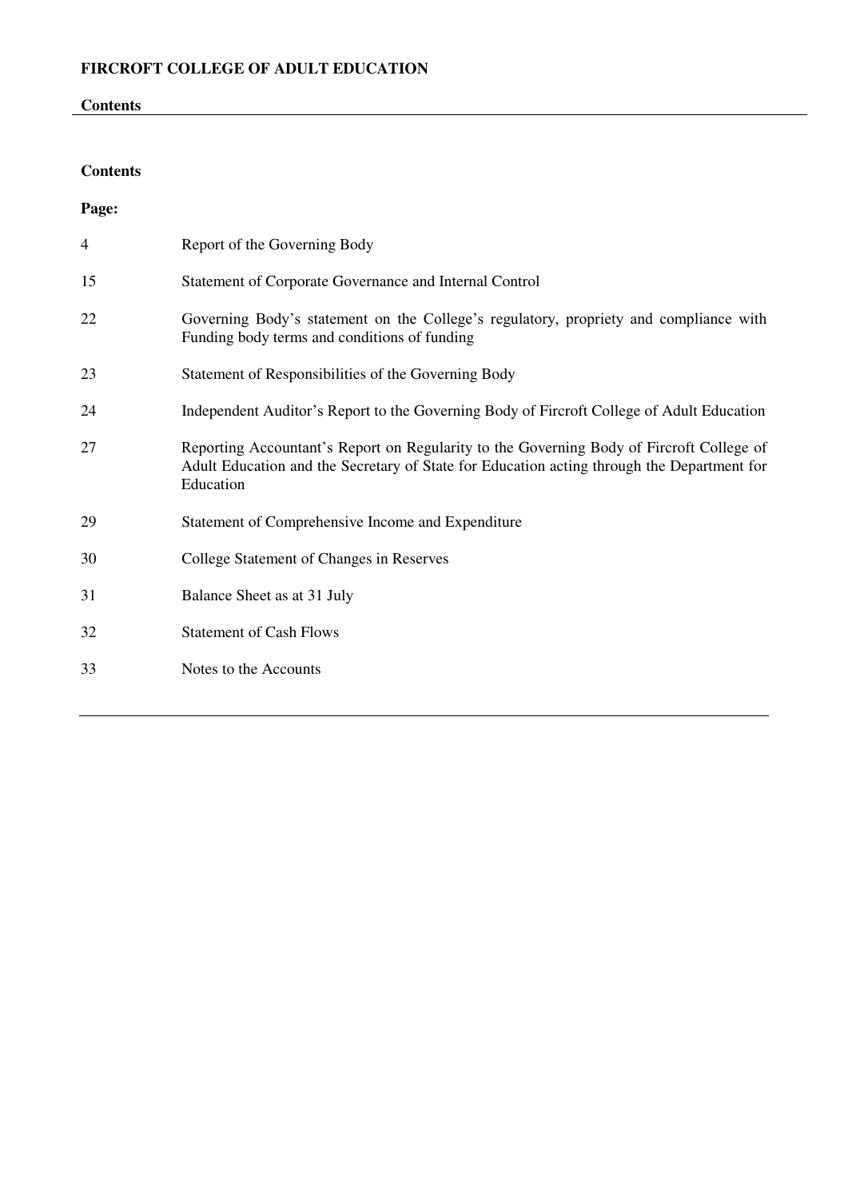## Contents

**Page:**

| Page | Section |
| --- | --- |
| 4 | Report of the Governing Body |
| 15 | Statement of Corporate Governance and Internal Control |
| 22 | Governing Body's statement on the College's regulatory, propriety and compliance with Funding body terms and conditions of funding |
| 23 | Statement of Responsibilities of the Governing Body |
| 24 | Independent Auditor's Report to the Governing Body of Fircroft College of Adult Education |
| 27 | Reporting Accountant's Report on Regularity to the Governing Body of Fircroft College of Adult Education and the Secretary of State for Education acting through the Department for Education |
| 29 | Statement of Comprehensive Income and Expenditure |
| 30 | College Statement of Changes in Reserves |
| 31 | Balance Sheet as at 31 July |
| 32 | Statement of Cash Flows |
| 33 | Notes to the Accounts |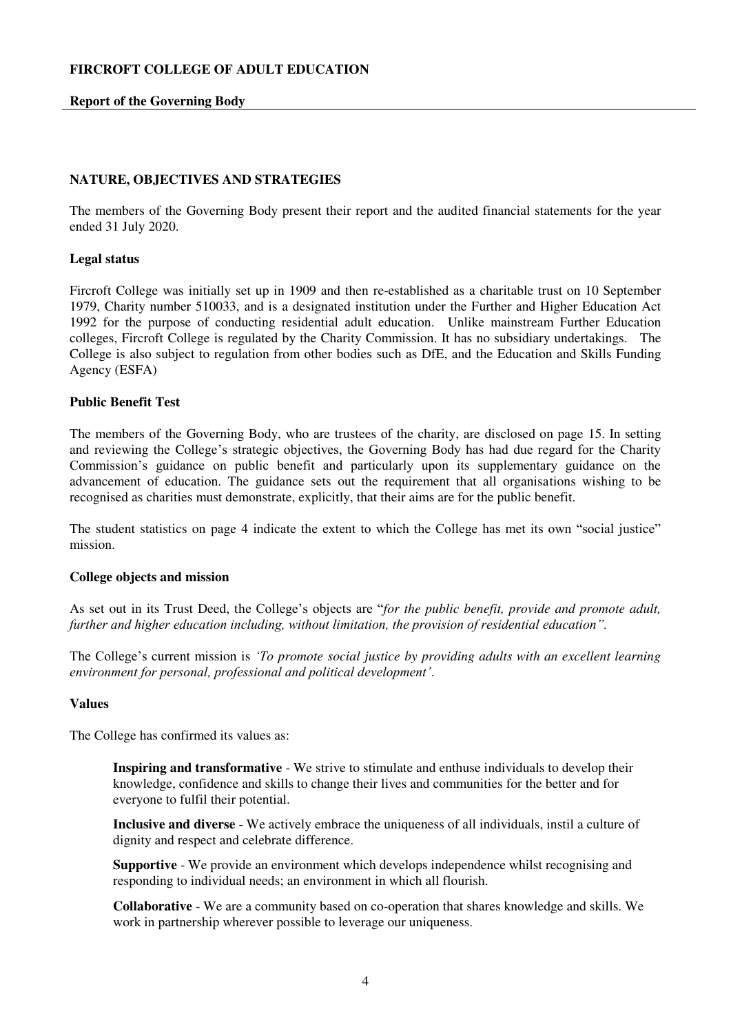## NATURE, OBJECTIVES AND STRATEGIES

The members of the Governing Body present their report and the audited financial statements for the year ended 31 July 2020.

### Legal status

Fircroft College was initially set up in 1909 and then re-established as a charitable trust on 10 September 1979, Charity number 510033, and is a designated institution under the Further and Higher Education Act 1992 for the purpose of conducting residential adult education. Unlike mainstream Further Education colleges, Fircroft College is regulated by the Charity Commission. It has no subsidiary undertakings. The College is also subject to regulation from other bodies such as DfE, and the Education and Skills Funding Agency (ESFA)

### Public Benefit Test

The members of the Governing Body, who are trustees of the charity, are disclosed on page 15. In setting and reviewing the College's strategic objectives, the Governing Body has had due regard for the Charity Commission's guidance on public benefit and particularly upon its supplementary guidance on the advancement of education. The guidance sets out the requirement that all organisations wishing to be recognised as charities must demonstrate, explicitly, that their aims are for the public benefit.

The student statistics on page 4 indicate the extent to which the College has met its own "social justice" mission.

### College objects and mission

As set out in its Trust Deed, the College's objects are "*for the public benefit, provide and promote adult, further and higher education including, without limitation, the provision of residential education".*

The College's current mission is *'To promote social justice by providing adults with an excellent learning environment for personal, professional and political development'*.

### Values

The College has confirmed its values as:

**Inspiring and transformative** - We strive to stimulate and enthuse individuals to develop their knowledge, confidence and skills to change their lives and communities for the better and for everyone to fulfil their potential.

**Inclusive and diverse** - We actively embrace the uniqueness of all individuals, instil a culture of dignity and respect and celebrate difference.

**Supportive** - We provide an environment which develops independence whilst recognising and responding to individual needs; an environment in which all flourish.

**Collaborative** - We are a community based on co-operation that shares knowledge and skills. We work in partnership wherever possible to leverage our uniqueness.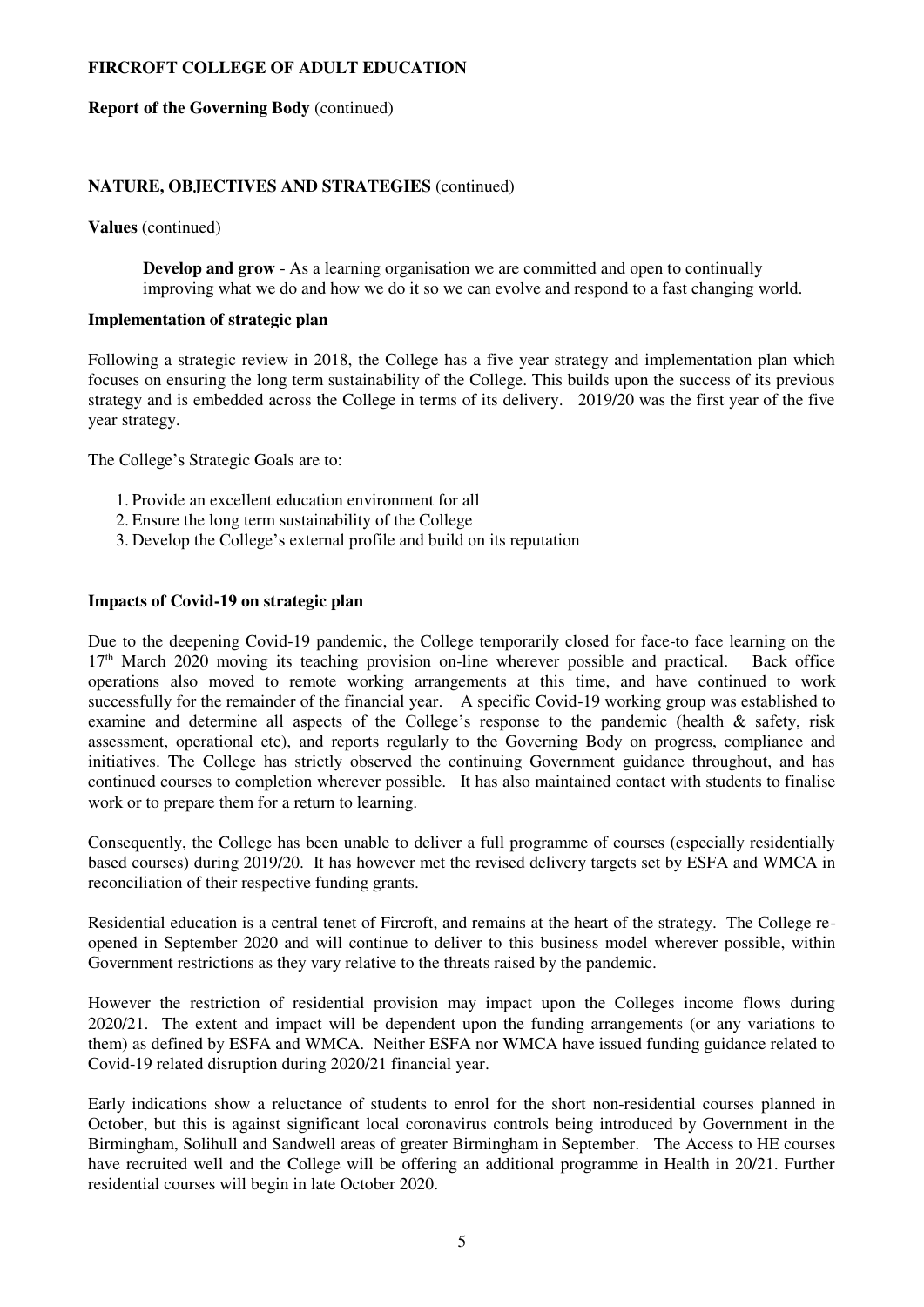**FIRCROFT COLLEGE OF ADULT EDUCATION**

**Report of the Governing Body** (continued)

**NATURE, OBJECTIVES AND STRATEGIES** (continued)

**Values** (continued)

> **Develop and grow** - As a learning organisation we are committed and open to continually improving what we do and how we do it so we can evolve and respond to a fast changing world.

**Implementation of strategic plan**

Following a strategic review in 2018, the College has a five year strategy and implementation plan which focuses on ensuring the long term sustainability of the College. This builds upon the success of its previous strategy and is embedded across the College in terms of its delivery. 2019/20 was the first year of the five year strategy.

The College's Strategic Goals are to:

1. Provide an excellent education environment for all
2. Ensure the long term sustainability of the College
3. Develop the College's external profile and build on its reputation

**Impacts of Covid-19 on strategic plan**

Due to the deepening Covid-19 pandemic, the College temporarily closed for face-to face learning on the 17th March 2020 moving its teaching provision on-line wherever possible and practical. Back office operations also moved to remote working arrangements at this time, and have continued to work successfully for the remainder of the financial year. A specific Covid-19 working group was established to examine and determine all aspects of the College's response to the pandemic (health & safety, risk assessment, operational etc), and reports regularly to the Governing Body on progress, compliance and initiatives. The College has strictly observed the continuing Government guidance throughout, and has continued courses to completion wherever possible. It has also maintained contact with students to finalise work or to prepare them for a return to learning.

Consequently, the College has been unable to deliver a full programme of courses (especially residentially based courses) during 2019/20. It has however met the revised delivery targets set by ESFA and WMCA in reconciliation of their respective funding grants.

Residential education is a central tenet of Fircroft, and remains at the heart of the strategy. The College re-opened in September 2020 and will continue to deliver to this business model wherever possible, within Government restrictions as they vary relative to the threats raised by the pandemic.

However the restriction of residential provision may impact upon the Colleges income flows during 2020/21. The extent and impact will be dependent upon the funding arrangements (or any variations to them) as defined by ESFA and WMCA. Neither ESFA nor WMCA have issued funding guidance related to Covid-19 related disruption during 2020/21 financial year.

Early indications show a reluctance of students to enrol for the short non-residential courses planned in October, but this is against significant local coronavirus controls being introduced by Government in the Birmingham, Solihull and Sandwell areas of greater Birmingham in September. The Access to HE courses have recruited well and the College will be offering an additional programme in Health in 20/21. Further residential courses will begin in late October 2020.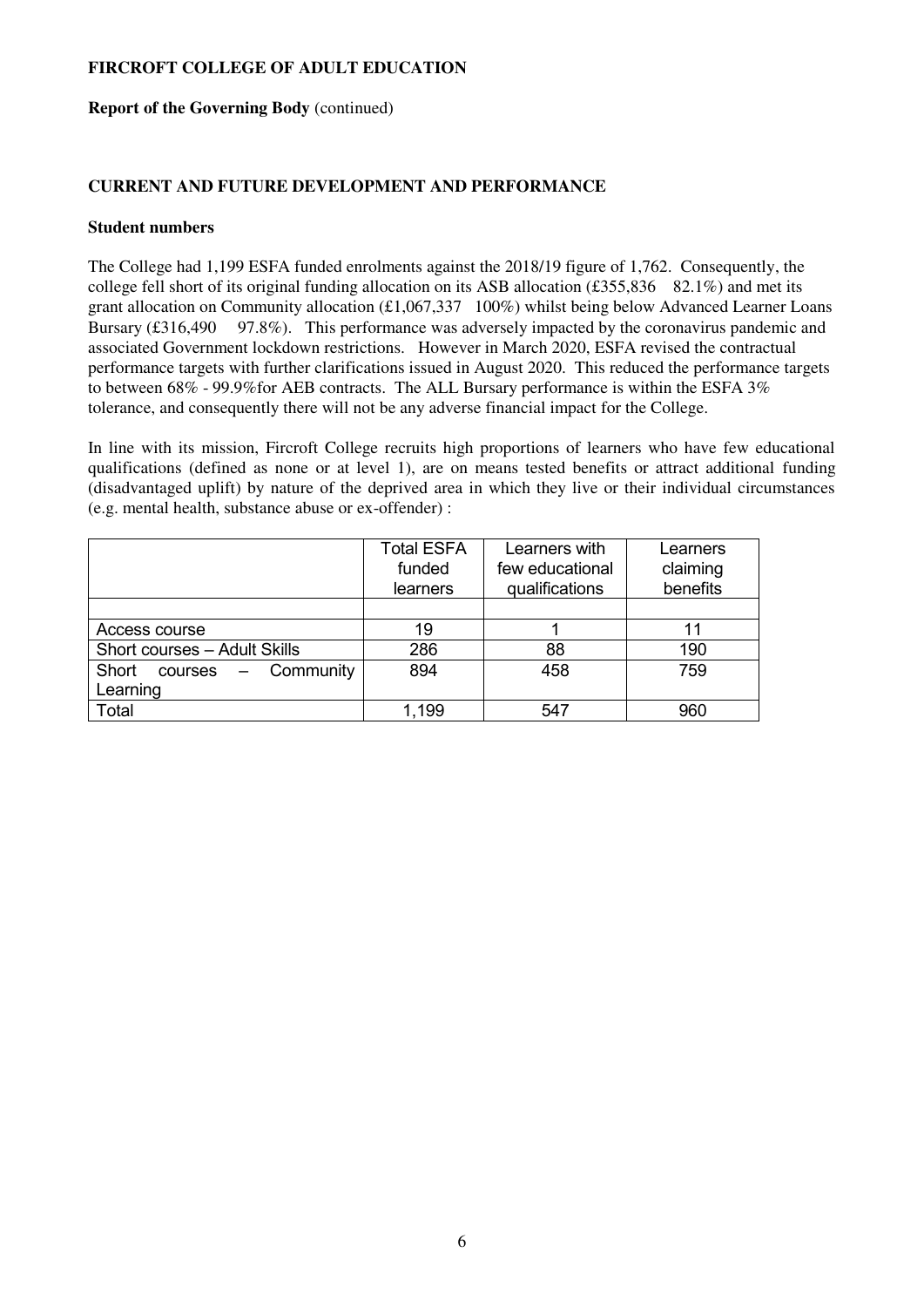**FIRCROFT COLLEGE OF ADULT EDUCATION**

**Report of the Governing Body** (continued)

## CURRENT AND FUTURE DEVELOPMENT AND PERFORMANCE

### Student numbers

The College had 1,199 ESFA funded enrolments against the 2018/19 figure of 1,762. Consequently, the college fell short of its original funding allocation on its ASB allocation (£355,836 82.1%) and met its grant allocation on Community allocation (£1,067,337 100%) whilst being below Advanced Learner Loans Bursary (£316,490 97.8%). This performance was adversely impacted by the coronavirus pandemic and associated Government lockdown restrictions. However in March 2020, ESFA revised the contractual performance targets with further clarifications issued in August 2020. This reduced the performance targets to between 68% - 99.9%for AEB contracts. The ALL Bursary performance is within the ESFA 3% tolerance, and consequently there will not be any adverse financial impact for the College.

In line with its mission, Fircroft College recruits high proportions of learners who have few educational qualifications (defined as none or at level 1), are on means tested benefits or attract additional funding (disadvantaged uplift) by nature of the deprived area in which they live or their individual circumstances (e.g. mental health, substance abuse or ex-offender) :

| | Total ESFA funded learners | Learners with few educational qualifications | Learners claiming benefits |
|---|---|---|---|
| | | | |
| Access course | 19 | 1 | 11 |
| Short courses – Adult Skills | 286 | 88 | 190 |
| Short courses – Community Learning | 894 | 458 | 759 |
| Total | 1,199 | 547 | 960 |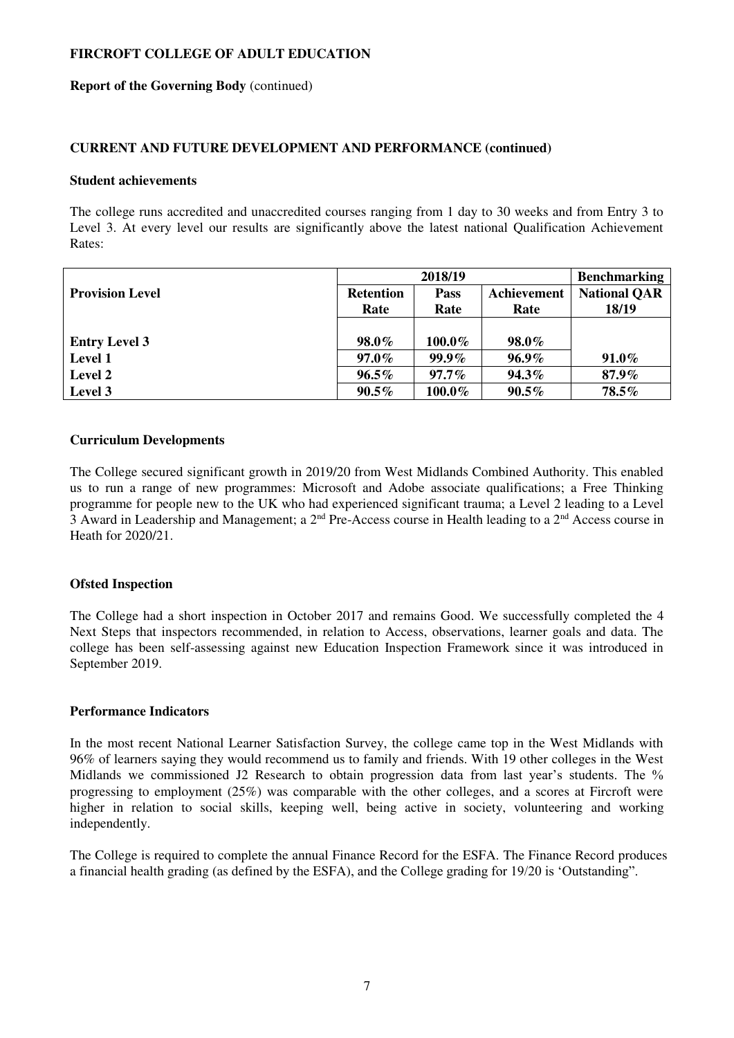**FIRCROFT COLLEGE OF ADULT EDUCATION**

**Report of the Governing Body** (continued)

**CURRENT AND FUTURE DEVELOPMENT AND PERFORMANCE (continued)**

**Student achievements**

The college runs accredited and unaccredited courses ranging from 1 day to 30 weeks and from Entry 3 to Level 3. At every level our results are significantly above the latest national Qualification Achievement Rates:

| | 2018/19 | | | Benchmarking |
|---|---|---|---|---|
| **Provision Level** | **Retention Rate** | **Pass Rate** | **Achievement Rate** | **National QAR 18/19** |
| **Entry Level 3** | **98.0%** | **100.0%** | **98.0%** | |
| **Level 1** | **97.0%** | **99.9%** | **96.9%** | **91.0%** |
| **Level 2** | **96.5%** | **97.7%** | **94.3%** | **87.9%** |
| **Level 3** | **90.5%** | **100.0%** | **90.5%** | **78.5%** |

**Curriculum Developments**

The College secured significant growth in 2019/20 from West Midlands Combined Authority. This enabled us to run a range of new programmes: Microsoft and Adobe associate qualifications; a Free Thinking programme for people new to the UK who had experienced significant trauma; a Level 2 leading to a Level 3 Award in Leadership and Management; a 2nd Pre-Access course in Health leading to a 2nd Access course in Heath for 2020/21.

**Ofsted Inspection**

The College had a short inspection in October 2017 and remains Good. We successfully completed the 4 Next Steps that inspectors recommended, in relation to Access, observations, learner goals and data. The college has been self-assessing against new Education Inspection Framework since it was introduced in September 2019.

**Performance Indicators**

In the most recent National Learner Satisfaction Survey, the college came top in the West Midlands with 96% of learners saying they would recommend us to family and friends. With 19 other colleges in the West Midlands we commissioned J2 Research to obtain progression data from last year's students. The % progressing to employment (25%) was comparable with the other colleges, and a scores at Fircroft were higher in relation to social skills, keeping well, being active in society, volunteering and working independently.

The College is required to complete the annual Finance Record for the ESFA. The Finance Record produces a financial health grading (as defined by the ESFA), and the College grading for 19/20 is 'Outstanding".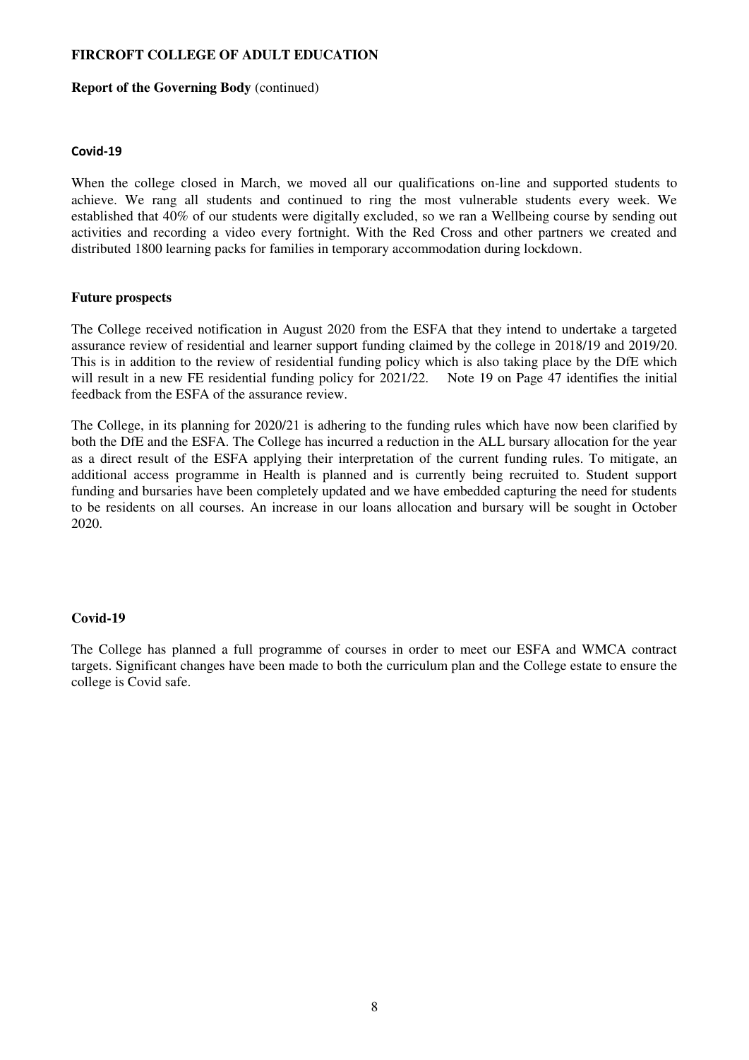**Covid-19**

When the college closed in March, we moved all our qualifications on-line and supported students to achieve. We rang all students and continued to ring the most vulnerable students every week. We established that 40% of our students were digitally excluded, so we ran a Wellbeing course by sending out activities and recording a video every fortnight. With the Red Cross and other partners we created and distributed 1800 learning packs for families in temporary accommodation during lockdown.

**Future prospects**

The College received notification in August 2020 from the ESFA that they intend to undertake a targeted assurance review of residential and learner support funding claimed by the college in 2018/19 and 2019/20. This is in addition to the review of residential funding policy which is also taking place by the DfE which will result in a new FE residential funding policy for 2021/22. Note 19 on Page 47 identifies the initial feedback from the ESFA of the assurance review.

The College, in its planning for 2020/21 is adhering to the funding rules which have now been clarified by both the DfE and the ESFA. The College has incurred a reduction in the ALL bursary allocation for the year as a direct result of the ESFA applying their interpretation of the current funding rules. To mitigate, an additional access programme in Health is planned and is currently being recruited to. Student support funding and bursaries have been completely updated and we have embedded capturing the need for students to be residents on all courses. An increase in our loans allocation and bursary will be sought in October 2020.

**Covid-19**

The College has planned a full programme of courses in order to meet our ESFA and WMCA contract targets. Significant changes have been made to both the curriculum plan and the College estate to ensure the college is Covid safe.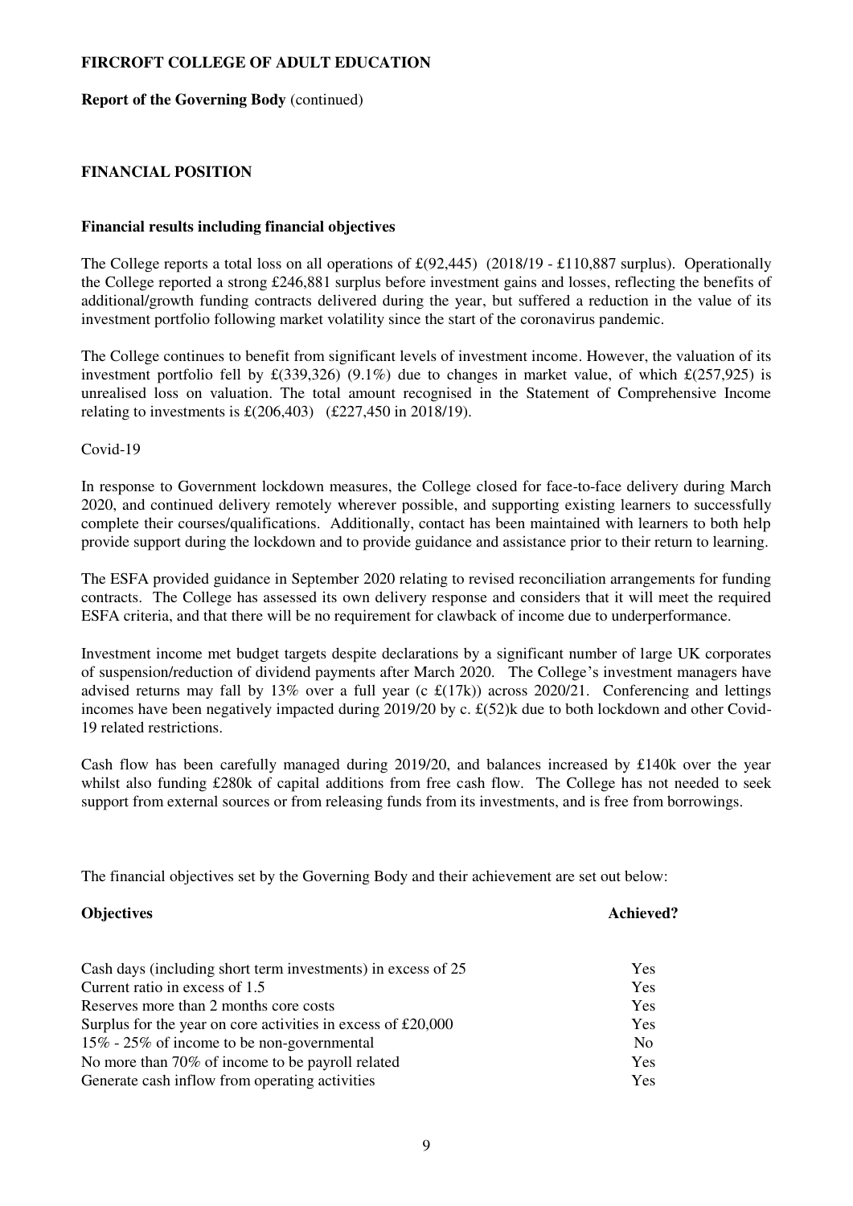**FIRCROFT COLLEGE OF ADULT EDUCATION**

**Report of the Governing Body** (continued)

## FINANCIAL POSITION

### Financial results including financial objectives

The College reports a total loss on all operations of £(92,445) (2018/19 - £110,887 surplus). Operationally the College reported a strong £246,881 surplus before investment gains and losses, reflecting the benefits of additional/growth funding contracts delivered during the year, but suffered a reduction in the value of its investment portfolio following market volatility since the start of the coronavirus pandemic.

The College continues to benefit from significant levels of investment income. However, the valuation of its investment portfolio fell by £(339,326) (9.1%) due to changes in market value, of which £(257,925) is unrealised loss on valuation. The total amount recognised in the Statement of Comprehensive Income relating to investments is £(206,403) (£227,450 in 2018/19).

Covid-19

In response to Government lockdown measures, the College closed for face-to-face delivery during March 2020, and continued delivery remotely wherever possible, and supporting existing learners to successfully complete their courses/qualifications. Additionally, contact has been maintained with learners to both help provide support during the lockdown and to provide guidance and assistance prior to their return to learning.

The ESFA provided guidance in September 2020 relating to revised reconciliation arrangements for funding contracts. The College has assessed its own delivery response and considers that it will meet the required ESFA criteria, and that there will be no requirement for clawback of income due to underperformance.

Investment income met budget targets despite declarations by a significant number of large UK corporates of suspension/reduction of dividend payments after March 2020. The College's investment managers have advised returns may fall by 13% over a full year (c £(17k)) across 2020/21. Conferencing and lettings incomes have been negatively impacted during 2019/20 by c. £(52)k due to both lockdown and other Covid-19 related restrictions.

Cash flow has been carefully managed during 2019/20, and balances increased by £140k over the year whilst also funding £280k of capital additions from free cash flow. The College has not needed to seek support from external sources or from releasing funds from its investments, and is free from borrowings.

The financial objectives set by the Governing Body and their achievement are set out below:

| **Objectives** | **Achieved?** |
|---|---|
| Cash days (including short term investments) in excess of 25 | Yes |
| Current ratio in excess of 1.5 | Yes |
| Reserves more than 2 months core costs | Yes |
| Surplus for the year on core activities in excess of £20,000 | Yes |
| 15% - 25% of income to be non-governmental | No |
| No more than 70% of income to be payroll related | Yes |
| Generate cash inflow from operating activities | Yes |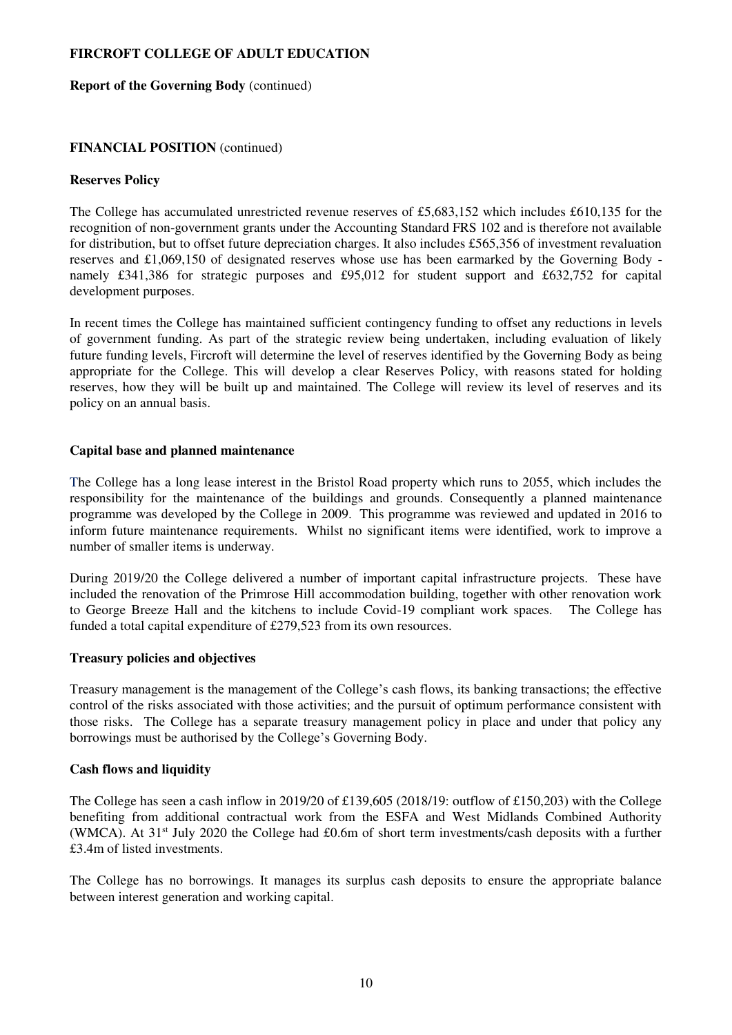**FIRCROFT COLLEGE OF ADULT EDUCATION**

**Report of the Governing Body** (continued)

**FINANCIAL POSITION** (continued)

**Reserves Policy**

The College has accumulated unrestricted revenue reserves of £5,683,152 which includes £610,135 for the recognition of non-government grants under the Accounting Standard FRS 102 and is therefore not available for distribution, but to offset future depreciation charges. It also includes £565,356 of investment revaluation reserves and £1,069,150 of designated reserves whose use has been earmarked by the Governing Body - namely £341,386 for strategic purposes and £95,012 for student support and £632,752 for capital development purposes.

In recent times the College has maintained sufficient contingency funding to offset any reductions in levels of government funding. As part of the strategic review being undertaken, including evaluation of likely future funding levels, Fircroft will determine the level of reserves identified by the Governing Body as being appropriate for the College. This will develop a clear Reserves Policy, with reasons stated for holding reserves, how they will be built up and maintained. The College will review its level of reserves and its policy on an annual basis.

**Capital base and planned maintenance**

The College has a long lease interest in the Bristol Road property which runs to 2055, which includes the responsibility for the maintenance of the buildings and grounds. Consequently a planned maintenance programme was developed by the College in 2009. This programme was reviewed and updated in 2016 to inform future maintenance requirements. Whilst no significant items were identified, work to improve a number of smaller items is underway.

During 2019/20 the College delivered a number of important capital infrastructure projects. These have included the renovation of the Primrose Hill accommodation building, together with other renovation work to George Breeze Hall and the kitchens to include Covid-19 compliant work spaces. The College has funded a total capital expenditure of £279,523 from its own resources.

**Treasury policies and objectives**

Treasury management is the management of the College's cash flows, its banking transactions; the effective control of the risks associated with those activities; and the pursuit of optimum performance consistent with those risks. The College has a separate treasury management policy in place and under that policy any borrowings must be authorised by the College's Governing Body.

**Cash flows and liquidity**

The College has seen a cash inflow in 2019/20 of £139,605 (2018/19: outflow of £150,203) with the College benefiting from additional contractual work from the ESFA and West Midlands Combined Authority (WMCA). At 31st July 2020 the College had £0.6m of short term investments/cash deposits with a further £3.4m of listed investments.

The College has no borrowings. It manages its surplus cash deposits to ensure the appropriate balance between interest generation and working capital.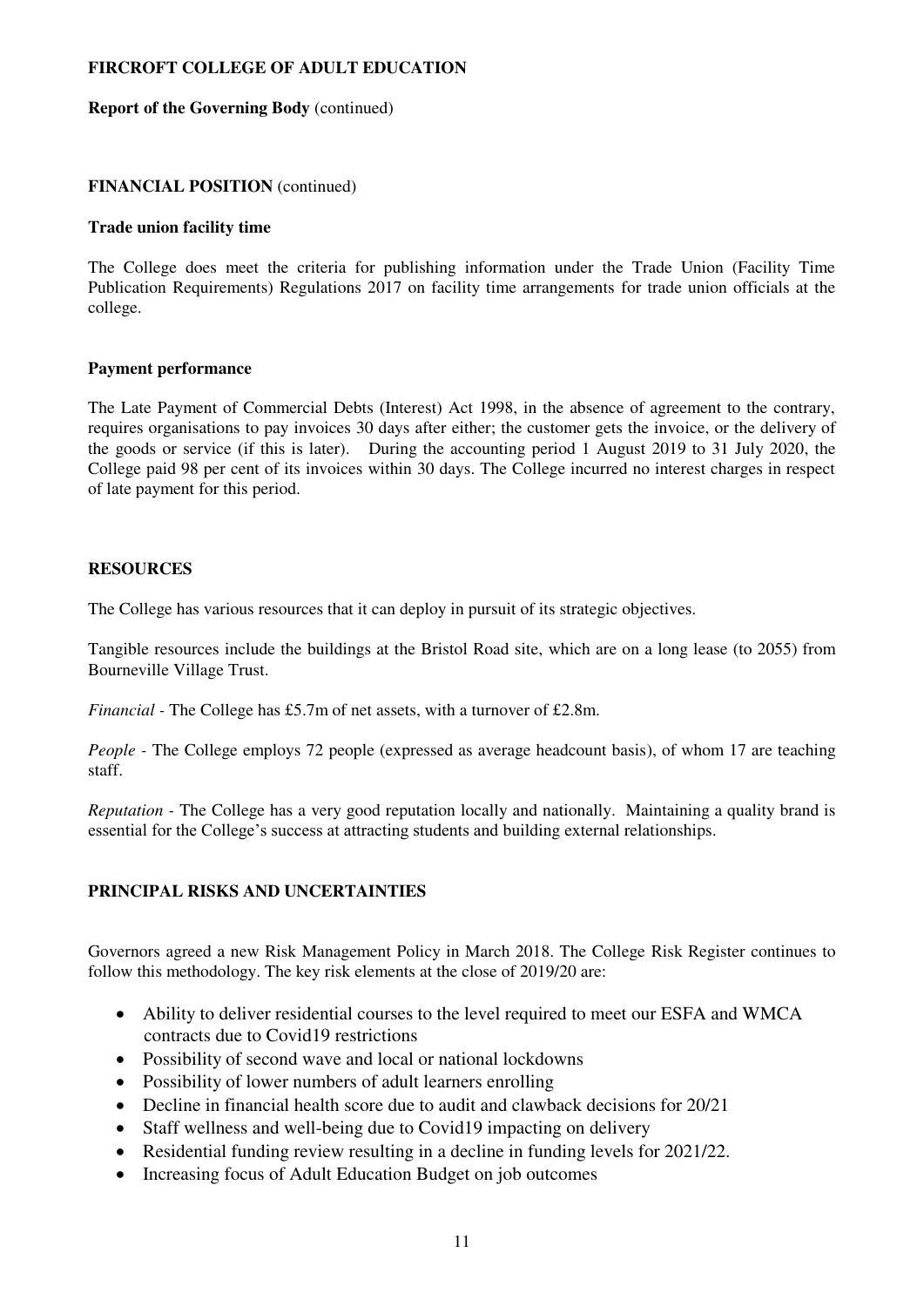**FIRCROFT COLLEGE OF ADULT EDUCATION**

**Report of the Governing Body** (continued)

**FINANCIAL POSITION** (continued)

**Trade union facility time**

The College does meet the criteria for publishing information under the Trade Union (Facility Time Publication Requirements) Regulations 2017 on facility time arrangements for trade union officials at the college.

**Payment performance**

The Late Payment of Commercial Debts (Interest) Act 1998, in the absence of agreement to the contrary, requires organisations to pay invoices 30 days after either; the customer gets the invoice, or the delivery of the goods or service (if this is later). During the accounting period 1 August 2019 to 31 July 2020, the College paid 98 per cent of its invoices within 30 days. The College incurred no interest charges in respect of late payment for this period.

**RESOURCES**

The College has various resources that it can deploy in pursuit of its strategic objectives.

Tangible resources include the buildings at the Bristol Road site, which are on a long lease (to 2055) from Bourneville Village Trust.

*Financial* - The College has £5.7m of net assets, with a turnover of £2.8m.

*People* - The College employs 72 people (expressed as average headcount basis), of whom 17 are teaching staff.

*Reputation* - The College has a very good reputation locally and nationally. Maintaining a quality brand is essential for the College's success at attracting students and building external relationships.

**PRINCIPAL RISKS AND UNCERTAINTIES**

Governors agreed a new Risk Management Policy in March 2018. The College Risk Register continues to follow this methodology. The key risk elements at the close of 2019/20 are:

- Ability to deliver residential courses to the level required to meet our ESFA and WMCA contracts due to Covid19 restrictions
- Possibility of second wave and local or national lockdowns
- Possibility of lower numbers of adult learners enrolling
- Decline in financial health score due to audit and clawback decisions for 20/21
- Staff wellness and well-being due to Covid19 impacting on delivery
- Residential funding review resulting in a decline in funding levels for 2021/22.
- Increasing focus of Adult Education Budget on job outcomes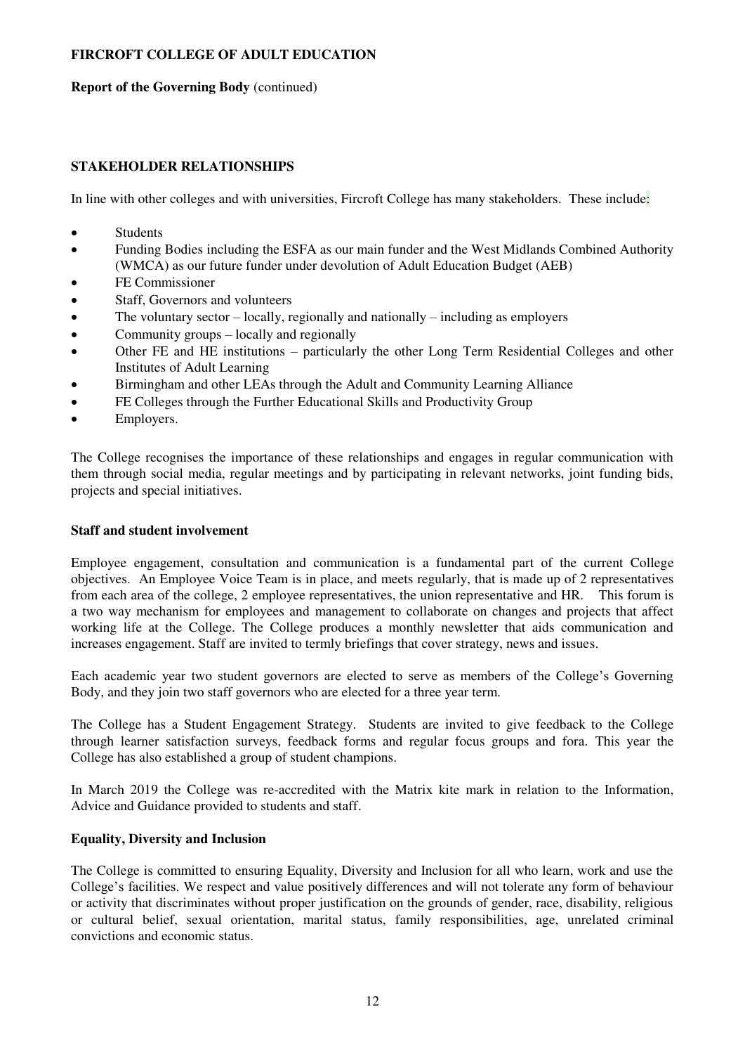## STAKEHOLDER RELATIONSHIPS

In line with other colleges and with universities, Fircroft College has many stakeholders. These include:

- Students
- Funding Bodies including the ESFA as our main funder and the West Midlands Combined Authority (WMCA) as our future funder under devolution of Adult Education Budget (AEB)
- FE Commissioner
- Staff, Governors and volunteers
- The voluntary sector – locally, regionally and nationally – including as employers
- Community groups – locally and regionally
- Other FE and HE institutions – particularly the other Long Term Residential Colleges and other Institutes of Adult Learning
- Birmingham and other LEAs through the Adult and Community Learning Alliance
- FE Colleges through the Further Educational Skills and Productivity Group
- Employers.

The College recognises the importance of these relationships and engages in regular communication with them through social media, regular meetings and by participating in relevant networks, joint funding bids, projects and special initiatives.

### Staff and student involvement

Employee engagement, consultation and communication is a fundamental part of the current College objectives. An Employee Voice Team is in place, and meets regularly, that is made up of 2 representatives from each area of the college, 2 employee representatives, the union representative and HR. This forum is a two way mechanism for employees and management to collaborate on changes and projects that affect working life at the College. The College produces a monthly newsletter that aids communication and increases engagement. Staff are invited to termly briefings that cover strategy, news and issues.

Each academic year two student governors are elected to serve as members of the College's Governing Body, and they join two staff governors who are elected for a three year term.

The College has a Student Engagement Strategy. Students are invited to give feedback to the College through learner satisfaction surveys, feedback forms and regular focus groups and fora. This year the College has also established a group of student champions.

In March 2019 the College was re-accredited with the Matrix kite mark in relation to the Information, Advice and Guidance provided to students and staff.

### Equality, Diversity and Inclusion

The College is committed to ensuring Equality, Diversity and Inclusion for all who learn, work and use the College's facilities. We respect and value positively differences and will not tolerate any form of behaviour or activity that discriminates without proper justification on the grounds of gender, race, disability, religious or cultural belief, sexual orientation, marital status, family responsibilities, age, unrelated criminal convictions and economic status.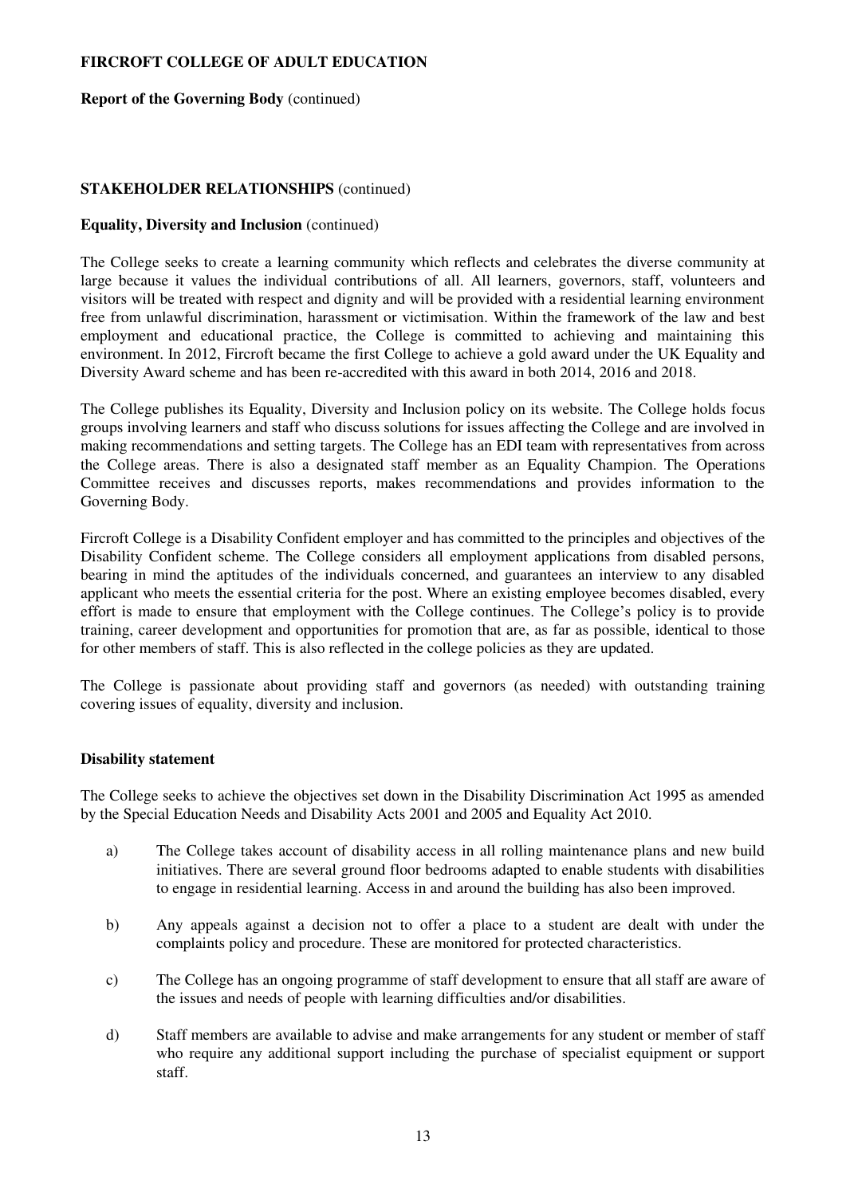**STAKEHOLDER RELATIONSHIPS** (continued)

**Equality, Diversity and Inclusion** (continued)

The College seeks to create a learning community which reflects and celebrates the diverse community at large because it values the individual contributions of all. All learners, governors, staff, volunteers and visitors will be treated with respect and dignity and will be provided with a residential learning environment free from unlawful discrimination, harassment or victimisation. Within the framework of the law and best employment and educational practice, the College is committed to achieving and maintaining this environment. In 2012, Fircroft became the first College to achieve a gold award under the UK Equality and Diversity Award scheme and has been re-accredited with this award in both 2014, 2016 and 2018.

The College publishes its Equality, Diversity and Inclusion policy on its website. The College holds focus groups involving learners and staff who discuss solutions for issues affecting the College and are involved in making recommendations and setting targets. The College has an EDI team with representatives from across the College areas. There is also a designated staff member as an Equality Champion. The Operations Committee receives and discusses reports, makes recommendations and provides information to the Governing Body.

Fircroft College is a Disability Confident employer and has committed to the principles and objectives of the Disability Confident scheme. The College considers all employment applications from disabled persons, bearing in mind the aptitudes of the individuals concerned, and guarantees an interview to any disabled applicant who meets the essential criteria for the post. Where an existing employee becomes disabled, every effort is made to ensure that employment with the College continues. The College's policy is to provide training, career development and opportunities for promotion that are, as far as possible, identical to those for other members of staff. This is also reflected in the college policies as they are updated.

The College is passionate about providing staff and governors (as needed) with outstanding training covering issues of equality, diversity and inclusion.

**Disability statement**

The College seeks to achieve the objectives set down in the Disability Discrimination Act 1995 as amended by the Special Education Needs and Disability Acts 2001 and 2005 and Equality Act 2010.

a) The College takes account of disability access in all rolling maintenance plans and new build initiatives. There are several ground floor bedrooms adapted to enable students with disabilities to engage in residential learning. Access in and around the building has also been improved.

b) Any appeals against a decision not to offer a place to a student are dealt with under the complaints policy and procedure. These are monitored for protected characteristics.

c) The College has an ongoing programme of staff development to ensure that all staff are aware of the issues and needs of people with learning difficulties and/or disabilities.

d) Staff members are available to advise and make arrangements for any student or member of staff who require any additional support including the purchase of specialist equipment or support staff.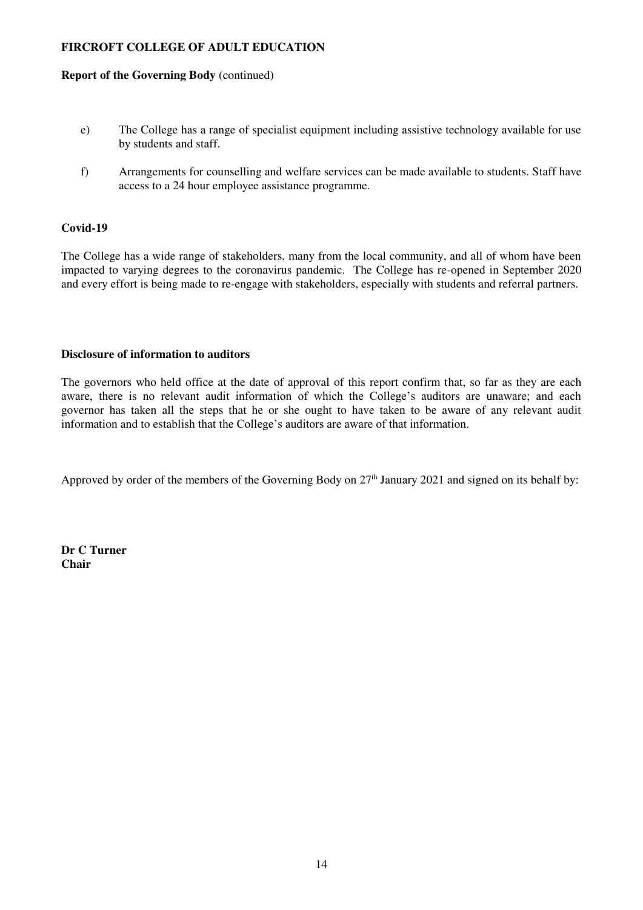e) The College has a range of specialist equipment including assistive technology available for use by students and staff.

f) Arrangements for counselling and welfare services can be made available to students. Staff have access to a 24 hour employee assistance programme.

**Covid-19**

The College has a wide range of stakeholders, many from the local community, and all of whom have been impacted to varying degrees to the coronavirus pandemic. The College has re-opened in September 2020 and every effort is being made to re-engage with stakeholders, especially with students and referral partners.

**Disclosure of information to auditors**

The governors who held office at the date of approval of this report confirm that, so far as they are each aware, there is no relevant audit information of which the College's auditors are unaware; and each governor has taken all the steps that he or she ought to have taken to be aware of any relevant audit information and to establish that the College's auditors are aware of that information.

Approved by order of the members of the Governing Body on 27th January 2021 and signed on its behalf by:

**Dr C Turner**
**Chair**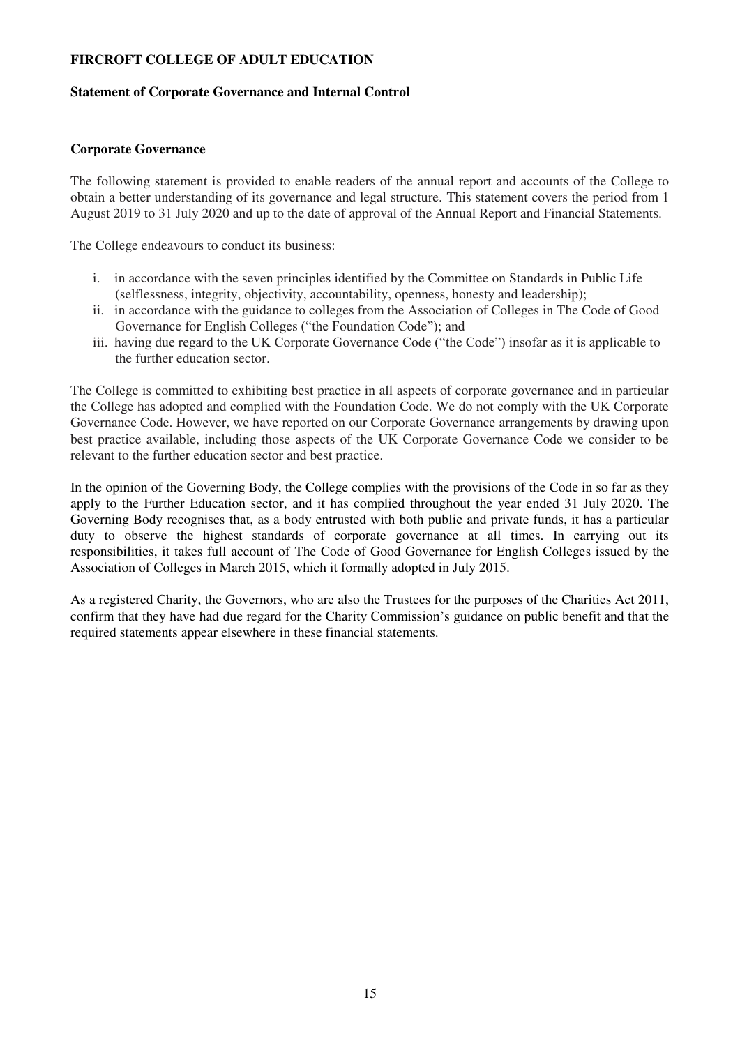# FIRCROFT COLLEGE OF ADULT EDUCATION

## Statement of Corporate Governance and Internal Control

### Corporate Governance

The following statement is provided to enable readers of the annual report and accounts of the College to obtain a better understanding of its governance and legal structure. This statement covers the period from 1 August 2019 to 31 July 2020 and up to the date of approval of the Annual Report and Financial Statements.

The College endeavours to conduct its business:

i. in accordance with the seven principles identified by the Committee on Standards in Public Life (selflessness, integrity, objectivity, accountability, openness, honesty and leadership);
ii. in accordance with the guidance to colleges from the Association of Colleges in The Code of Good Governance for English Colleges ("the Foundation Code"); and
iii. having due regard to the UK Corporate Governance Code ("the Code") insofar as it is applicable to the further education sector.

The College is committed to exhibiting best practice in all aspects of corporate governance and in particular the College has adopted and complied with the Foundation Code. We do not comply with the UK Corporate Governance Code. However, we have reported on our Corporate Governance arrangements by drawing upon best practice available, including those aspects of the UK Corporate Governance Code we consider to be relevant to the further education sector and best practice.

In the opinion of the Governing Body, the College complies with the provisions of the Code in so far as they apply to the Further Education sector, and it has complied throughout the year ended 31 July 2020. The Governing Body recognises that, as a body entrusted with both public and private funds, it has a particular duty to observe the highest standards of corporate governance at all times. In carrying out its responsibilities, it takes full account of The Code of Good Governance for English Colleges issued by the Association of Colleges in March 2015, which it formally adopted in July 2015.

As a registered Charity, the Governors, who are also the Trustees for the purposes of the Charities Act 2011, confirm that they have had due regard for the Charity Commission's guidance on public benefit and that the required statements appear elsewhere in these financial statements.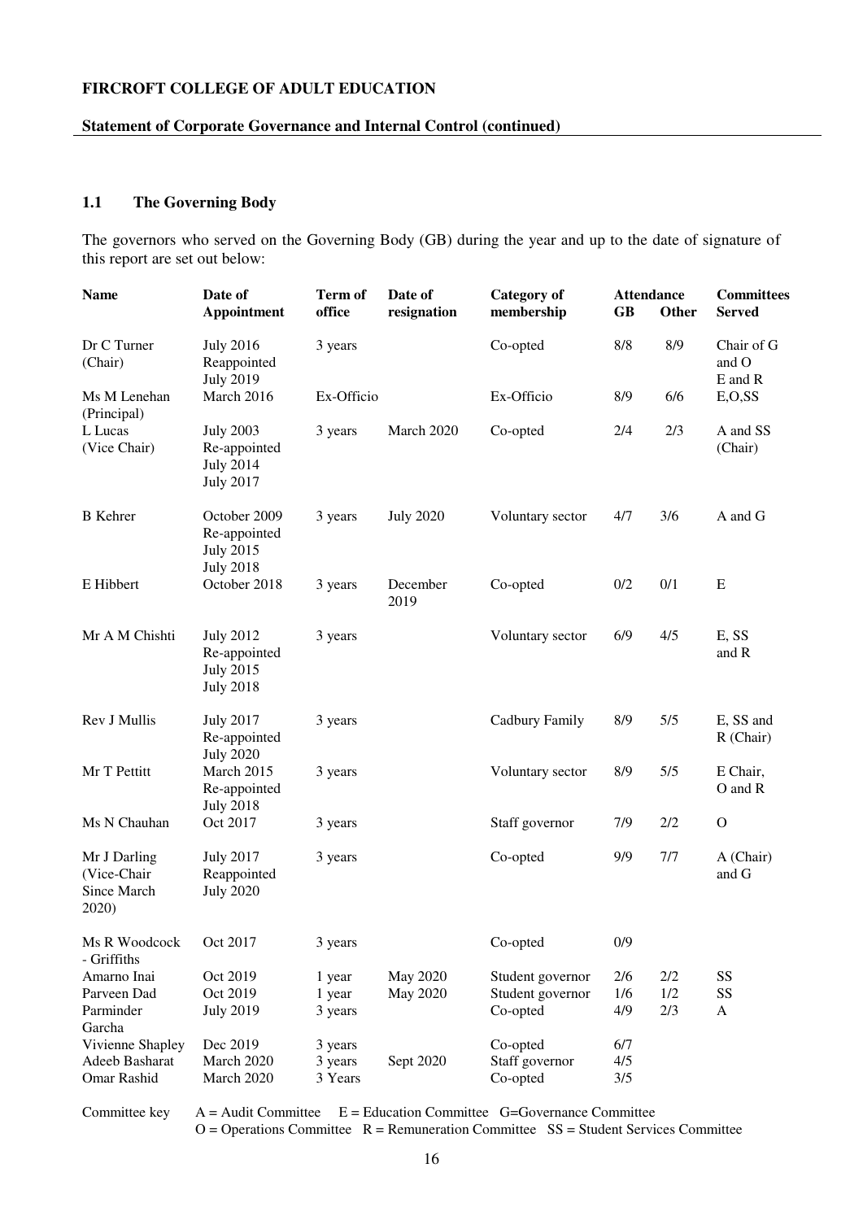**FIRCROFT COLLEGE OF ADULT EDUCATION**

**Statement of Corporate Governance and Internal Control (continued)**

### 1.1 The Governing Body

The governors who served on the Governing Body (GB) during the year and up to the date of signature of this report are set out below:

| Name | Date of Appointment | Term of office | Date of resignation | Category of membership | Attendance GB | Attendance Other | Committees Served |
|---|---|---|---|---|---|---|---|
| Dr C Turner (Chair) | July 2016 Reappointed July 2019 | 3 years | | Co-opted | 8/8 | 8/9 | Chair of G and O E and R |
| Ms M Lenehan (Principal) | March 2016 | Ex-Officio | | Ex-Officio | 8/9 | 6/6 | E,O,SS |
| L Lucas (Vice Chair) | July 2003 Re-appointed July 2014 July 2017 | 3 years | March 2020 | Co-opted | 2/4 | 2/3 | A and SS (Chair) |
| B Kehrer | October 2009 Re-appointed July 2015 July 2018 | 3 years | July 2020 | Voluntary sector | 4/7 | 3/6 | A and G |
| E Hibbert | October 2018 | 3 years | December 2019 | Co-opted | 0/2 | 0/1 | E |
| Mr A M Chishti | July 2012 Re-appointed July 2015 July 2018 | 3 years | | Voluntary sector | 6/9 | 4/5 | E, SS and R |
| Rev J Mullis | July 2017 Re-appointed July 2020 | 3 years | | Cadbury Family | 8/9 | 5/5 | E, SS and R (Chair) |
| Mr T Pettitt | March 2015 Re-appointed July 2018 | 3 years | | Voluntary sector | 8/9 | 5/5 | E Chair, O and R |
| Ms N Chauhan | Oct 2017 | 3 years | | Staff governor | 7/9 | 2/2 | O |
| Mr J Darling (Vice-Chair Since March 2020) | July 2017 Reappointed July 2020 | 3 years | | Co-opted | 9/9 | 7/7 | A (Chair) and G |
| Ms R Woodcock - Griffiths | Oct 2017 | 3 years | | Co-opted | 0/9 | | |
| Amarno Inai | Oct 2019 | 1 year | May 2020 | Student governor | 2/6 | 2/2 | SS |
| Parveen Dad | Oct 2019 | 1 year | May 2020 | Student governor | 1/6 | 1/2 | SS |
| Parminder Garcha | July 2019 | 3 years | | Co-opted | 4/9 | 2/3 | A |
| Vivienne Shapley | Dec 2019 | 3 years | | Co-opted | 6/7 | | |
| Adeeb Basharat | March 2020 | 3 years | Sept 2020 | Staff governor | 4/5 | | |
| Omar Rashid | March 2020 | 3 Years | | Co-opted | 3/5 | | |

Committee key A = Audit Committee E = Education Committee G=Governance Committee
O = Operations Committee R = Remuneration Committee SS = Student Services Committee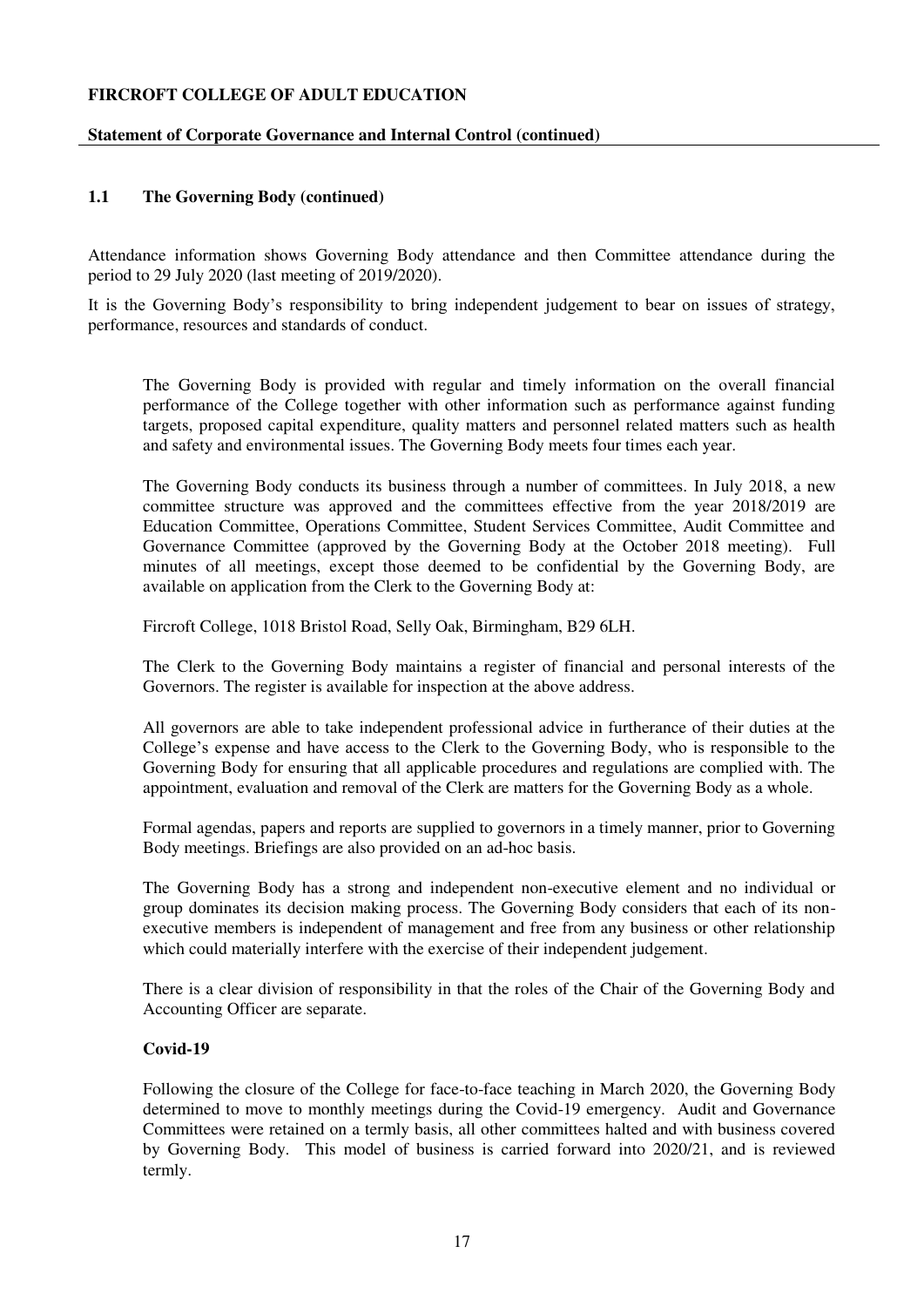## 1.1 The Governing Body (continued)

Attendance information shows Governing Body attendance and then Committee attendance during the period to 29 July 2020 (last meeting of 2019/2020).

It is the Governing Body's responsibility to bring independent judgement to bear on issues of strategy, performance, resources and standards of conduct.

The Governing Body is provided with regular and timely information on the overall financial performance of the College together with other information such as performance against funding targets, proposed capital expenditure, quality matters and personnel related matters such as health and safety and environmental issues. The Governing Body meets four times each year.

The Governing Body conducts its business through a number of committees. In July 2018, a new committee structure was approved and the committees effective from the year 2018/2019 are Education Committee, Operations Committee, Student Services Committee, Audit Committee and Governance Committee (approved by the Governing Body at the October 2018 meeting). Full minutes of all meetings, except those deemed to be confidential by the Governing Body, are available on application from the Clerk to the Governing Body at:

Fircroft College, 1018 Bristol Road, Selly Oak, Birmingham, B29 6LH.

The Clerk to the Governing Body maintains a register of financial and personal interests of the Governors. The register is available for inspection at the above address.

All governors are able to take independent professional advice in furtherance of their duties at the College's expense and have access to the Clerk to the Governing Body, who is responsible to the Governing Body for ensuring that all applicable procedures and regulations are complied with. The appointment, evaluation and removal of the Clerk are matters for the Governing Body as a whole.

Formal agendas, papers and reports are supplied to governors in a timely manner, prior to Governing Body meetings. Briefings are also provided on an ad-hoc basis.

The Governing Body has a strong and independent non-executive element and no individual or group dominates its decision making process. The Governing Body considers that each of its non-executive members is independent of management and free from any business or other relationship which could materially interfere with the exercise of their independent judgement.

There is a clear division of responsibility in that the roles of the Chair of the Governing Body and Accounting Officer are separate.

### Covid-19

Following the closure of the College for face-to-face teaching in March 2020, the Governing Body determined to move to monthly meetings during the Covid-19 emergency. Audit and Governance Committees were retained on a termly basis, all other committees halted and with business covered by Governing Body. This model of business is carried forward into 2020/21, and is reviewed termly.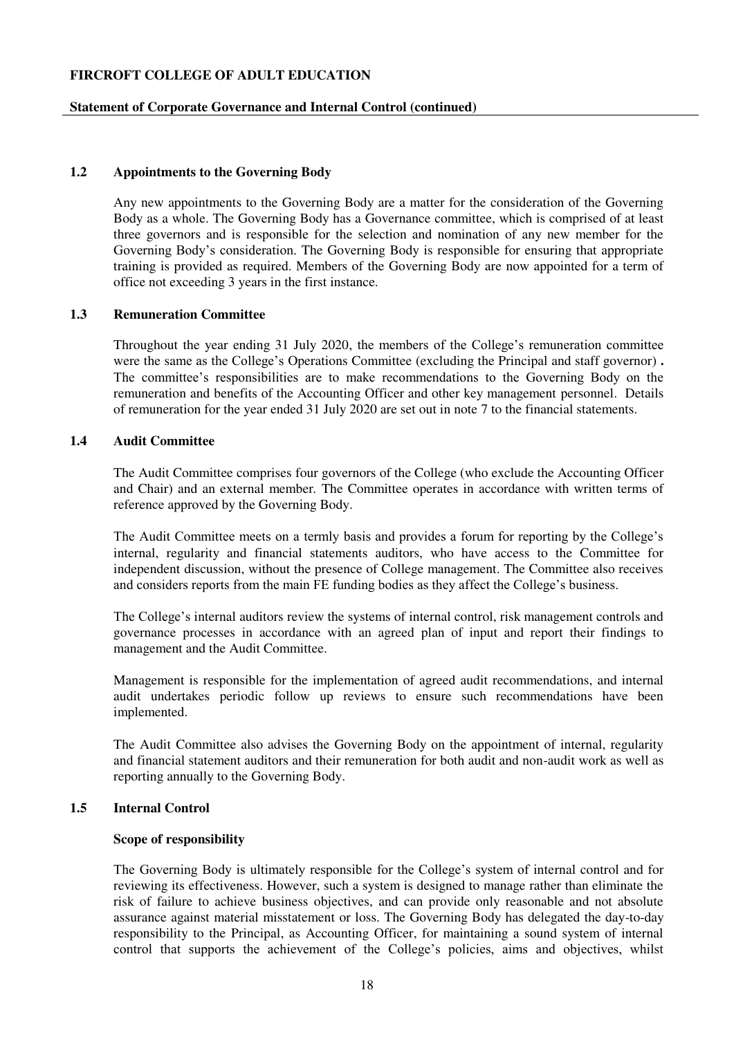### 1.2 Appointments to the Governing Body

Any new appointments to the Governing Body are a matter for the consideration of the Governing Body as a whole. The Governing Body has a Governance committee, which is comprised of at least three governors and is responsible for the selection and nomination of any new member for the Governing Body's consideration. The Governing Body is responsible for ensuring that appropriate training is provided as required. Members of the Governing Body are now appointed for a term of office not exceeding 3 years in the first instance.

### 1.3 Remuneration Committee

Throughout the year ending 31 July 2020, the members of the College's remuneration committee were the same as the College's Operations Committee (excluding the Principal and staff governor) **.** The committee's responsibilities are to make recommendations to the Governing Body on the remuneration and benefits of the Accounting Officer and other key management personnel. Details of remuneration for the year ended 31 July 2020 are set out in note 7 to the financial statements.

### 1.4 Audit Committee

The Audit Committee comprises four governors of the College (who exclude the Accounting Officer and Chair) and an external member. The Committee operates in accordance with written terms of reference approved by the Governing Body.

The Audit Committee meets on a termly basis and provides a forum for reporting by the College's internal, regularity and financial statements auditors, who have access to the Committee for independent discussion, without the presence of College management. The Committee also receives and considers reports from the main FE funding bodies as they affect the College's business.

The College's internal auditors review the systems of internal control, risk management controls and governance processes in accordance with an agreed plan of input and report their findings to management and the Audit Committee.

Management is responsible for the implementation of agreed audit recommendations, and internal audit undertakes periodic follow up reviews to ensure such recommendations have been implemented.

The Audit Committee also advises the Governing Body on the appointment of internal, regularity and financial statement auditors and their remuneration for both audit and non-audit work as well as reporting annually to the Governing Body.

### 1.5 Internal Control

**Scope of responsibility**

The Governing Body is ultimately responsible for the College's system of internal control and for reviewing its effectiveness. However, such a system is designed to manage rather than eliminate the risk of failure to achieve business objectives, and can provide only reasonable and not absolute assurance against material misstatement or loss. The Governing Body has delegated the day-to-day responsibility to the Principal, as Accounting Officer, for maintaining a sound system of internal control that supports the achievement of the College's policies, aims and objectives, whilst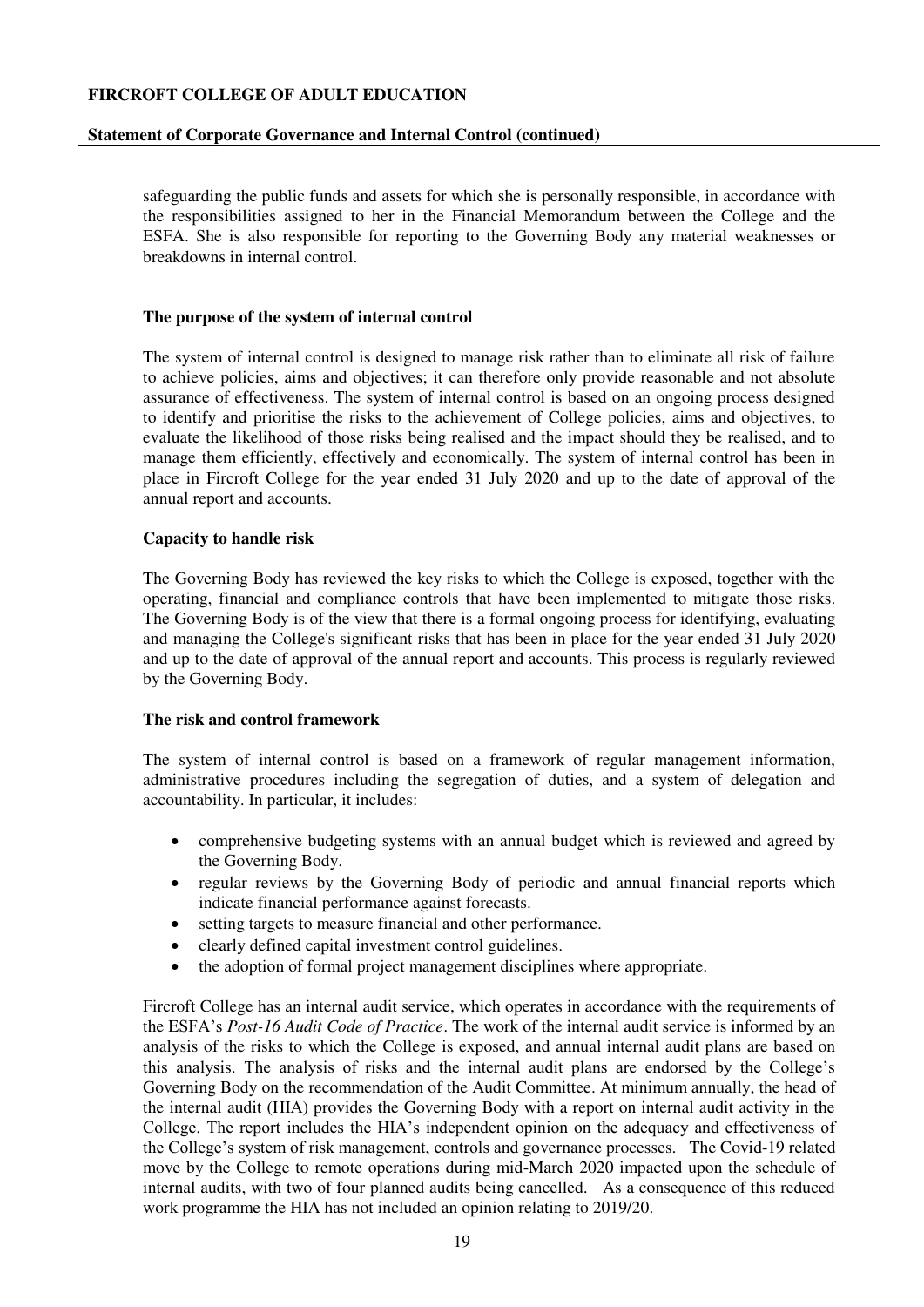safeguarding the public funds and assets for which she is personally responsible, in accordance with the responsibilities assigned to her in the Financial Memorandum between the College and the ESFA. She is also responsible for reporting to the Governing Body any material weaknesses or breakdowns in internal control.

**The purpose of the system of internal control**

The system of internal control is designed to manage risk rather than to eliminate all risk of failure to achieve policies, aims and objectives; it can therefore only provide reasonable and not absolute assurance of effectiveness. The system of internal control is based on an ongoing process designed to identify and prioritise the risks to the achievement of College policies, aims and objectives, to evaluate the likelihood of those risks being realised and the impact should they be realised, and to manage them efficiently, effectively and economically. The system of internal control has been in place in Fircroft College for the year ended 31 July 2020 and up to the date of approval of the annual report and accounts.

**Capacity to handle risk**

The Governing Body has reviewed the key risks to which the College is exposed, together with the operating, financial and compliance controls that have been implemented to mitigate those risks. The Governing Body is of the view that there is a formal ongoing process for identifying, evaluating and managing the College's significant risks that has been in place for the year ended 31 July 2020 and up to the date of approval of the annual report and accounts. This process is regularly reviewed by the Governing Body.

**The risk and control framework**

The system of internal control is based on a framework of regular management information, administrative procedures including the segregation of duties, and a system of delegation and accountability. In particular, it includes:

- comprehensive budgeting systems with an annual budget which is reviewed and agreed by the Governing Body.
- regular reviews by the Governing Body of periodic and annual financial reports which indicate financial performance against forecasts.
- setting targets to measure financial and other performance.
- clearly defined capital investment control guidelines.
- the adoption of formal project management disciplines where appropriate.

Fircroft College has an internal audit service, which operates in accordance with the requirements of the ESFA's *Post-16 Audit Code of Practice*. The work of the internal audit service is informed by an analysis of the risks to which the College is exposed, and annual internal audit plans are based on this analysis. The analysis of risks and the internal audit plans are endorsed by the College's Governing Body on the recommendation of the Audit Committee. At minimum annually, the head of the internal audit (HIA) provides the Governing Body with a report on internal audit activity in the College. The report includes the HIA's independent opinion on the adequacy and effectiveness of the College's system of risk management, controls and governance processes. The Covid-19 related move by the College to remote operations during mid-March 2020 impacted upon the schedule of internal audits, with two of four planned audits being cancelled. As a consequence of this reduced work programme the HIA has not included an opinion relating to 2019/20.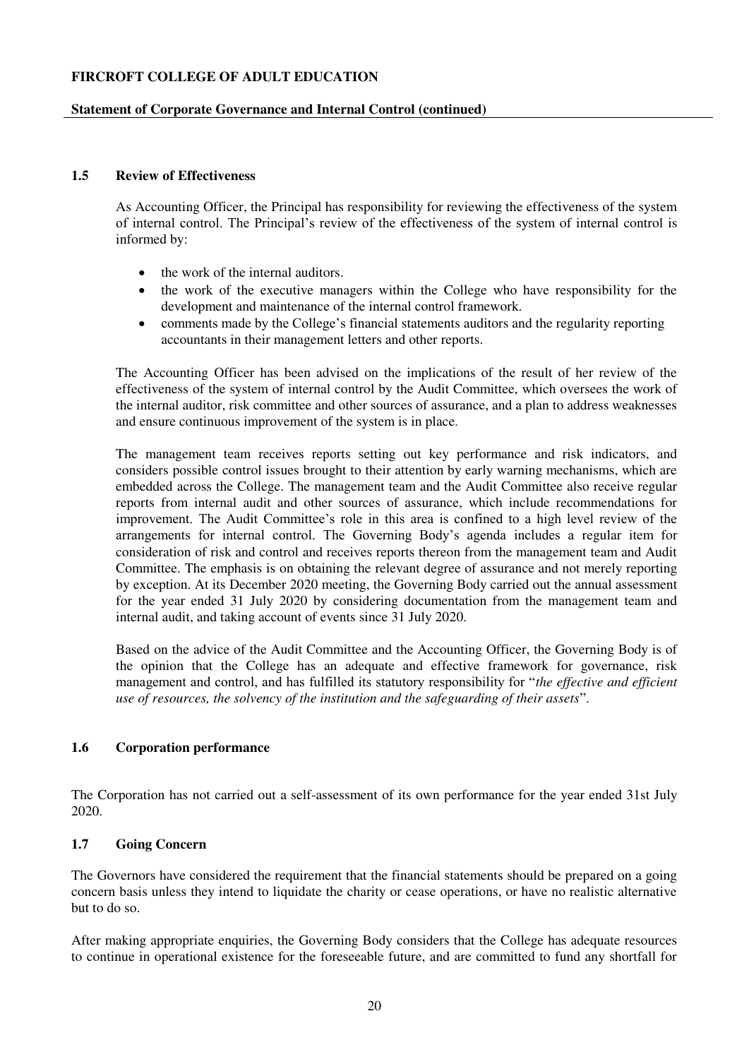### 1.5 Review of Effectiveness

As Accounting Officer, the Principal has responsibility for reviewing the effectiveness of the system of internal control. The Principal's review of the effectiveness of the system of internal control is informed by:

- the work of the internal auditors.
- the work of the executive managers within the College who have responsibility for the development and maintenance of the internal control framework.
- comments made by the College's financial statements auditors and the regularity reporting accountants in their management letters and other reports.

The Accounting Officer has been advised on the implications of the result of her review of the effectiveness of the system of internal control by the Audit Committee, which oversees the work of the internal auditor, risk committee and other sources of assurance, and a plan to address weaknesses and ensure continuous improvement of the system is in place.

The management team receives reports setting out key performance and risk indicators, and considers possible control issues brought to their attention by early warning mechanisms, which are embedded across the College. The management team and the Audit Committee also receive regular reports from internal audit and other sources of assurance, which include recommendations for improvement. The Audit Committee's role in this area is confined to a high level review of the arrangements for internal control. The Governing Body's agenda includes a regular item for consideration of risk and control and receives reports thereon from the management team and Audit Committee. The emphasis is on obtaining the relevant degree of assurance and not merely reporting by exception. At its December 2020 meeting, the Governing Body carried out the annual assessment for the year ended 31 July 2020 by considering documentation from the management team and internal audit, and taking account of events since 31 July 2020.

Based on the advice of the Audit Committee and the Accounting Officer, the Governing Body is of the opinion that the College has an adequate and effective framework for governance, risk management and control, and has fulfilled its statutory responsibility for "*the effective and efficient use of resources, the solvency of the institution and the safeguarding of their assets*".

### 1.6 Corporation performance

The Corporation has not carried out a self-assessment of its own performance for the year ended 31st July 2020.

### 1.7 Going Concern

The Governors have considered the requirement that the financial statements should be prepared on a going concern basis unless they intend to liquidate the charity or cease operations, or have no realistic alternative but to do so.

After making appropriate enquiries, the Governing Body considers that the College has adequate resources to continue in operational existence for the foreseeable future, and are committed to fund any shortfall for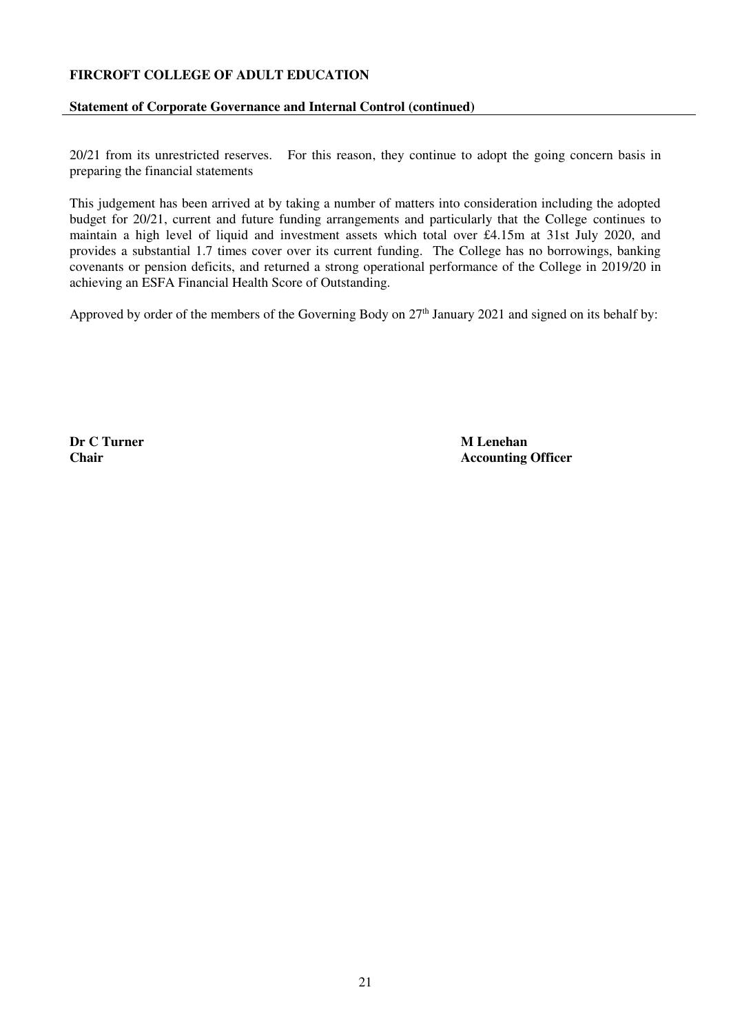**FIRCROFT COLLEGE OF ADULT EDUCATION**

**Statement of Corporate Governance and Internal Control (continued)**

20/21 from its unrestricted reserves. For this reason, they continue to adopt the going concern basis in preparing the financial statements

This judgement has been arrived at by taking a number of matters into consideration including the adopted budget for 20/21, current and future funding arrangements and particularly that the College continues to maintain a high level of liquid and investment assets which total over £4.15m at 31st July 2020, and provides a substantial 1.7 times cover over its current funding. The College has no borrowings, banking covenants or pension deficits, and returned a strong operational performance of the College in 2019/20 in achieving an ESFA Financial Health Score of Outstanding.

Approved by order of the members of the Governing Body on 27th January 2021 and signed on its behalf by:

**Dr C Turner**
**Chair**

**M Lenehan**
**Accounting Officer**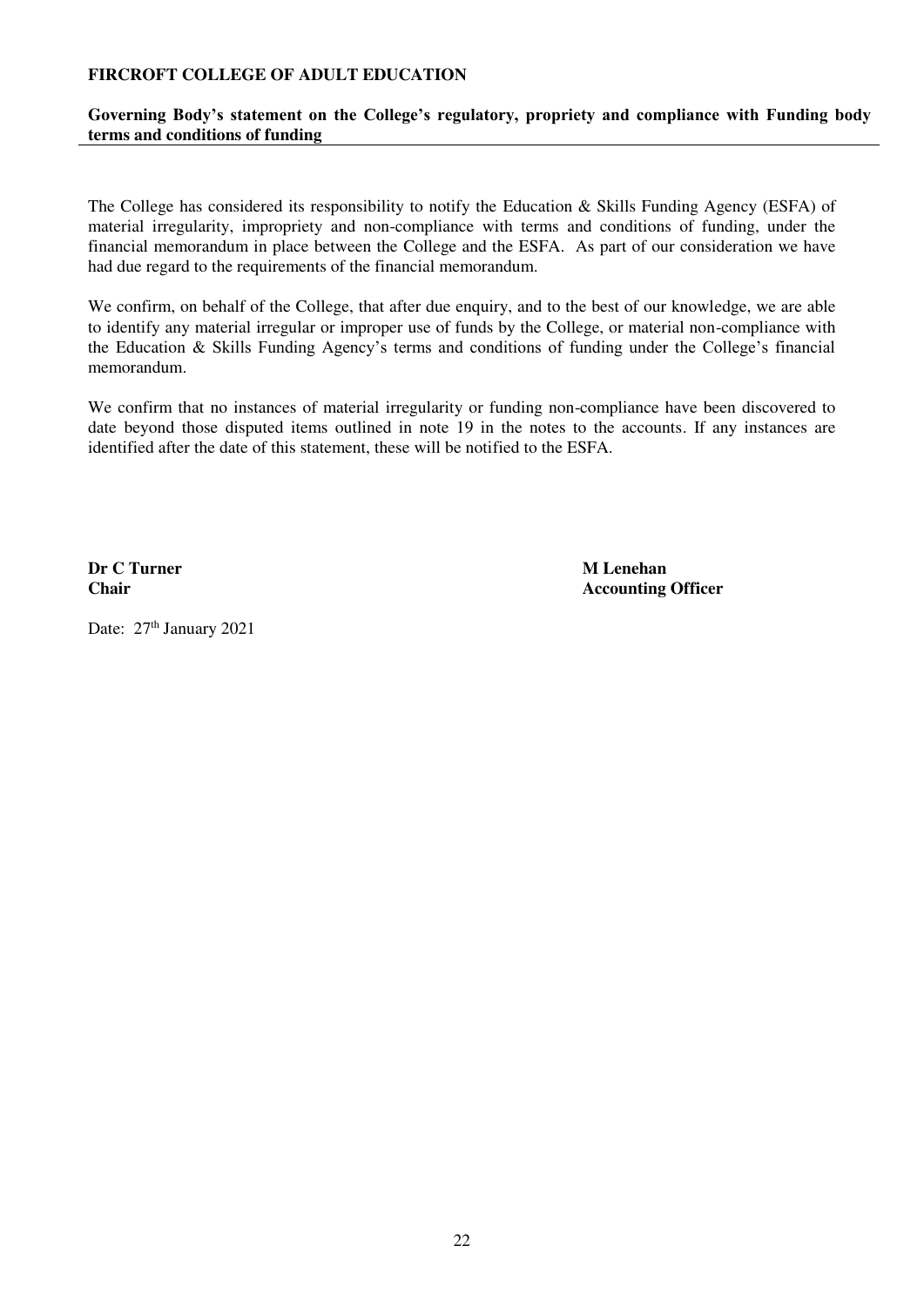**FIRCROFT COLLEGE OF ADULT EDUCATION**

**Governing Body's statement on the College's regulatory, propriety and compliance with Funding body terms and conditions of funding**

The College has considered its responsibility to notify the Education & Skills Funding Agency (ESFA) of material irregularity, impropriety and non-compliance with terms and conditions of funding, under the financial memorandum in place between the College and the ESFA. As part of our consideration we have had due regard to the requirements of the financial memorandum.

We confirm, on behalf of the College, that after due enquiry, and to the best of our knowledge, we are able to identify any material irregular or improper use of funds by the College, or material non-compliance with the Education & Skills Funding Agency's terms and conditions of funding under the College's financial memorandum.

We confirm that no instances of material irregularity or funding non-compliance have been discovered to date beyond those disputed items outlined in note 19 in the notes to the accounts. If any instances are identified after the date of this statement, these will be notified to the ESFA.

**Dr C Turner**
**Chair**

**M Lenehan**
**Accounting Officer**

Date: 27th January 2021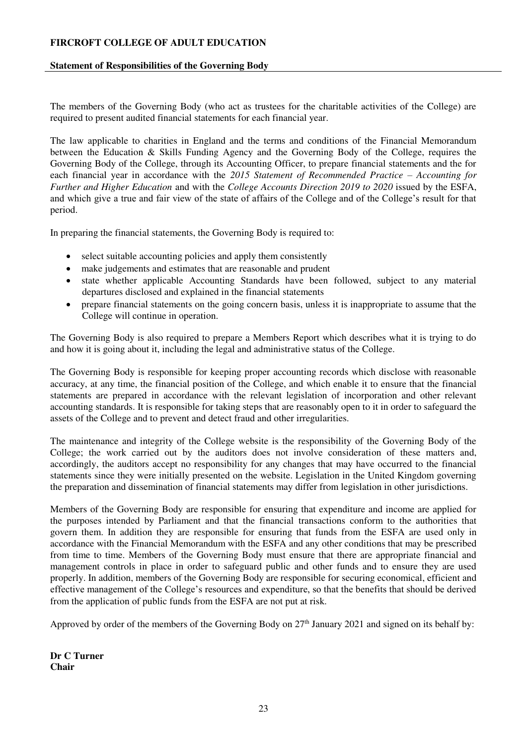**FIRCROFT COLLEGE OF ADULT EDUCATION**

**Statement of Responsibilities of the Governing Body**

The members of the Governing Body (who act as trustees for the charitable activities of the College) are required to present audited financial statements for each financial year.

The law applicable to charities in England and the terms and conditions of the Financial Memorandum between the Education & Skills Funding Agency and the Governing Body of the College, requires the Governing Body of the College, through its Accounting Officer, to prepare financial statements and the for each financial year in accordance with the *2015 Statement of Recommended Practice – Accounting for Further and Higher Education* and with the *College Accounts Direction 2019 to 2020* issued by the ESFA, and which give a true and fair view of the state of affairs of the College and of the College's result for that period.

In preparing the financial statements, the Governing Body is required to:

- select suitable accounting policies and apply them consistently
- make judgements and estimates that are reasonable and prudent
- state whether applicable Accounting Standards have been followed, subject to any material departures disclosed and explained in the financial statements
- prepare financial statements on the going concern basis, unless it is inappropriate to assume that the College will continue in operation.

The Governing Body is also required to prepare a Members Report which describes what it is trying to do and how it is going about it, including the legal and administrative status of the College.

The Governing Body is responsible for keeping proper accounting records which disclose with reasonable accuracy, at any time, the financial position of the College, and which enable it to ensure that the financial statements are prepared in accordance with the relevant legislation of incorporation and other relevant accounting standards. It is responsible for taking steps that are reasonably open to it in order to safeguard the assets of the College and to prevent and detect fraud and other irregularities.

The maintenance and integrity of the College website is the responsibility of the Governing Body of the College; the work carried out by the auditors does not involve consideration of these matters and, accordingly, the auditors accept no responsibility for any changes that may have occurred to the financial statements since they were initially presented on the website. Legislation in the United Kingdom governing the preparation and dissemination of financial statements may differ from legislation in other jurisdictions.

Members of the Governing Body are responsible for ensuring that expenditure and income are applied for the purposes intended by Parliament and that the financial transactions conform to the authorities that govern them. In addition they are responsible for ensuring that funds from the ESFA are used only in accordance with the Financial Memorandum with the ESFA and any other conditions that may be prescribed from time to time. Members of the Governing Body must ensure that there are appropriate financial and management controls in place in order to safeguard public and other funds and to ensure they are used properly. In addition, members of the Governing Body are responsible for securing economical, efficient and effective management of the College's resources and expenditure, so that the benefits that should be derived from the application of public funds from the ESFA are not put at risk.

Approved by order of the members of the Governing Body on 27th January 2021 and signed on its behalf by:

**Dr C Turner**
**Chair**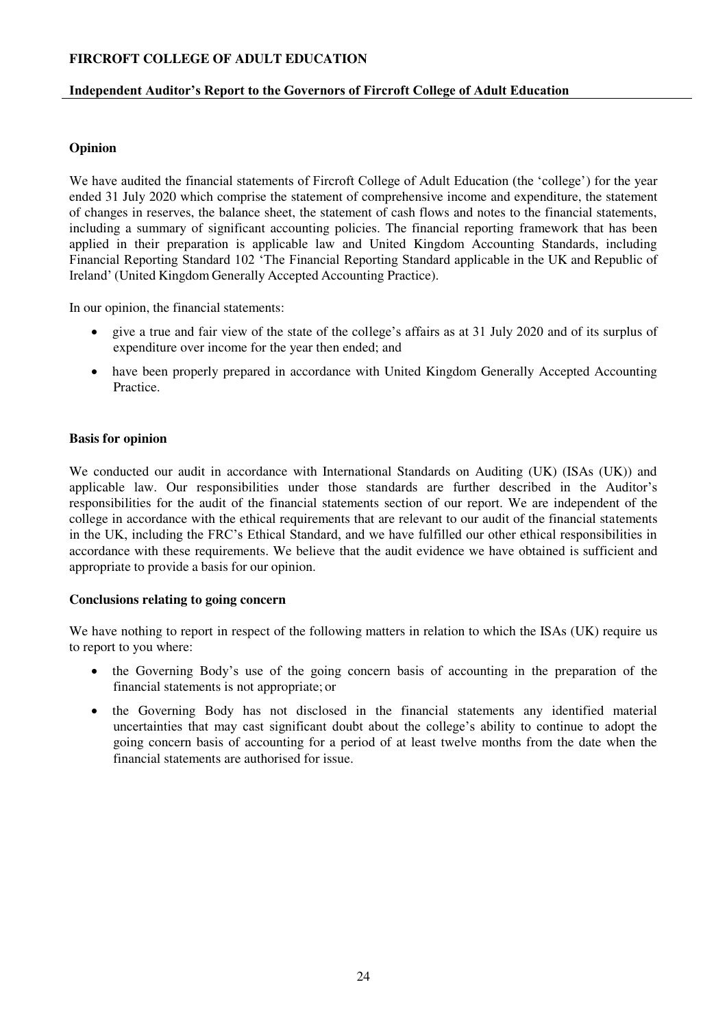**FIRCROFT COLLEGE OF ADULT EDUCATION**

**Independent Auditor's Report to the Governors of Fircroft College of Adult Education**

## Opinion

We have audited the financial statements of Fircroft College of Adult Education (the 'college') for the year ended 31 July 2020 which comprise the statement of comprehensive income and expenditure, the statement of changes in reserves, the balance sheet, the statement of cash flows and notes to the financial statements, including a summary of significant accounting policies. The financial reporting framework that has been applied in their preparation is applicable law and United Kingdom Accounting Standards, including Financial Reporting Standard 102 'The Financial Reporting Standard applicable in the UK and Republic of Ireland' (United Kingdom Generally Accepted Accounting Practice).

In our opinion, the financial statements:

- give a true and fair view of the state of the college's affairs as at 31 July 2020 and of its surplus of expenditure over income for the year then ended; and
- have been properly prepared in accordance with United Kingdom Generally Accepted Accounting Practice.

## Basis for opinion

We conducted our audit in accordance with International Standards on Auditing (UK) (ISAs (UK)) and applicable law. Our responsibilities under those standards are further described in the Auditor's responsibilities for the audit of the financial statements section of our report. We are independent of the college in accordance with the ethical requirements that are relevant to our audit of the financial statements in the UK, including the FRC's Ethical Standard, and we have fulfilled our other ethical responsibilities in accordance with these requirements. We believe that the audit evidence we have obtained is sufficient and appropriate to provide a basis for our opinion.

## Conclusions relating to going concern

We have nothing to report in respect of the following matters in relation to which the ISAs (UK) require us to report to you where:

- the Governing Body's use of the going concern basis of accounting in the preparation of the financial statements is not appropriate; or
- the Governing Body has not disclosed in the financial statements any identified material uncertainties that may cast significant doubt about the college's ability to continue to adopt the going concern basis of accounting for a period of at least twelve months from the date when the financial statements are authorised for issue.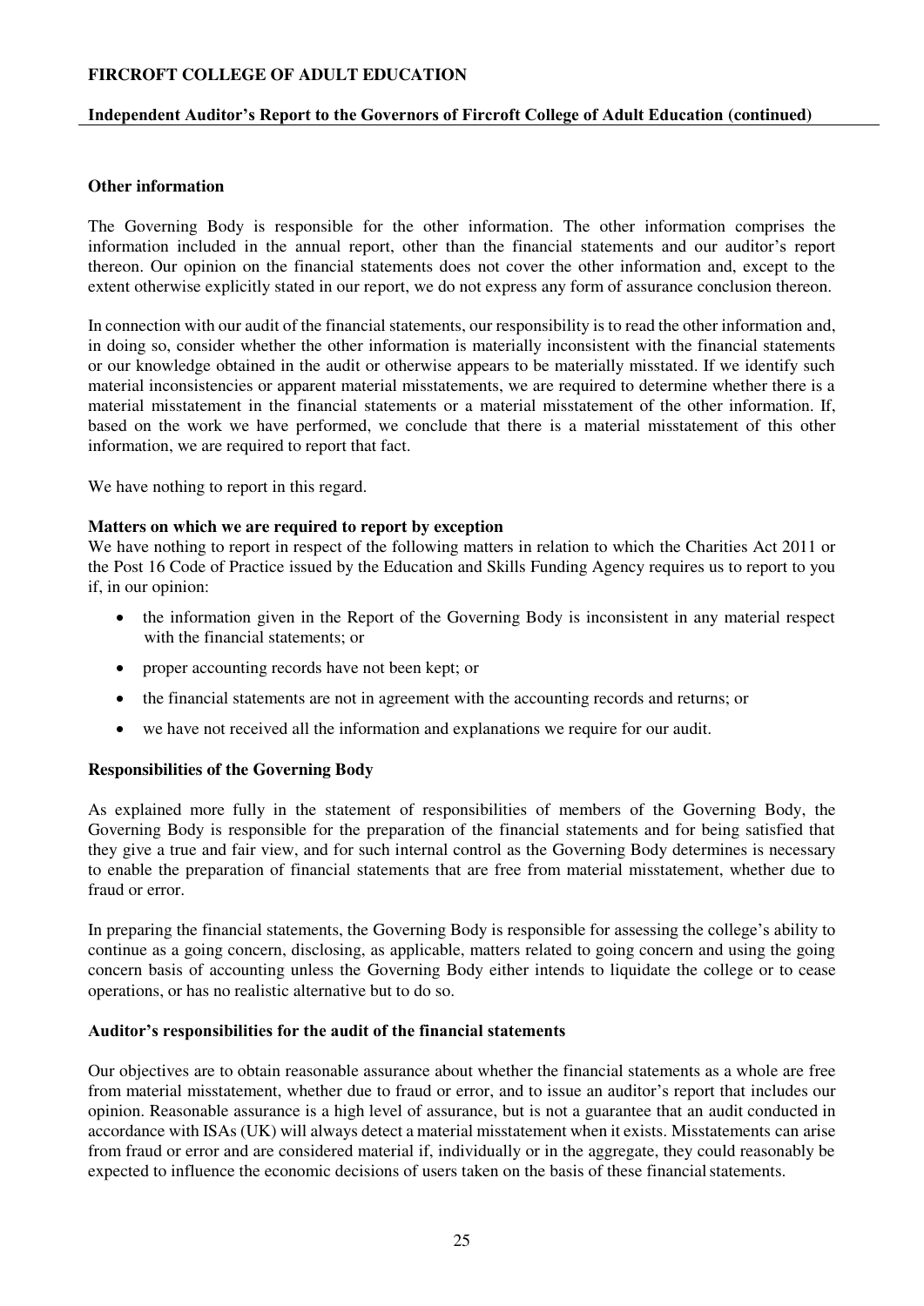### Other information

The Governing Body is responsible for the other information. The other information comprises the information included in the annual report, other than the financial statements and our auditor's report thereon. Our opinion on the financial statements does not cover the other information and, except to the extent otherwise explicitly stated in our report, we do not express any form of assurance conclusion thereon.

In connection with our audit of the financial statements, our responsibility is to read the other information and, in doing so, consider whether the other information is materially inconsistent with the financial statements or our knowledge obtained in the audit or otherwise appears to be materially misstated. If we identify such material inconsistencies or apparent material misstatements, we are required to determine whether there is a material misstatement in the financial statements or a material misstatement of the other information. If, based on the work we have performed, we conclude that there is a material misstatement of this other information, we are required to report that fact.

We have nothing to report in this regard.

### Matters on which we are required to report by exception

We have nothing to report in respect of the following matters in relation to which the Charities Act 2011 or the Post 16 Code of Practice issued by the Education and Skills Funding Agency requires us to report to you if, in our opinion:

- the information given in the Report of the Governing Body is inconsistent in any material respect with the financial statements; or
- proper accounting records have not been kept; or
- the financial statements are not in agreement with the accounting records and returns; or
- we have not received all the information and explanations we require for our audit.

### Responsibilities of the Governing Body

As explained more fully in the statement of responsibilities of members of the Governing Body, the Governing Body is responsible for the preparation of the financial statements and for being satisfied that they give a true and fair view, and for such internal control as the Governing Body determines is necessary to enable the preparation of financial statements that are free from material misstatement, whether due to fraud or error.

In preparing the financial statements, the Governing Body is responsible for assessing the college's ability to continue as a going concern, disclosing, as applicable, matters related to going concern and using the going concern basis of accounting unless the Governing Body either intends to liquidate the college or to cease operations, or has no realistic alternative but to do so.

### Auditor's responsibilities for the audit of the financial statements

Our objectives are to obtain reasonable assurance about whether the financial statements as a whole are free from material misstatement, whether due to fraud or error, and to issue an auditor's report that includes our opinion. Reasonable assurance is a high level of assurance, but is not a guarantee that an audit conducted in accordance with ISAs (UK) will always detect a material misstatement when it exists. Misstatements can arise from fraud or error and are considered material if, individually or in the aggregate, they could reasonably be expected to influence the economic decisions of users taken on the basis of these financial statements.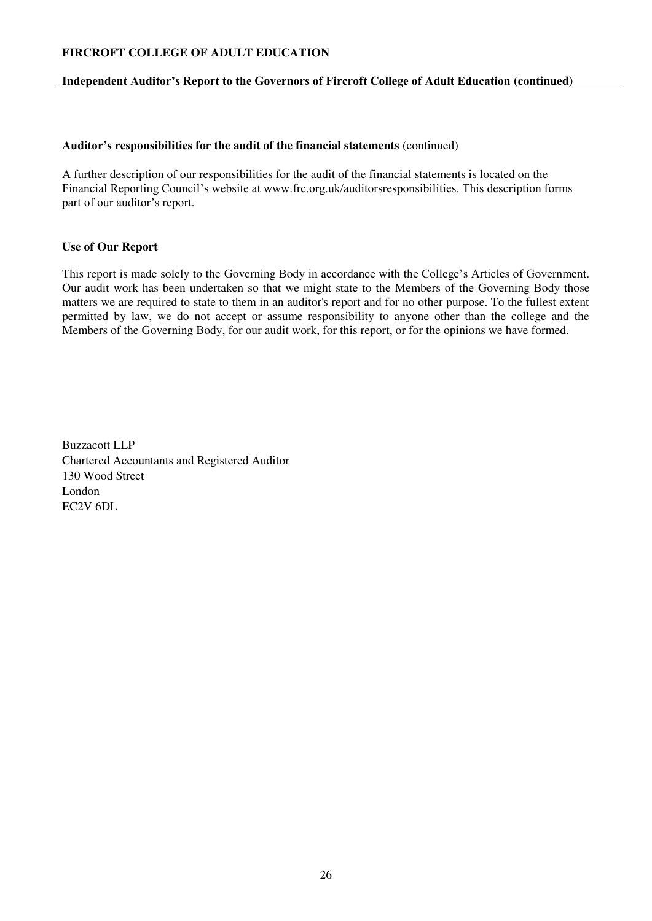**Auditor's responsibilities for the audit of the financial statements** (continued)

A further description of our responsibilities for the audit of the financial statements is located on the Financial Reporting Council's website at www.frc.org.uk/auditorsresponsibilities. This description forms part of our auditor's report.

**Use of Our Report**

This report is made solely to the Governing Body in accordance with the College's Articles of Government. Our audit work has been undertaken so that we might state to the Members of the Governing Body those matters we are required to state to them in an auditor's report and for no other purpose. To the fullest extent permitted by law, we do not accept or assume responsibility to anyone other than the college and the Members of the Governing Body, for our audit work, for this report, or for the opinions we have formed.

Buzzacott LLP
Chartered Accountants and Registered Auditor
130 Wood Street
London
EC2V 6DL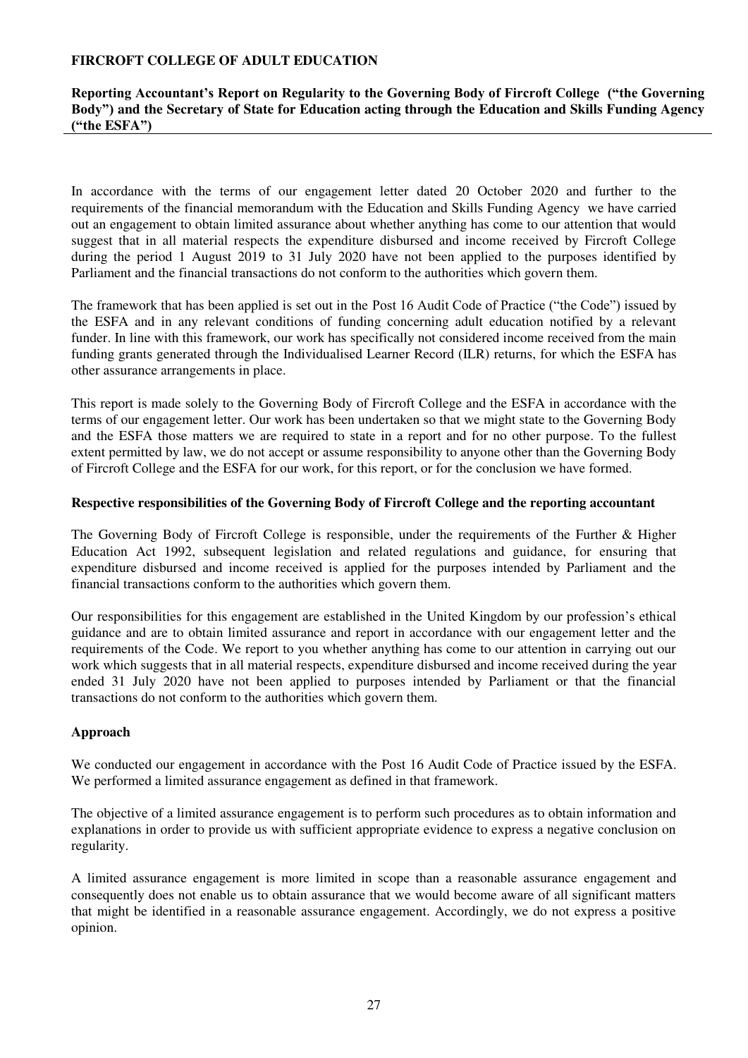**FIRCROFT COLLEGE OF ADULT EDUCATION**

**Reporting Accountant's Report on Regularity to the Governing Body of Fircroft College ("the Governing Body") and the Secretary of State for Education acting through the Education and Skills Funding Agency ("the ESFA")**

In accordance with the terms of our engagement letter dated 20 October 2020 and further to the requirements of the financial memorandum with the Education and Skills Funding Agency we have carried out an engagement to obtain limited assurance about whether anything has come to our attention that would suggest that in all material respects the expenditure disbursed and income received by Fircroft College during the period 1 August 2019 to 31 July 2020 have not been applied to the purposes identified by Parliament and the financial transactions do not conform to the authorities which govern them.

The framework that has been applied is set out in the Post 16 Audit Code of Practice ("the Code") issued by the ESFA and in any relevant conditions of funding concerning adult education notified by a relevant funder. In line with this framework, our work has specifically not considered income received from the main funding grants generated through the Individualised Learner Record (ILR) returns, for which the ESFA has other assurance arrangements in place.

This report is made solely to the Governing Body of Fircroft College and the ESFA in accordance with the terms of our engagement letter. Our work has been undertaken so that we might state to the Governing Body and the ESFA those matters we are required to state in a report and for no other purpose. To the fullest extent permitted by law, we do not accept or assume responsibility to anyone other than the Governing Body of Fircroft College and the ESFA for our work, for this report, or for the conclusion we have formed.

**Respective responsibilities of the Governing Body of Fircroft College and the reporting accountant**

The Governing Body of Fircroft College is responsible, under the requirements of the Further & Higher Education Act 1992, subsequent legislation and related regulations and guidance, for ensuring that expenditure disbursed and income received is applied for the purposes intended by Parliament and the financial transactions conform to the authorities which govern them.

Our responsibilities for this engagement are established in the United Kingdom by our profession's ethical guidance and are to obtain limited assurance and report in accordance with our engagement letter and the requirements of the Code. We report to you whether anything has come to our attention in carrying out our work which suggests that in all material respects, expenditure disbursed and income received during the year ended 31 July 2020 have not been applied to purposes intended by Parliament or that the financial transactions do not conform to the authorities which govern them.

**Approach**

We conducted our engagement in accordance with the Post 16 Audit Code of Practice issued by the ESFA. We performed a limited assurance engagement as defined in that framework.

The objective of a limited assurance engagement is to perform such procedures as to obtain information and explanations in order to provide us with sufficient appropriate evidence to express a negative conclusion on regularity.

A limited assurance engagement is more limited in scope than a reasonable assurance engagement and consequently does not enable us to obtain assurance that we would become aware of all significant matters that might be identified in a reasonable assurance engagement. Accordingly, we do not express a positive opinion.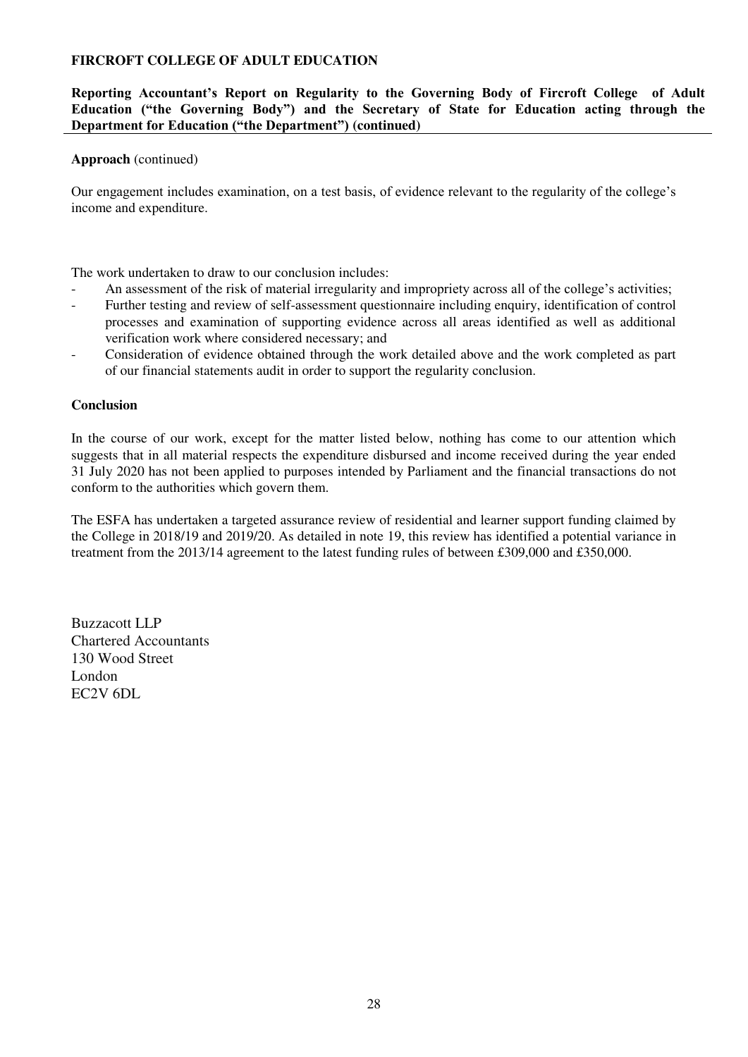**FIRCROFT COLLEGE OF ADULT EDUCATION**

**Reporting Accountant's Report on Regularity to the Governing Body of Fircroft College of Adult Education ("the Governing Body") and the Secretary of State for Education acting through the Department for Education ("the Department") (continued)**

**Approach** (continued)

Our engagement includes examination, on a test basis, of evidence relevant to the regularity of the college's income and expenditure.

The work undertaken to draw to our conclusion includes:

- An assessment of the risk of material irregularity and impropriety across all of the college's activities;
- Further testing and review of self-assessment questionnaire including enquiry, identification of control processes and examination of supporting evidence across all areas identified as well as additional verification work where considered necessary; and
- Consideration of evidence obtained through the work detailed above and the work completed as part of our financial statements audit in order to support the regularity conclusion.

**Conclusion**

In the course of our work, except for the matter listed below, nothing has come to our attention which suggests that in all material respects the expenditure disbursed and income received during the year ended 31 July 2020 has not been applied to purposes intended by Parliament and the financial transactions do not conform to the authorities which govern them.

The ESFA has undertaken a targeted assurance review of residential and learner support funding claimed by the College in 2018/19 and 2019/20. As detailed in note 19, this review has identified a potential variance in treatment from the 2013/14 agreement to the latest funding rules of between £309,000 and £350,000.

Buzzacott LLP
Chartered Accountants
130 Wood Street
London
EC2V 6DL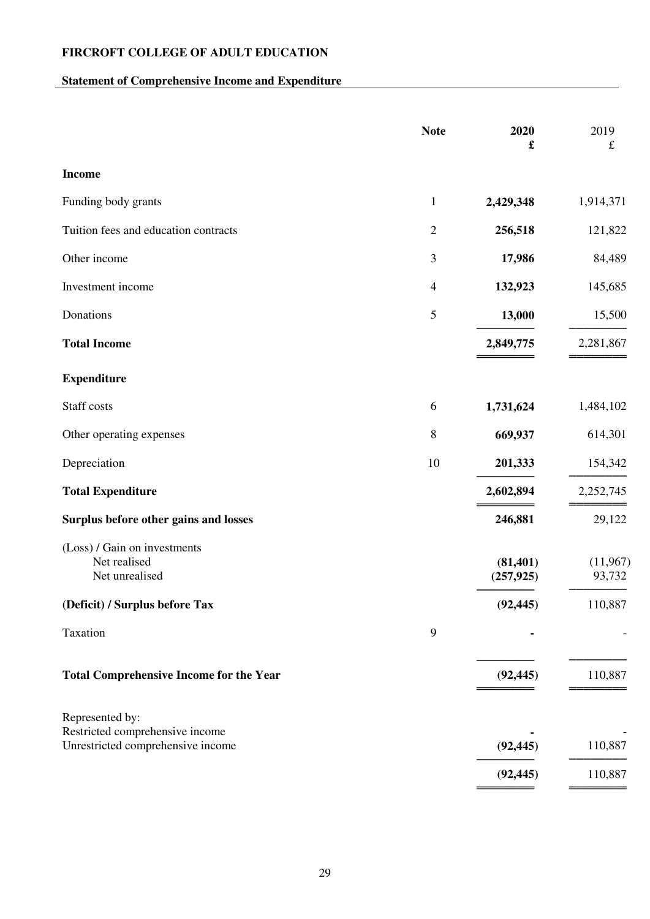**FIRCROFT COLLEGE OF ADULT EDUCATION**

**Statement of Comprehensive Income and Expenditure**

| | Note | 2020 £ | 2019 £ |
|---|---|---|---|
| **Income** | | | |
| Funding body grants | 1 | **2,429,348** | 1,914,371 |
| Tuition fees and education contracts | 2 | **256,518** | 121,822 |
| Other income | 3 | **17,986** | 84,489 |
| Investment income | 4 | **132,923** | 145,685 |
| Donations | 5 | **13,000** | 15,500 |
| **Total Income** | | **2,849,775** | 2,281,867 |
| **Expenditure** | | | |
| Staff costs | 6 | **1,731,624** | 1,484,102 |
| Other operating expenses | 8 | **669,937** | 614,301 |
| Depreciation | 10 | **201,333** | 154,342 |
| **Total Expenditure** | | **2,602,894** | 2,252,745 |
| **Surplus before other gains and losses** | | **246,881** | 29,122 |
| (Loss) / Gain on investments | | | |
| Net realised | | **(81,401)** | (11,967) |
| Net unrealised | | **(257,925)** | 93,732 |
| **(Deficit) / Surplus before Tax** | | **(92,445)** | 110,887 |
| Taxation | 9 | **-** | - |
| **Total Comprehensive Income for the Year** | | **(92,445)** | 110,887 |
| Represented by: | | | |
| Restricted comprehensive income | | **-** | - |
| Unrestricted comprehensive income | | **(92,445)** | 110,887 |
| | | **(92,445)** | 110,887 |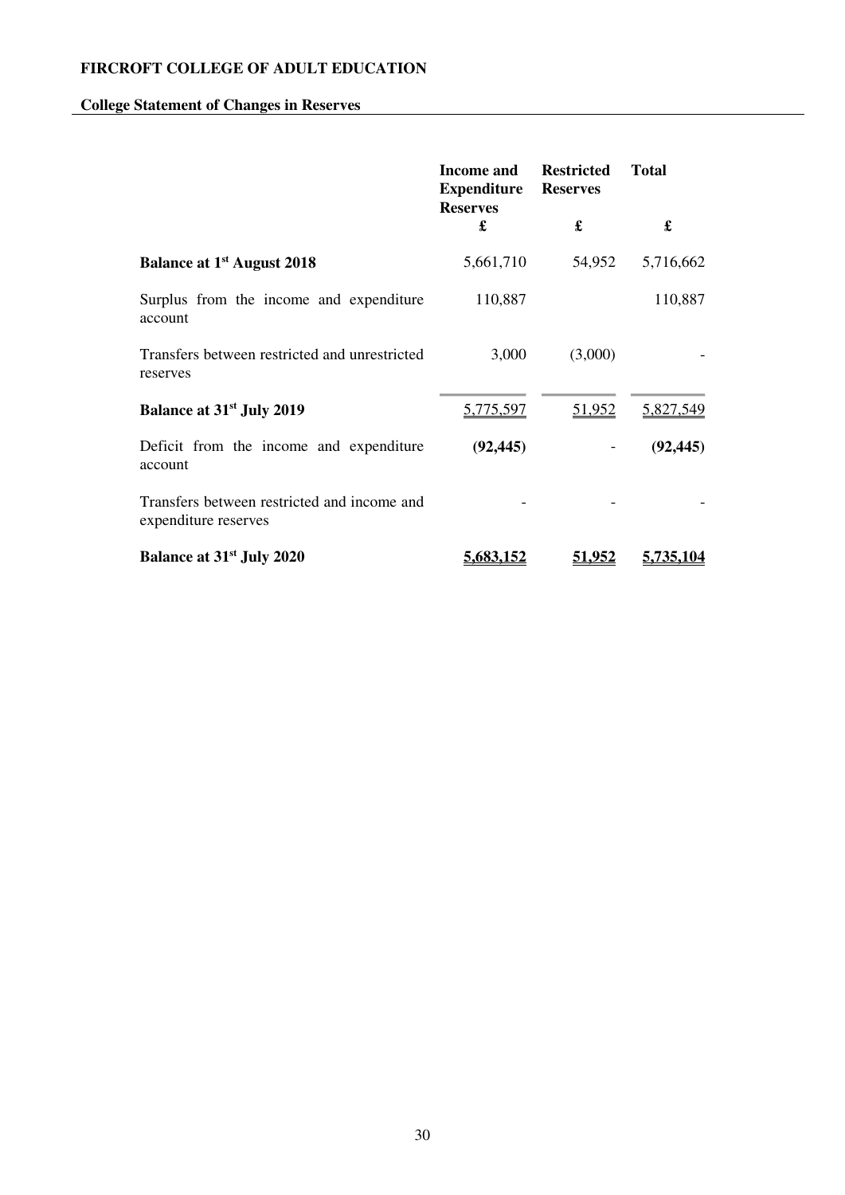**FIRCROFT COLLEGE OF ADULT EDUCATION**

**College Statement of Changes in Reserves**

| | Income and Expenditure Reserves | Restricted Reserves | Total |
|---|---|---|---|
| | £ | £ | £ |
| **Balance at 1st August 2018** | 5,661,710 | 54,952 | 5,716,662 |
| Surplus from the income and expenditure account | 110,887 | | 110,887 |
| Transfers between restricted and unrestricted reserves | 3,000 | (3,000) | - |
| **Balance at 31st July 2019** | 5,775,597 | 51,952 | 5,827,549 |
| Deficit from the income and expenditure account | **(92,445)** | - | **(92,445)** |
| Transfers between restricted and income and expenditure reserves | - | - | - |
| **Balance at 31st July 2020** | **5,683,152** | **51,952** | **5,735,104** |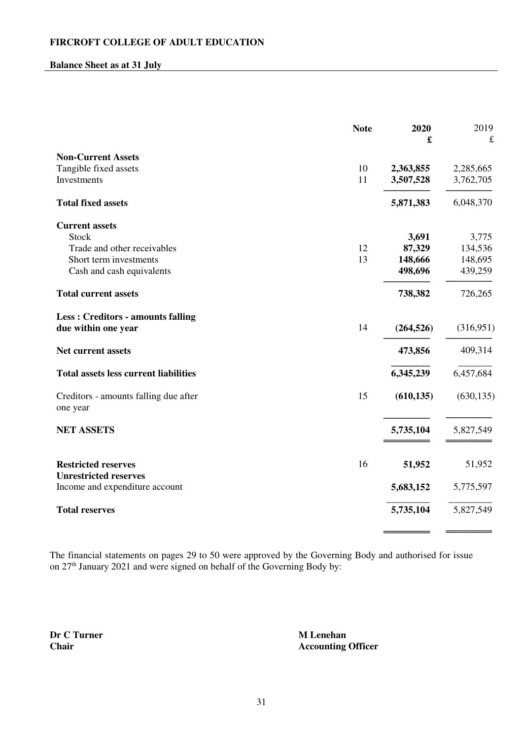**FIRCROFT COLLEGE OF ADULT EDUCATION**

**Balance Sheet as at 31 July**

| | Note | 2020 £ | 2019 £ |
|---|---|---|---|
| **Non-Current Assets** | | | |
| Tangible fixed assets | 10 | **2,363,855** | 2,285,665 |
| Investments | 11 | **3,507,528** | 3,762,705 |
| **Total fixed assets** | | **5,871,383** | 6,048,370 |
| **Current assets** | | | |
| Stock | | **3,691** | 3,775 |
| Trade and other receivables | 12 | **87,329** | 134,536 |
| Short term investments | 13 | **148,666** | 148,695 |
| Cash and cash equivalents | | **498,696** | 439,259 |
| **Total current assets** | | **738,382** | 726,265 |
| **Less : Creditors - amounts falling due within one year** | 14 | **(264,526)** | (316,951) |
| **Net current assets** | | **473,856** | 409,314 |
| **Total assets less current liabilities** | | **6,345,239** | 6,457,684 |
| Creditors - amounts falling due after one year | 15 | **(610,135)** | (630,135) |
| **NET ASSETS** | | **5,735,104** | 5,827,549 |
| **Restricted reserves** | 16 | **51,952** | 51,952 |
| **Unrestricted reserves** | | | |
| Income and expenditure account | | **5,683,152** | 5,775,597 |
| **Total reserves** | | **5,735,104** | 5,827,549 |

The financial statements on pages 29 to 50 were approved by the Governing Body and authorised for issue on 27th January 2021 and were signed on behalf of the Governing Body by:

**Dr C Turner**
**Chair**

**M Lenehan**
**Accounting Officer**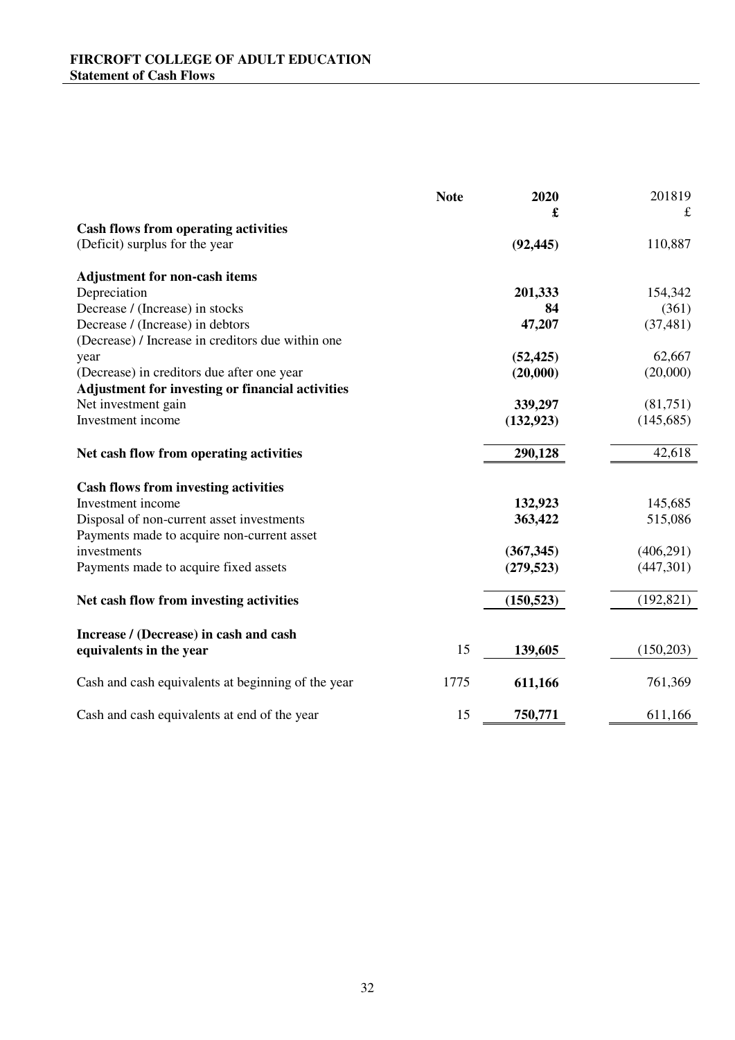**FIRCROFT COLLEGE OF ADULT EDUCATION**
**Statement of Cash Flows**

| | Note | 2020 £ | 201819 £ |
|---|---|---|---|
| **Cash flows from operating activities** | | | |
| (Deficit) surplus for the year | | **(92,445)** | 110,887 |
| **Adjustment for non-cash items** | | | |
| Depreciation | | **201,333** | 154,342 |
| Decrease / (Increase) in stocks | | **84** | (361) |
| Decrease / (Increase) in debtors | | **47,207** | (37,481) |
| (Decrease) / Increase in creditors due within one year | | **(52,425)** | 62,667 |
| (Decrease) in creditors due after one year | | **(20,000)** | (20,000) |
| **Adjustment for investing or financial activities** | | | |
| Net investment gain | | **339,297** | (81,751) |
| Investment income | | **(132,923)** | (145,685) |
| **Net cash flow from operating activities** | | **290,128** | 42,618 |
| **Cash flows from investing activities** | | | |
| Investment income | | **132,923** | 145,685 |
| Disposal of non-current asset investments | | **363,422** | 515,086 |
| Payments made to acquire non-current asset investments | | **(367,345)** | (406,291) |
| Payments made to acquire fixed assets | | **(279,523)** | (447,301) |
| **Net cash flow from investing activities** | | **(150,523)** | (192,821) |
| **Increase / (Decrease) in cash and cash equivalents in the year** | 15 | **139,605** | (150,203) |
| Cash and cash equivalents at beginning of the year | 1775 | **611,166** | 761,369 |
| Cash and cash equivalents at end of the year | 15 | **750,771** | 611,166 |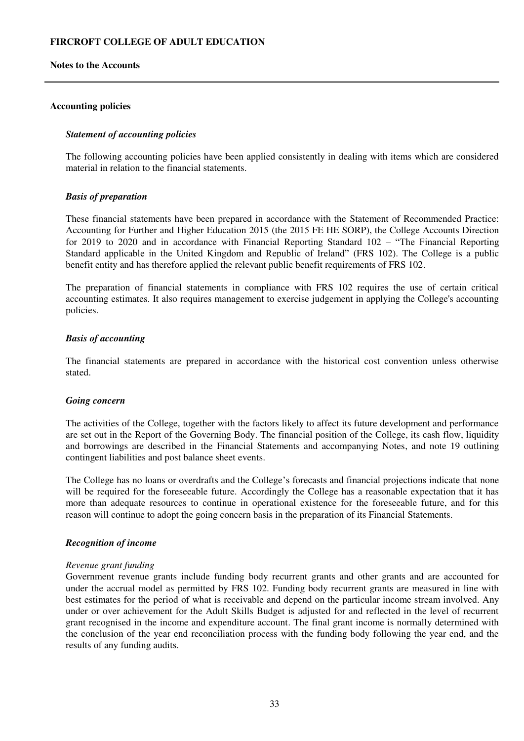**FIRCROFT COLLEGE OF ADULT EDUCATION**

**Notes to the Accounts**

## Accounting policies

### *Statement of accounting policies*

The following accounting policies have been applied consistently in dealing with items which are considered material in relation to the financial statements.

### *Basis of preparation*

These financial statements have been prepared in accordance with the Statement of Recommended Practice: Accounting for Further and Higher Education 2015 (the 2015 FE HE SORP), the College Accounts Direction for 2019 to 2020 and in accordance with Financial Reporting Standard 102 – "The Financial Reporting Standard applicable in the United Kingdom and Republic of Ireland" (FRS 102). The College is a public benefit entity and has therefore applied the relevant public benefit requirements of FRS 102.

The preparation of financial statements in compliance with FRS 102 requires the use of certain critical accounting estimates. It also requires management to exercise judgement in applying the College's accounting policies.

### *Basis of accounting*

The financial statements are prepared in accordance with the historical cost convention unless otherwise stated.

### *Going concern*

The activities of the College, together with the factors likely to affect its future development and performance are set out in the Report of the Governing Body. The financial position of the College, its cash flow, liquidity and borrowings are described in the Financial Statements and accompanying Notes, and note 19 outlining contingent liabilities and post balance sheet events.

The College has no loans or overdrafts and the College's forecasts and financial projections indicate that none will be required for the foreseeable future. Accordingly the College has a reasonable expectation that it has more than adequate resources to continue in operational existence for the foreseeable future, and for this reason will continue to adopt the going concern basis in the preparation of its Financial Statements.

### *Recognition of income*

*Revenue grant funding*

Government revenue grants include funding body recurrent grants and other grants and are accounted for under the accrual model as permitted by FRS 102. Funding body recurrent grants are measured in line with best estimates for the period of what is receivable and depend on the particular income stream involved. Any under or over achievement for the Adult Skills Budget is adjusted for and reflected in the level of recurrent grant recognised in the income and expenditure account. The final grant income is normally determined with the conclusion of the year end reconciliation process with the funding body following the year end, and the results of any funding audits.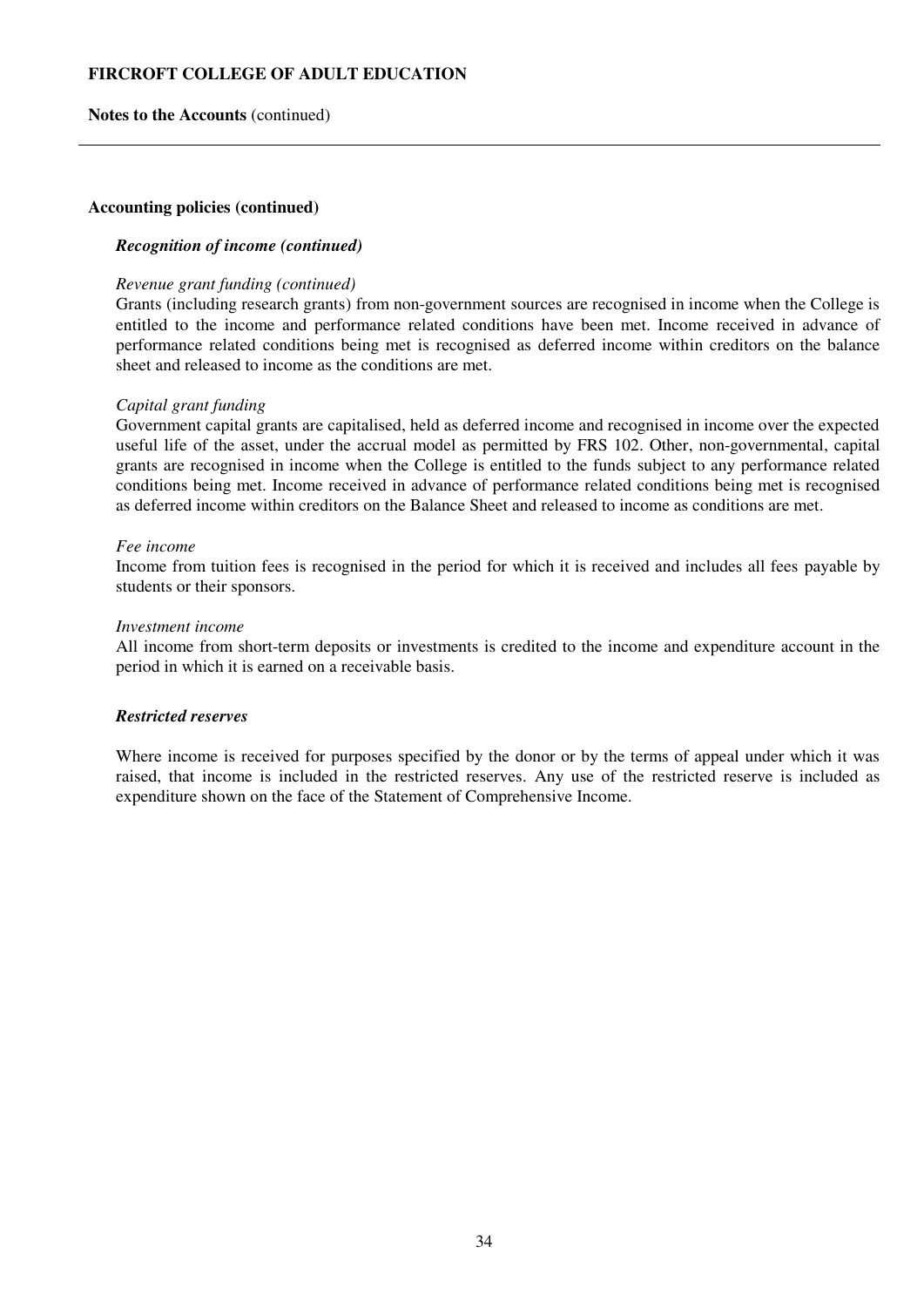**Accounting policies (continued)**

***Recognition of income (continued)***

*Revenue grant funding (continued)*

Grants (including research grants) from non-government sources are recognised in income when the College is entitled to the income and performance related conditions have been met. Income received in advance of performance related conditions being met is recognised as deferred income within creditors on the balance sheet and released to income as the conditions are met.

*Capital grant funding*

Government capital grants are capitalised, held as deferred income and recognised in income over the expected useful life of the asset, under the accrual model as permitted by FRS 102. Other, non-governmental, capital grants are recognised in income when the College is entitled to the funds subject to any performance related conditions being met. Income received in advance of performance related conditions being met is recognised as deferred income within creditors on the Balance Sheet and released to income as conditions are met.

*Fee income*

Income from tuition fees is recognised in the period for which it is received and includes all fees payable by students or their sponsors.

*Investment income*

All income from short-term deposits or investments is credited to the income and expenditure account in the period in which it is earned on a receivable basis.

***Restricted reserves***

Where income is received for purposes specified by the donor or by the terms of appeal under which it was raised, that income is included in the restricted reserves. Any use of the restricted reserve is included as expenditure shown on the face of the Statement of Comprehensive Income.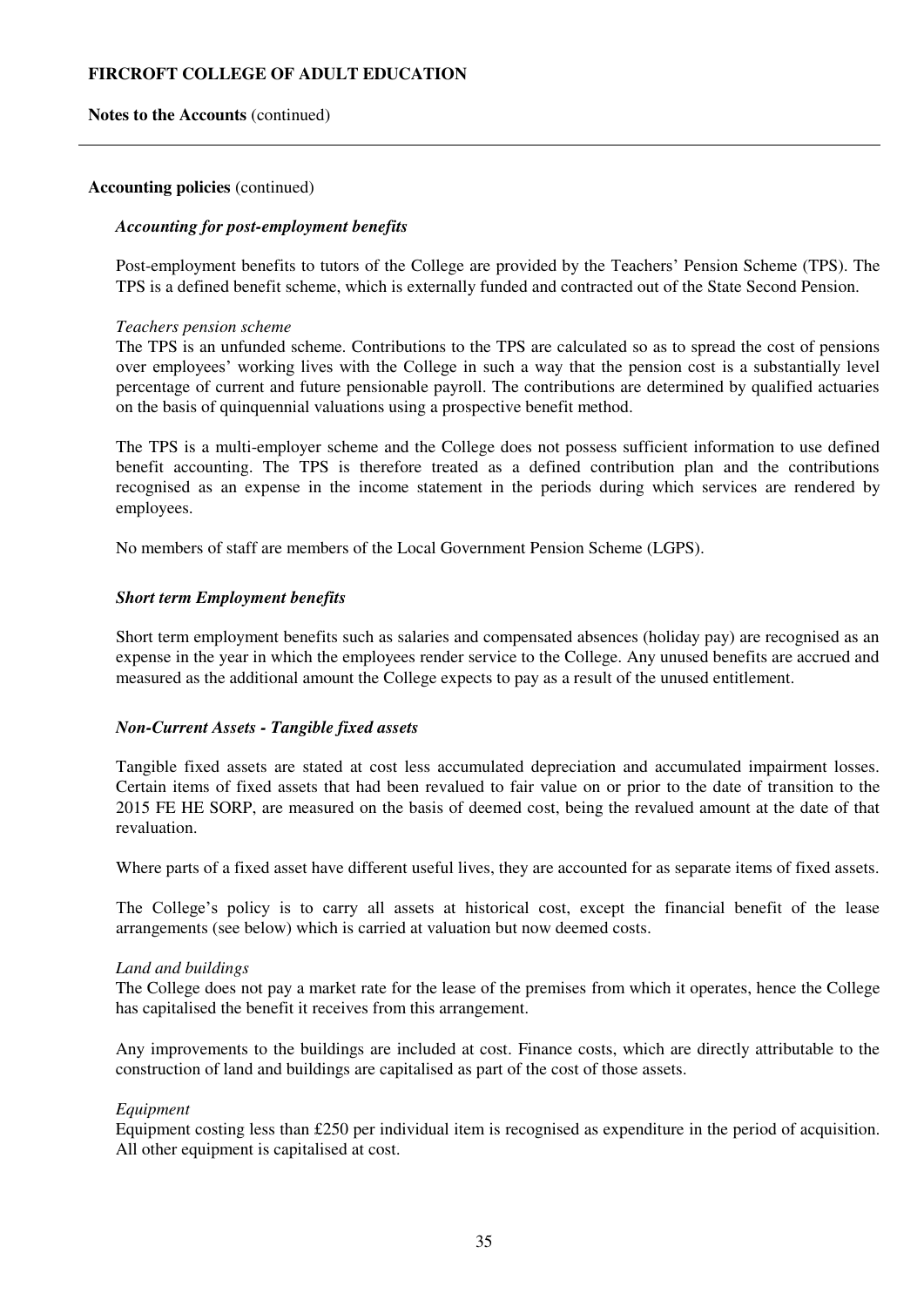**Accounting policies** (continued)

***Accounting for post-employment benefits***

Post-employment benefits to tutors of the College are provided by the Teachers' Pension Scheme (TPS). The TPS is a defined benefit scheme, which is externally funded and contracted out of the State Second Pension.

*Teachers pension scheme*

The TPS is an unfunded scheme. Contributions to the TPS are calculated so as to spread the cost of pensions over employees' working lives with the College in such a way that the pension cost is a substantially level percentage of current and future pensionable payroll. The contributions are determined by qualified actuaries on the basis of quinquennial valuations using a prospective benefit method.

The TPS is a multi-employer scheme and the College does not possess sufficient information to use defined benefit accounting. The TPS is therefore treated as a defined contribution plan and the contributions recognised as an expense in the income statement in the periods during which services are rendered by employees.

No members of staff are members of the Local Government Pension Scheme (LGPS).

***Short term Employment benefits***

Short term employment benefits such as salaries and compensated absences (holiday pay) are recognised as an expense in the year in which the employees render service to the College. Any unused benefits are accrued and measured as the additional amount the College expects to pay as a result of the unused entitlement.

***Non-Current Assets - Tangible fixed assets***

Tangible fixed assets are stated at cost less accumulated depreciation and accumulated impairment losses. Certain items of fixed assets that had been revalued to fair value on or prior to the date of transition to the 2015 FE HE SORP, are measured on the basis of deemed cost, being the revalued amount at the date of that revaluation.

Where parts of a fixed asset have different useful lives, they are accounted for as separate items of fixed assets.

The College's policy is to carry all assets at historical cost, except the financial benefit of the lease arrangements (see below) which is carried at valuation but now deemed costs.

*Land and buildings*

The College does not pay a market rate for the lease of the premises from which it operates, hence the College has capitalised the benefit it receives from this arrangement.

Any improvements to the buildings are included at cost. Finance costs, which are directly attributable to the construction of land and buildings are capitalised as part of the cost of those assets.

*Equipment*

Equipment costing less than £250 per individual item is recognised as expenditure in the period of acquisition. All other equipment is capitalised at cost.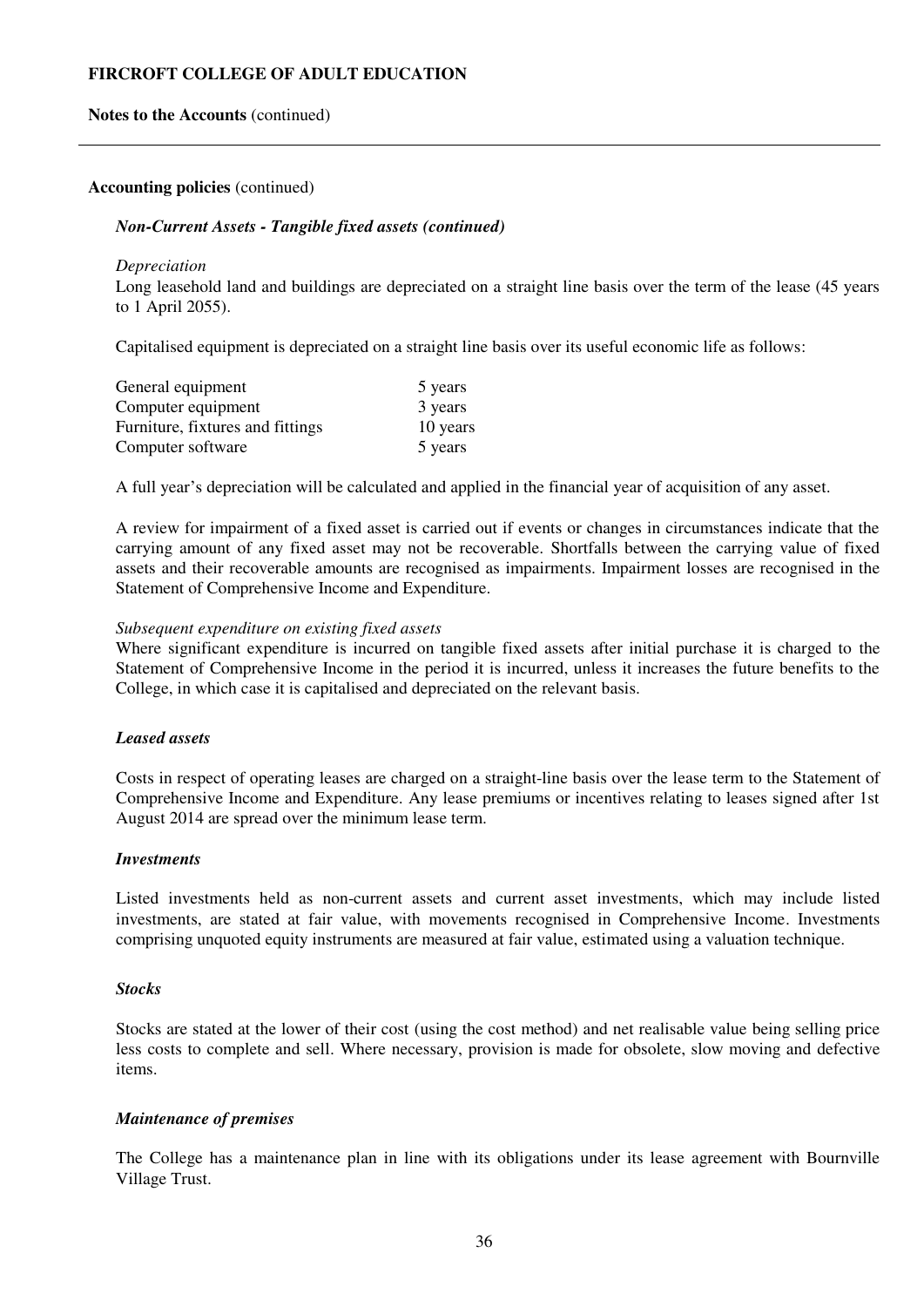**Accounting policies** (continued)

***Non-Current Assets - Tangible fixed assets (continued)***

*Depreciation*

Long leasehold land and buildings are depreciated on a straight line basis over the term of the lease (45 years to 1 April 2055).

Capitalised equipment is depreciated on a straight line basis over its useful economic life as follows:

| | |
|---|---|
| General equipment | 5 years |
| Computer equipment | 3 years |
| Furniture, fixtures and fittings | 10 years |
| Computer software | 5 years |

A full year's depreciation will be calculated and applied in the financial year of acquisition of any asset.

A review for impairment of a fixed asset is carried out if events or changes in circumstances indicate that the carrying amount of any fixed asset may not be recoverable. Shortfalls between the carrying value of fixed assets and their recoverable amounts are recognised as impairments. Impairment losses are recognised in the Statement of Comprehensive Income and Expenditure.

*Subsequent expenditure on existing fixed assets*

Where significant expenditure is incurred on tangible fixed assets after initial purchase it is charged to the Statement of Comprehensive Income in the period it is incurred, unless it increases the future benefits to the College, in which case it is capitalised and depreciated on the relevant basis.

***Leased assets***

Costs in respect of operating leases are charged on a straight-line basis over the lease term to the Statement of Comprehensive Income and Expenditure. Any lease premiums or incentives relating to leases signed after 1st August 2014 are spread over the minimum lease term.

***Investments***

Listed investments held as non-current assets and current asset investments, which may include listed investments, are stated at fair value, with movements recognised in Comprehensive Income. Investments comprising unquoted equity instruments are measured at fair value, estimated using a valuation technique.

***Stocks***

Stocks are stated at the lower of their cost (using the cost method) and net realisable value being selling price less costs to complete and sell. Where necessary, provision is made for obsolete, slow moving and defective items.

***Maintenance of premises***

The College has a maintenance plan in line with its obligations under its lease agreement with Bournville Village Trust.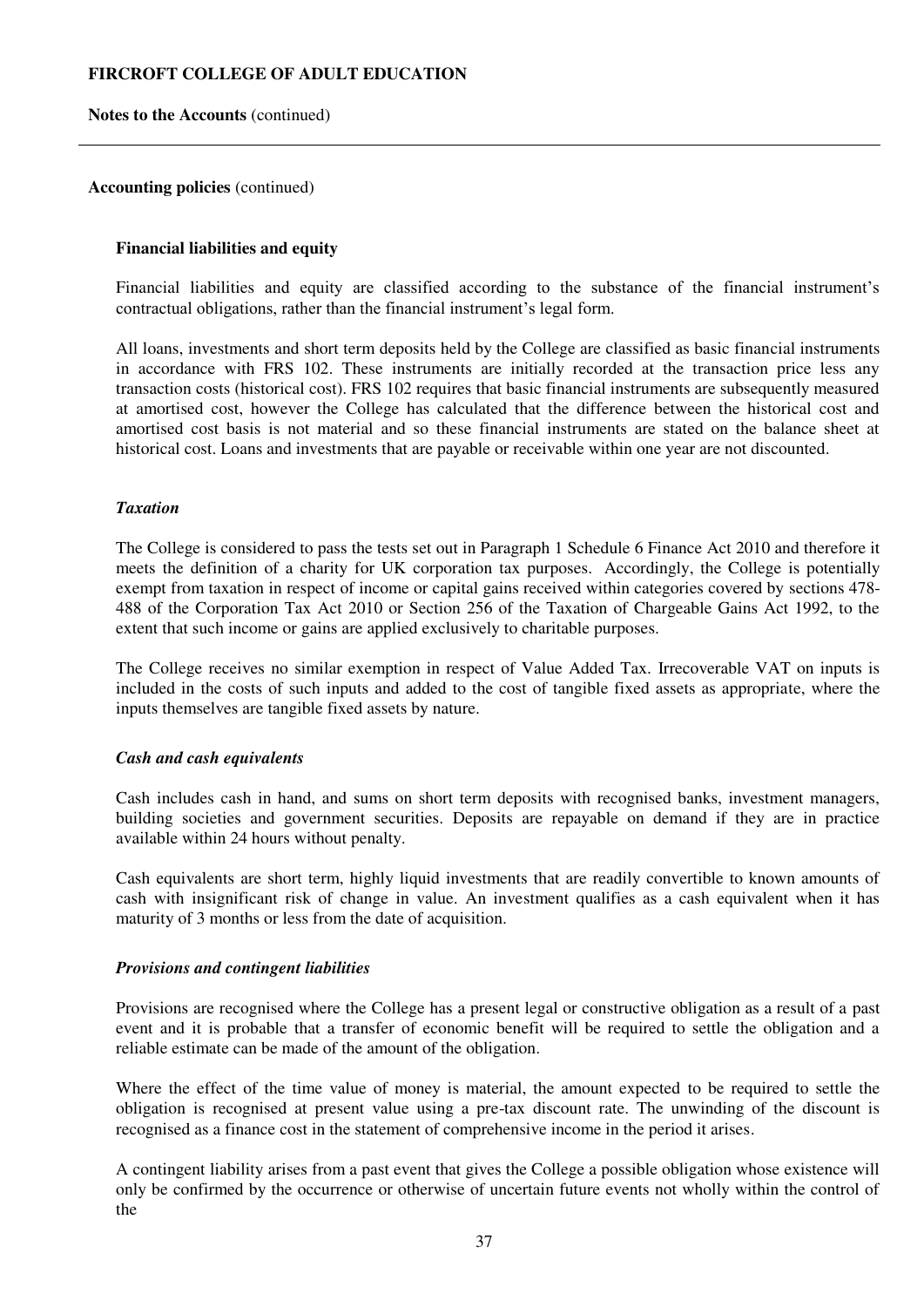**Accounting policies** (continued)

**Financial liabilities and equity**

Financial liabilities and equity are classified according to the substance of the financial instrument's contractual obligations, rather than the financial instrument's legal form.

All loans, investments and short term deposits held by the College are classified as basic financial instruments in accordance with FRS 102. These instruments are initially recorded at the transaction price less any transaction costs (historical cost). FRS 102 requires that basic financial instruments are subsequently measured at amortised cost, however the College has calculated that the difference between the historical cost and amortised cost basis is not material and so these financial instruments are stated on the balance sheet at historical cost. Loans and investments that are payable or receivable within one year are not discounted.

***Taxation***

The College is considered to pass the tests set out in Paragraph 1 Schedule 6 Finance Act 2010 and therefore it meets the definition of a charity for UK corporation tax purposes. Accordingly, the College is potentially exempt from taxation in respect of income or capital gains received within categories covered by sections 478-488 of the Corporation Tax Act 2010 or Section 256 of the Taxation of Chargeable Gains Act 1992, to the extent that such income or gains are applied exclusively to charitable purposes.

The College receives no similar exemption in respect of Value Added Tax. Irrecoverable VAT on inputs is included in the costs of such inputs and added to the cost of tangible fixed assets as appropriate, where the inputs themselves are tangible fixed assets by nature.

***Cash and cash equivalents***

Cash includes cash in hand, and sums on short term deposits with recognised banks, investment managers, building societies and government securities. Deposits are repayable on demand if they are in practice available within 24 hours without penalty.

Cash equivalents are short term, highly liquid investments that are readily convertible to known amounts of cash with insignificant risk of change in value. An investment qualifies as a cash equivalent when it has maturity of 3 months or less from the date of acquisition.

***Provisions and contingent liabilities***

Provisions are recognised where the College has a present legal or constructive obligation as a result of a past event and it is probable that a transfer of economic benefit will be required to settle the obligation and a reliable estimate can be made of the amount of the obligation.

Where the effect of the time value of money is material, the amount expected to be required to settle the obligation is recognised at present value using a pre-tax discount rate. The unwinding of the discount is recognised as a finance cost in the statement of comprehensive income in the period it arises.

A contingent liability arises from a past event that gives the College a possible obligation whose existence will only be confirmed by the occurrence or otherwise of uncertain future events not wholly within the control of the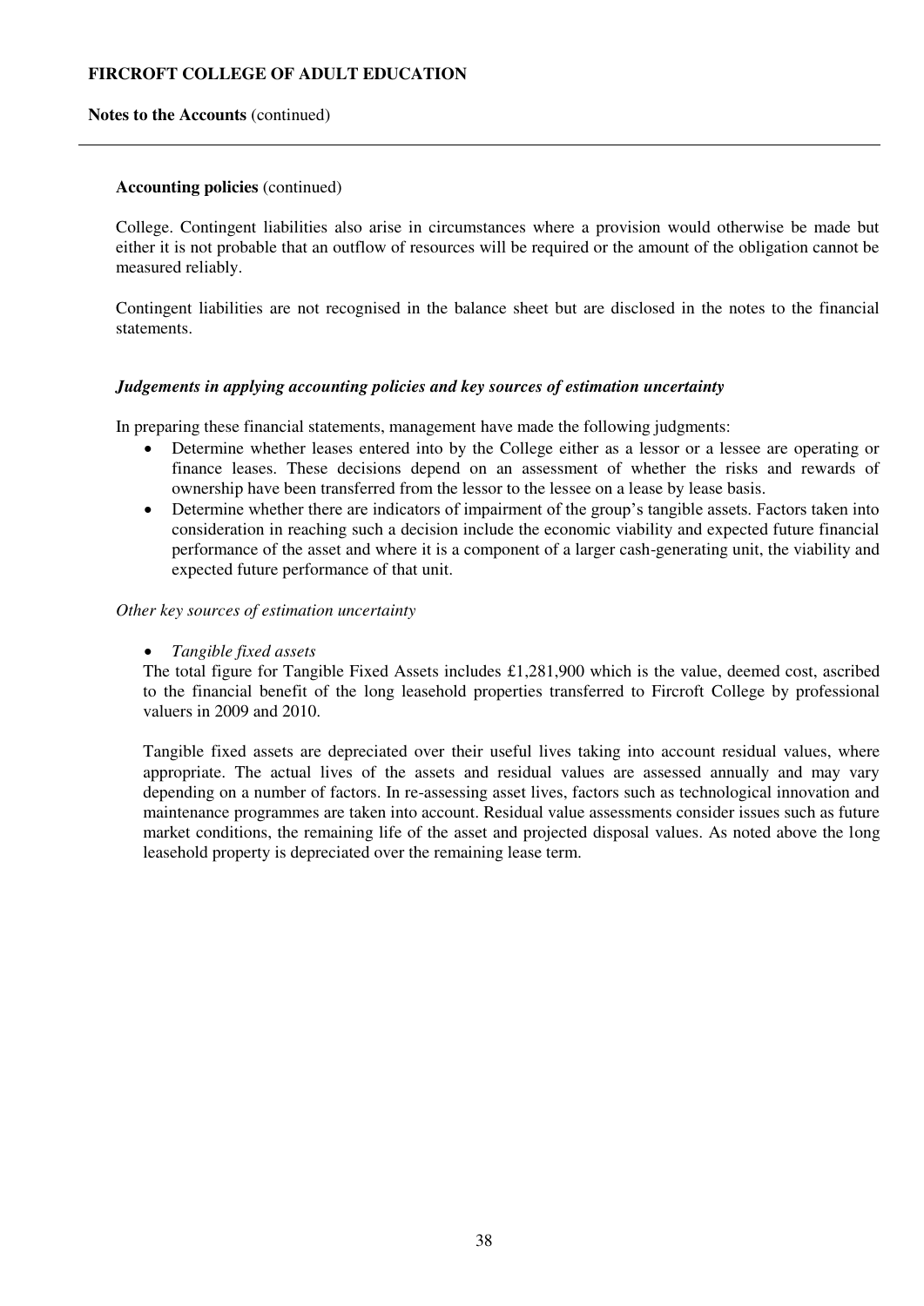**Accounting policies** (continued)

College. Contingent liabilities also arise in circumstances where a provision would otherwise be made but either it is not probable that an outflow of resources will be required or the amount of the obligation cannot be measured reliably.

Contingent liabilities are not recognised in the balance sheet but are disclosed in the notes to the financial statements.

***Judgements in applying accounting policies and key sources of estimation uncertainty***

In preparing these financial statements, management have made the following judgments:

- Determine whether leases entered into by the College either as a lessor or a lessee are operating or finance leases. These decisions depend on an assessment of whether the risks and rewards of ownership have been transferred from the lessor to the lessee on a lease by lease basis.
- Determine whether there are indicators of impairment of the group's tangible assets. Factors taken into consideration in reaching such a decision include the economic viability and expected future financial performance of the asset and where it is a component of a larger cash-generating unit, the viability and expected future performance of that unit.

*Other key sources of estimation uncertainty*

- *Tangible fixed assets*

The total figure for Tangible Fixed Assets includes £1,281,900 which is the value, deemed cost, ascribed to the financial benefit of the long leasehold properties transferred to Fircroft College by professional valuers in 2009 and 2010.

Tangible fixed assets are depreciated over their useful lives taking into account residual values, where appropriate. The actual lives of the assets and residual values are assessed annually and may vary depending on a number of factors. In re-assessing asset lives, factors such as technological innovation and maintenance programmes are taken into account. Residual value assessments consider issues such as future market conditions, the remaining life of the asset and projected disposal values. As noted above the long leasehold property is depreciated over the remaining lease term.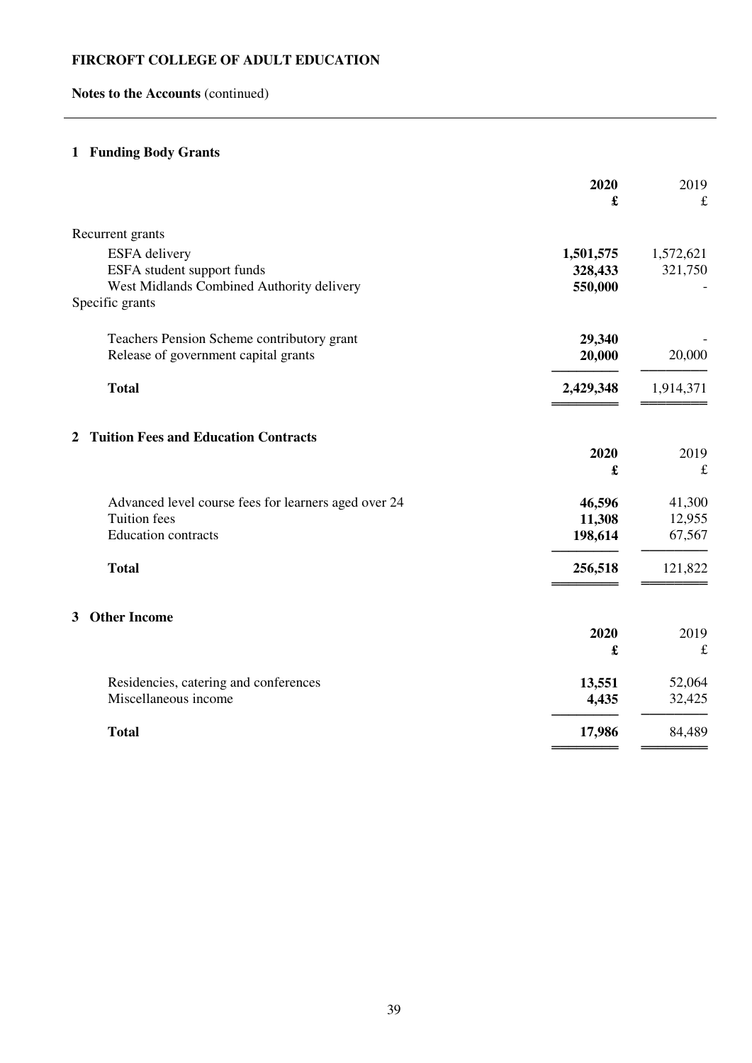**FIRCROFT COLLEGE OF ADULT EDUCATION**

**Notes to the Accounts** (continued)

## 1 Funding Body Grants

| | **2020** | 2019 |
|---|---|---|
| | **£** | £ |
| Recurrent grants | | |
| ESFA delivery | **1,501,575** | 1,572,621 |
| ESFA student support funds | **328,433** | 321,750 |
| West Midlands Combined Authority delivery | **550,000** | - |
| Specific grants | | |
| Teachers Pension Scheme contributory grant | **29,340** | - |
| Release of government capital grants | **20,000** | 20,000 |
| **Total** | **2,429,348** | 1,914,371 |

## 2 Tuition Fees and Education Contracts

| | **2020** | 2019 |
|---|---|---|
| | **£** | £ |
| Advanced level course fees for learners aged over 24 | **46,596** | 41,300 |
| Tuition fees | **11,308** | 12,955 |
| Education contracts | **198,614** | 67,567 |
| **Total** | **256,518** | 121,822 |

## 3 Other Income

| | **2020** | 2019 |
|---|---|---|
| | **£** | £ |
| Residencies, catering and conferences | **13,551** | 52,064 |
| Miscellaneous income | **4,435** | 32,425 |
| **Total** | **17,986** | 84,489 |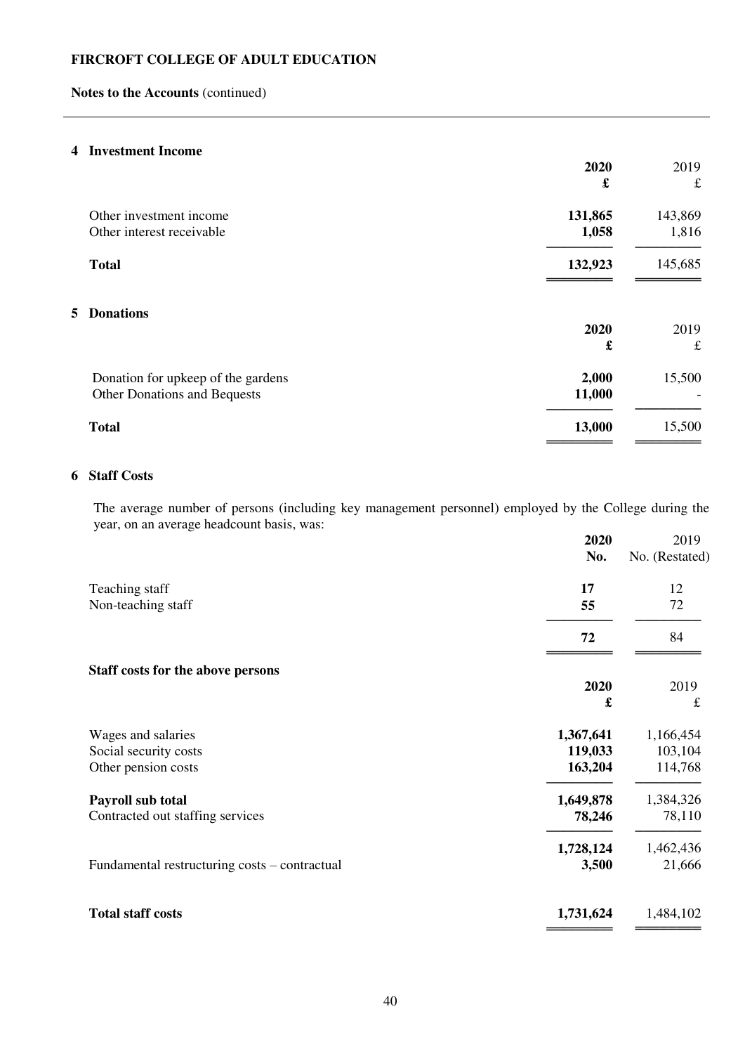**FIRCROFT COLLEGE OF ADULT EDUCATION**

**Notes to the Accounts** (continued)

## 4 Investment Income

| | **2020** | 2019 |
|---|---|---|
| | **£** | £ |
| Other investment income | **131,865** | 143,869 |
| Other interest receivable | **1,058** | 1,816 |
| **Total** | **132,923** | 145,685 |

## 5 Donations

| | **2020** | 2019 |
|---|---|---|
| | **£** | £ |
| Donation for upkeep of the gardens | **2,000** | 15,500 |
| Other Donations and Bequests | **11,000** | - |
| **Total** | **13,000** | 15,500 |

## 6 Staff Costs

The average number of persons (including key management personnel) employed by the College during the year, on an average headcount basis, was:

| | **2020** | 2019 |
|---|---|---|
| | **No.** | No. (Restated) |
| Teaching staff | **17** | 12 |
| Non-teaching staff | **55** | 72 |
| | **72** | 84 |

**Staff costs for the above persons**

| | **2020** | 2019 |
|---|---|---|
| | **£** | £ |
| Wages and salaries | **1,367,641** | 1,166,454 |
| Social security costs | **119,033** | 103,104 |
| Other pension costs | **163,204** | 114,768 |
| **Payroll sub total** | **1,649,878** | 1,384,326 |
| Contracted out staffing services | **78,246** | 78,110 |
| | **1,728,124** | 1,462,436 |
| Fundamental restructuring costs – contractual | **3,500** | 21,666 |
| **Total staff costs** | **1,731,624** | 1,484,102 |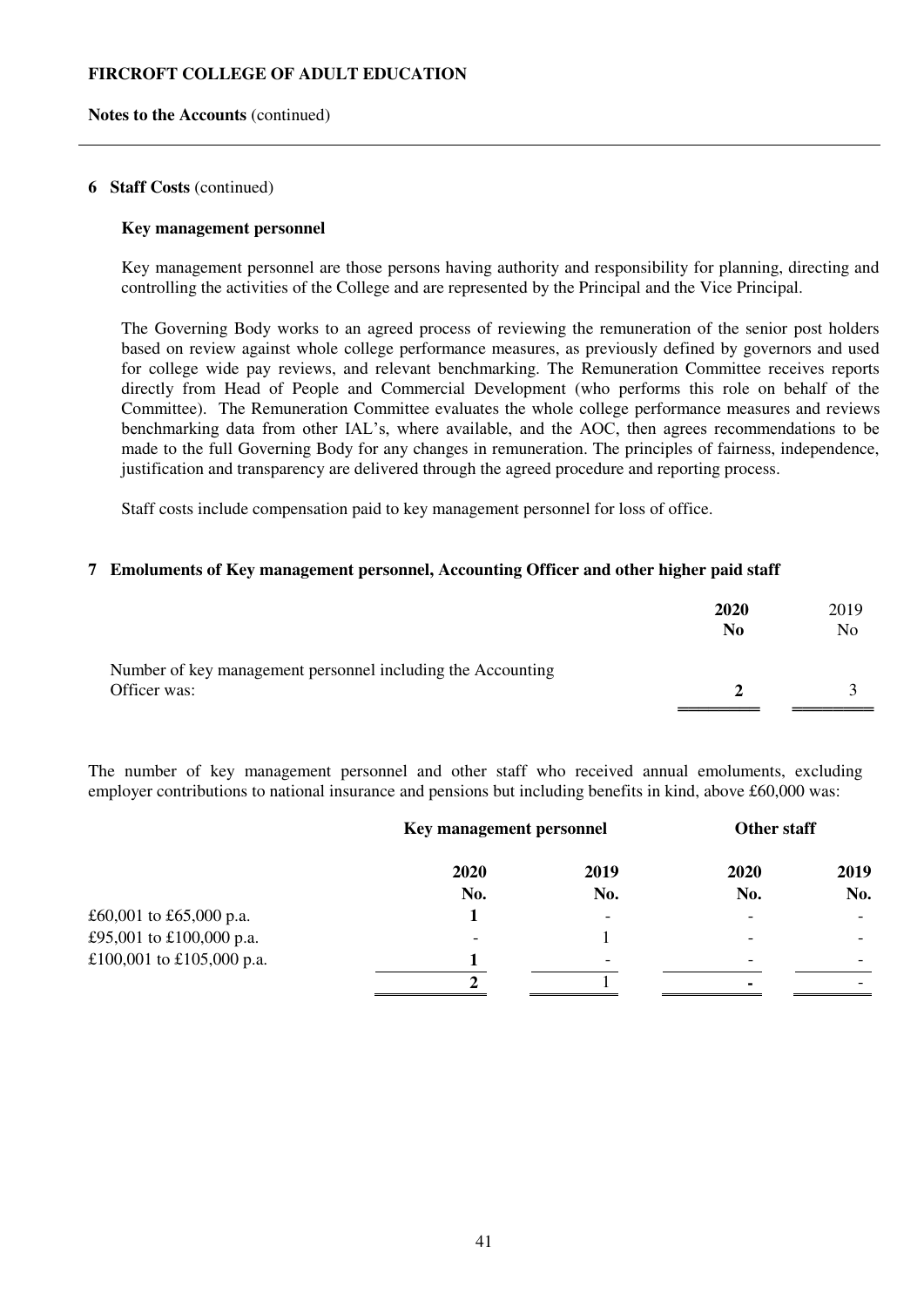**FIRCROFT COLLEGE OF ADULT EDUCATION**

**Notes to the Accounts** (continued)

## 6 Staff Costs (continued)

### Key management personnel

Key management personnel are those persons having authority and responsibility for planning, directing and controlling the activities of the College and are represented by the Principal and the Vice Principal.

The Governing Body works to an agreed process of reviewing the remuneration of the senior post holders based on review against whole college performance measures, as previously defined by governors and used for college wide pay reviews, and relevant benchmarking. The Remuneration Committee receives reports directly from Head of People and Commercial Development (who performs this role on behalf of the Committee). The Remuneration Committee evaluates the whole college performance measures and reviews benchmarking data from other IAL's, where available, and the AOC, then agrees recommendations to be made to the full Governing Body for any changes in remuneration. The principles of fairness, independence, justification and transparency are delivered through the agreed procedure and reporting process.

Staff costs include compensation paid to key management personnel for loss of office.

## 7 Emoluments of Key management personnel, Accounting Officer and other higher paid staff

| | **2020 No** | 2019 No |
|---|---|---|
| Number of key management personnel including the Accounting Officer was: | **2** | 3 |

The number of key management personnel and other staff who received annual emoluments, excluding employer contributions to national insurance and pensions but including benefits in kind, above £60,000 was:

| | **Key management personnel** | | **Other staff** | |
|---|---|---|---|---|
| | **2020 No.** | **2019 No.** | **2020 No.** | **2019 No.** |
| £60,001 to £65,000 p.a. | **1** | - | - | - |
| £95,001 to £100,000 p.a. | - | 1 | - | - |
| £100,001 to £105,000 p.a. | **1** | - | - | - |
| | **2** | 1 | **-** | - |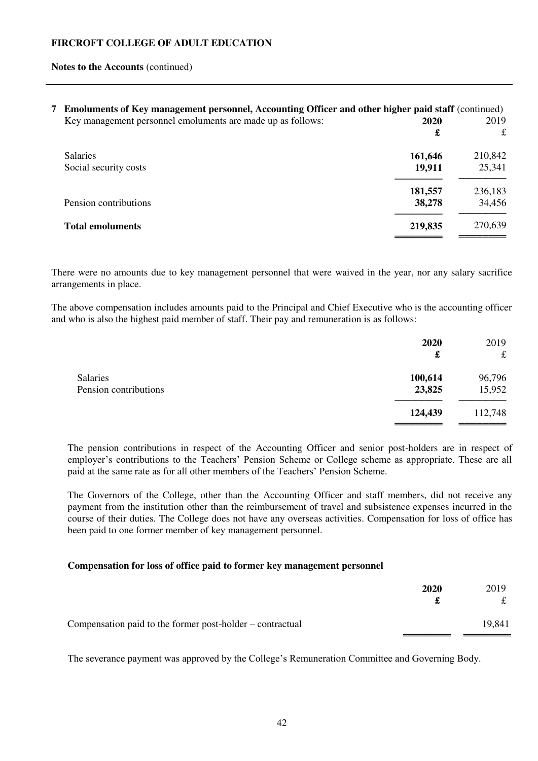**FIRCROFT COLLEGE OF ADULT EDUCATION**

**Notes to the Accounts** (continued)

## 7 Emoluments of Key management personnel, Accounting Officer and other higher paid staff (continued)

| Key management personnel emoluments are made up as follows: | **2020** | 2019 |
|---|---|---|
| | **£** | £ |
| Salaries | **161,646** | 210,842 |
| Social security costs | **19,911** | 25,341 |
| | **181,557** | 236,183 |
| Pension contributions | **38,278** | 34,456 |
| **Total emoluments** | **219,835** | 270,639 |

There were no amounts due to key management personnel that were waived in the year, nor any salary sacrifice arrangements in place.

The above compensation includes amounts paid to the Principal and Chief Executive who is the accounting officer and who is also the highest paid member of staff. Their pay and remuneration is as follows:

| | **2020** | 2019 |
|---|---|---|
| | **£** | £ |
| Salaries | **100,614** | 96,796 |
| Pension contributions | **23,825** | 15,952 |
| | **124,439** | 112,748 |

The pension contributions in respect of the Accounting Officer and senior post-holders are in respect of employer's contributions to the Teachers' Pension Scheme or College scheme as appropriate. These are all paid at the same rate as for all other members of the Teachers' Pension Scheme.

The Governors of the College, other than the Accounting Officer and staff members, did not receive any payment from the institution other than the reimbursement of travel and subsistence expenses incurred in the course of their duties. The College does not have any overseas activities. Compensation for loss of office has been paid to one former member of key management personnel.

**Compensation for loss of office paid to former key management personnel**

| | **2020** | 2019 |
|---|---|---|
| | **£** | £ |
| Compensation paid to the former post-holder – contractual | | 19,841 |

The severance payment was approved by the College's Remuneration Committee and Governing Body.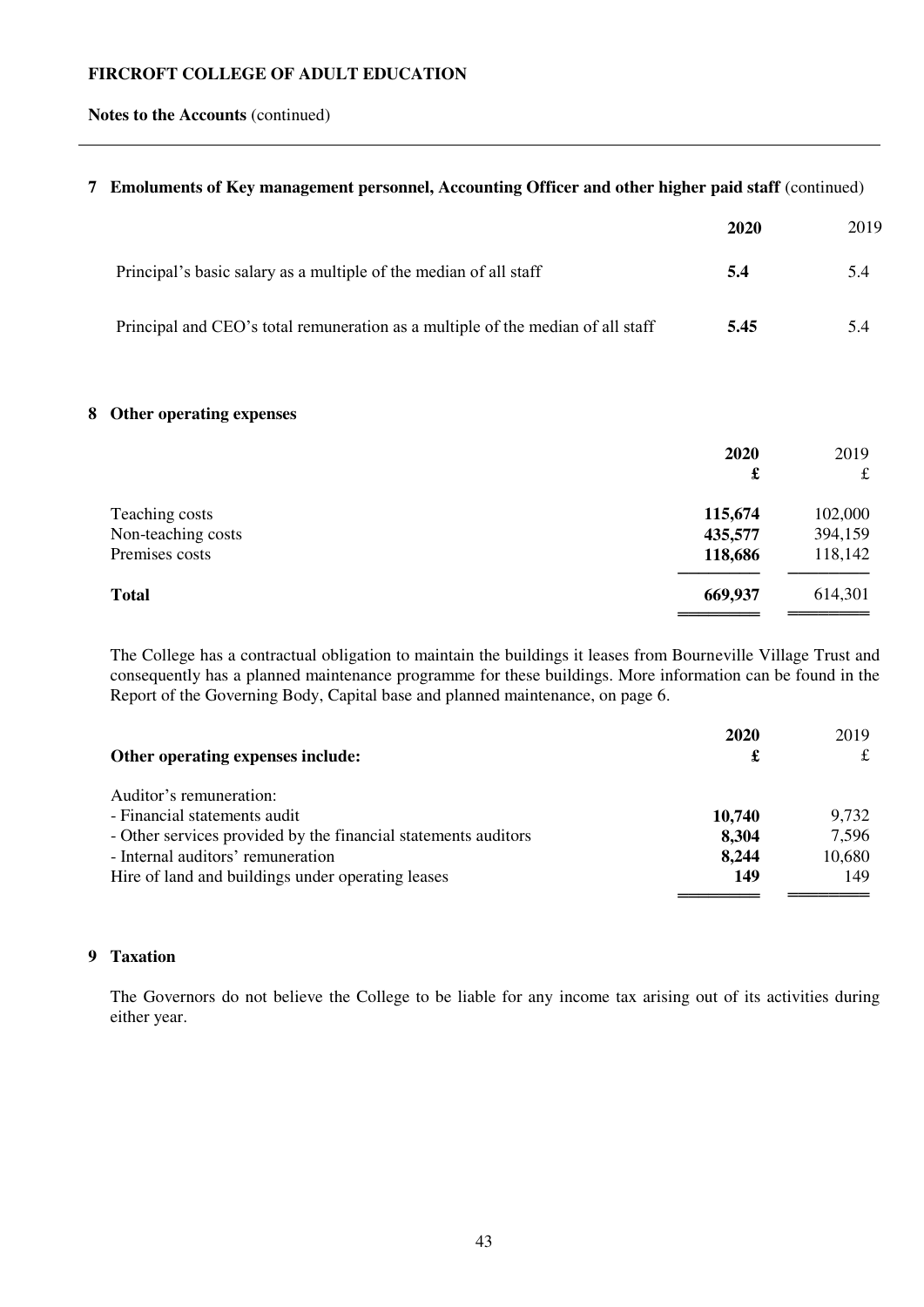**FIRCROFT COLLEGE OF ADULT EDUCATION**

**Notes to the Accounts** (continued)

## 7 Emoluments of Key management personnel, Accounting Officer and other higher paid staff (continued)

| | **2020** | 2019 |
|---|---|---|
| Principal's basic salary as a multiple of the median of all staff | **5.4** | 5.4 |
| Principal and CEO's total remuneration as a multiple of the median of all staff | **5.45** | 5.4 |

## 8 Other operating expenses

| | **2020** | 2019 |
|---|---|---|
| | **£** | £ |
| Teaching costs | **115,674** | 102,000 |
| Non-teaching costs | **435,577** | 394,159 |
| Premises costs | **118,686** | 118,142 |
| **Total** | **669,937** | 614,301 |

The College has a contractual obligation to maintain the buildings it leases from Bourneville Village Trust and consequently has a planned maintenance programme for these buildings. More information can be found in the Report of the Governing Body, Capital base and planned maintenance, on page 6.

| **Other operating expenses include:** | **2020** **£** | 2019 £ |
|---|---|---|
| Auditor's remuneration: | | |
| - Financial statements audit | **10,740** | 9,732 |
| - Other services provided by the financial statements auditors | **8,304** | 7,596 |
| - Internal auditors' remuneration | **8,244** | 10,680 |
| Hire of land and buildings under operating leases | **149** | 149 |

## 9 Taxation

The Governors do not believe the College to be liable for any income tax arising out of its activities during either year.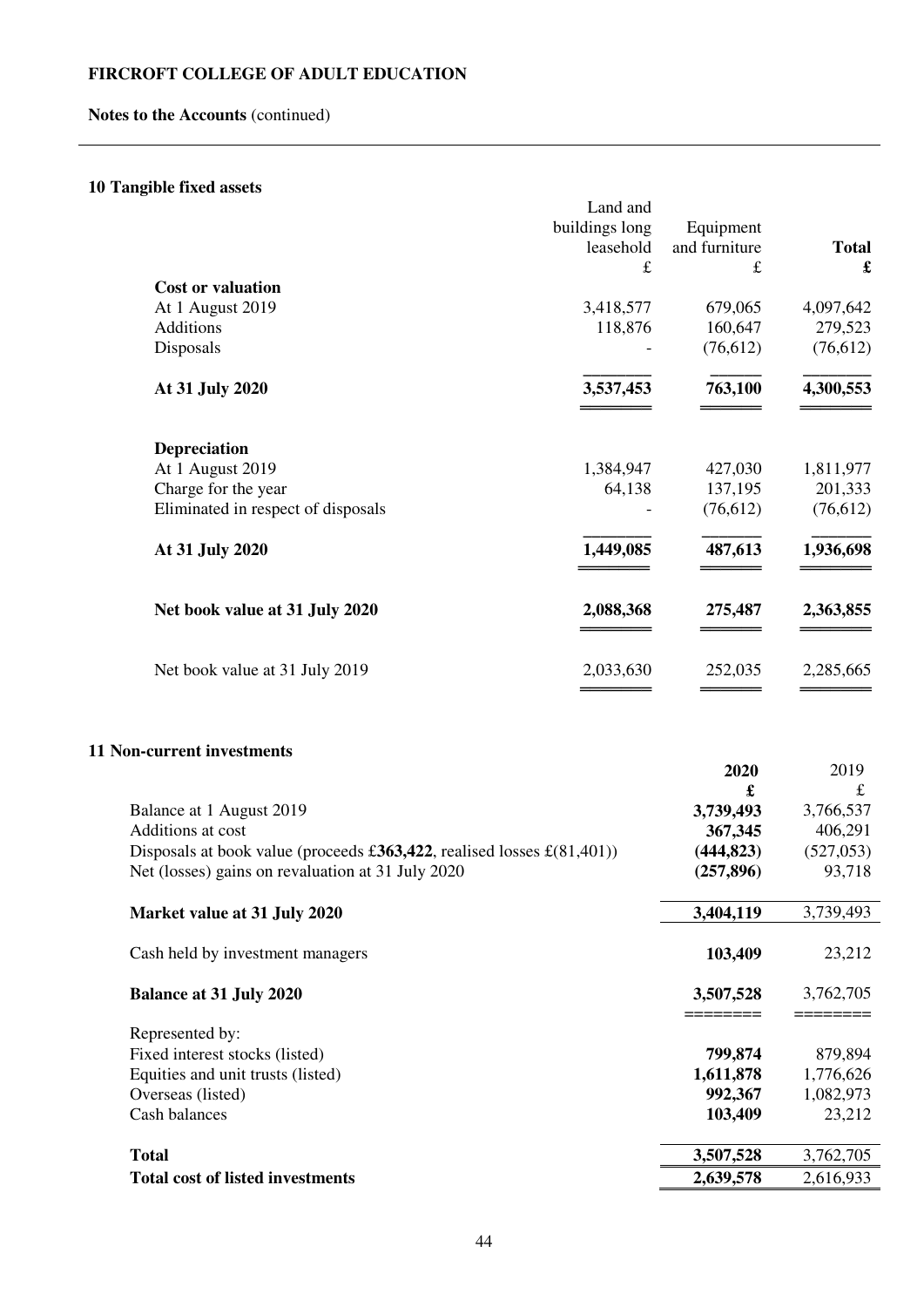**FIRCROFT COLLEGE OF ADULT EDUCATION**

**Notes to the Accounts** (continued)

## 10 Tangible fixed assets

| | Land and buildings long leasehold £ | Equipment and furniture £ | **Total £** |
|---|---|---|---|
| **Cost or valuation** | | | |
| At 1 August 2019 | 3,418,577 | 679,065 | 4,097,642 |
| Additions | 118,876 | 160,647 | 279,523 |
| Disposals | - | (76,612) | (76,612) |
| **At 31 July 2020** | **3,537,453** | **763,100** | **4,300,553** |
| **Depreciation** | | | |
| At 1 August 2019 | 1,384,947 | 427,030 | 1,811,977 |
| Charge for the year | 64,138 | 137,195 | 201,333 |
| Eliminated in respect of disposals | - | (76,612) | (76,612) |
| **At 31 July 2020** | **1,449,085** | **487,613** | **1,936,698** |
| **Net book value at 31 July 2020** | **2,088,368** | **275,487** | **2,363,855** |
| Net book value at 31 July 2019 | 2,033,630 | 252,035 | 2,285,665 |

## 11 Non-current investments

| | **2020 £** | 2019 £ |
|---|---|---|
| Balance at 1 August 2019 | **3,739,493** | 3,766,537 |
| Additions at cost | **367,345** | 406,291 |
| Disposals at book value (proceeds £**363,422**, realised losses £(81,401)) | **(444,823)** | (527,053) |
| Net (losses) gains on revaluation at 31 July 2020 | **(257,896)** | 93,718 |
| **Market value at 31 July 2020** | **3,404,119** | 3,739,493 |
| Cash held by investment managers | **103,409** | 23,212 |
| **Balance at 31 July 2020** | **3,507,528** | 3,762,705 |
| Represented by: | | |
| Fixed interest stocks (listed) | **799,874** | 879,894 |
| Equities and unit trusts (listed) | **1,611,878** | 1,776,626 |
| Overseas (listed) | **992,367** | 1,082,973 |
| Cash balances | **103,409** | 23,212 |
| **Total** | **3,507,528** | 3,762,705 |
| **Total cost of listed investments** | **2,639,578** | 2,616,933 |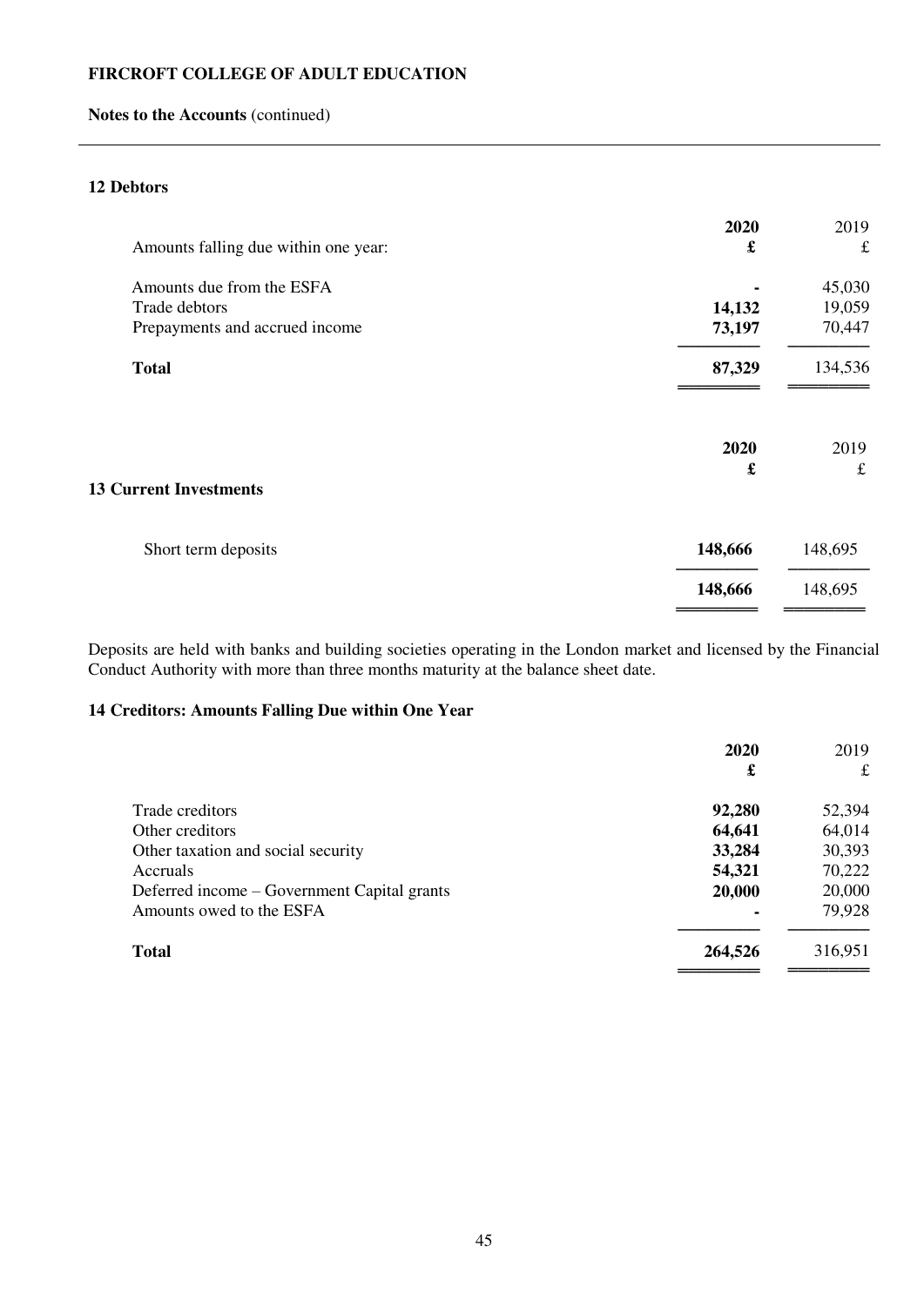**FIRCROFT COLLEGE OF ADULT EDUCATION**

**Notes to the Accounts** (continued)

## 12 Debtors

| Amounts falling due within one year: | **2020** **£** | 2019 £ |
|---|---|---|
| Amounts due from the ESFA | **-** | 45,030 |
| Trade debtors | **14,132** | 19,059 |
| Prepayments and accrued income | **73,197** | 70,447 |
| **Total** | **87,329** | 134,536 |

## 13 Current Investments

| | **2020** **£** | 2019 £ |
|---|---|---|
| Short term deposits | **148,666** | 148,695 |
| | **148,666** | 148,695 |

Deposits are held with banks and building societies operating in the London market and licensed by the Financial Conduct Authority with more than three months maturity at the balance sheet date.

## 14 Creditors: Amounts Falling Due within One Year

| | **2020** **£** | 2019 £ |
|---|---|---|
| Trade creditors | **92,280** | 52,394 |
| Other creditors | **64,641** | 64,014 |
| Other taxation and social security | **33,284** | 30,393 |
| Accruals | **54,321** | 70,222 |
| Deferred income – Government Capital grants | **20,000** | 20,000 |
| Amounts owed to the ESFA | **-** | 79,928 |
| **Total** | **264,526** | 316,951 |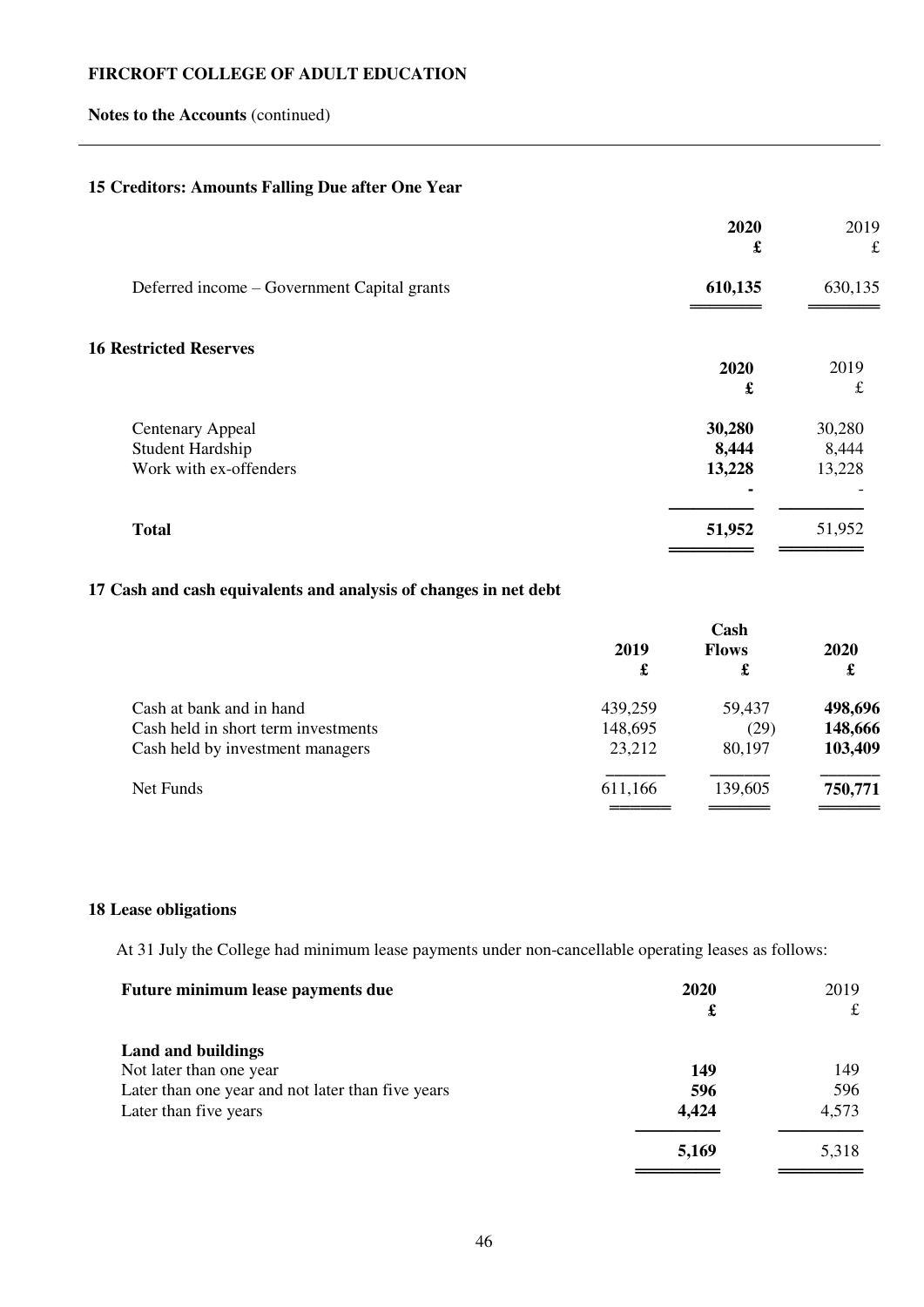**FIRCROFT COLLEGE OF ADULT EDUCATION**

**Notes to the Accounts** (continued)

### 15 Creditors: Amounts Falling Due after One Year

| | **2020** | 2019 |
|---|---|---|
| | **£** | £ |
| Deferred income – Government Capital grants | **610,135** | 630,135 |

### 16 Restricted Reserves

| | **2020** | 2019 |
|---|---|---|
| | **£** | £ |
| Centenary Appeal | **30,280** | 30,280 |
| Student Hardship | **8,444** | 8,444 |
| Work with ex-offenders | **13,228** | 13,228 |
| | **-** | - |
| **Total** | **51,952** | 51,952 |

### 17 Cash and cash equivalents and analysis of changes in net debt

| | **2019** | **Cash Flows** | **2020** |
|---|---|---|---|
| | **£** | **£** | **£** |
| Cash at bank and in hand | 439,259 | 59,437 | **498,696** |
| Cash held in short term investments | 148,695 | (29) | **148,666** |
| Cash held by investment managers | 23,212 | 80,197 | **103,409** |
| Net Funds | 611,166 | 139,605 | **750,771** |

### 18 Lease obligations

At 31 July the College had minimum lease payments under non-cancellable operating leases as follows:

| **Future minimum lease payments due** | **2020** | 2019 |
|---|---|---|
| | **£** | £ |
| **Land and buildings** | | |
| Not later than one year | **149** | 149 |
| Later than one year and not later than five years | **596** | 596 |
| Later than five years | **4,424** | 4,573 |
| | **5,169** | 5,318 |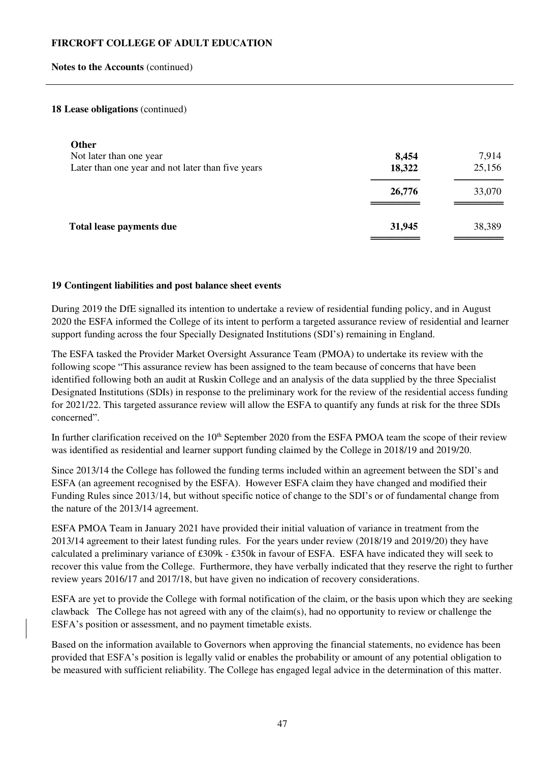**FIRCROFT COLLEGE OF ADULT EDUCATION**

**Notes to the Accounts** (continued)

**18 Lease obligations** (continued)

| | | |
|---|---|---|
| **Other** | | |
| Not later than one year | **8,454** | 7,914 |
| Later than one year and not later than five years | **18,322** | 25,156 |
| | **26,776** | 33,070 |
| **Total lease payments due** | **31,945** | 38,389 |

**19 Contingent liabilities and post balance sheet events**

During 2019 the DfE signalled its intention to undertake a review of residential funding policy, and in August 2020 the ESFA informed the College of its intent to perform a targeted assurance review of residential and learner support funding across the four Specially Designated Institutions (SDI's) remaining in England.

The ESFA tasked the Provider Market Oversight Assurance Team (PMOA) to undertake its review with the following scope "This assurance review has been assigned to the team because of concerns that have been identified following both an audit at Ruskin College and an analysis of the data supplied by the three Specialist Designated Institutions (SDIs) in response to the preliminary work for the review of the residential access funding for 2021/22. This targeted assurance review will allow the ESFA to quantify any funds at risk for the three SDIs concerned".

In further clarification received on the 10th September 2020 from the ESFA PMOA team the scope of their review was identified as residential and learner support funding claimed by the College in 2018/19 and 2019/20.

Since 2013/14 the College has followed the funding terms included within an agreement between the SDI's and ESFA (an agreement recognised by the ESFA). However ESFA claim they have changed and modified their Funding Rules since 2013/14, but without specific notice of change to the SDI's or of fundamental change from the nature of the 2013/14 agreement.

ESFA PMOA Team in January 2021 have provided their initial valuation of variance in treatment from the 2013/14 agreement to their latest funding rules. For the years under review (2018/19 and 2019/20) they have calculated a preliminary variance of £309k - £350k in favour of ESFA. ESFA have indicated they will seek to recover this value from the College. Furthermore, they have verbally indicated that they reserve the right to further review years 2016/17 and 2017/18, but have given no indication of recovery considerations.

ESFA are yet to provide the College with formal notification of the claim, or the basis upon which they are seeking clawback The College has not agreed with any of the claim(s), had no opportunity to review or challenge the ESFA's position or assessment, and no payment timetable exists.

Based on the information available to Governors when approving the financial statements, no evidence has been provided that ESFA's position is legally valid or enables the probability or amount of any potential obligation to be measured with sufficient reliability. The College has engaged legal advice in the determination of this matter.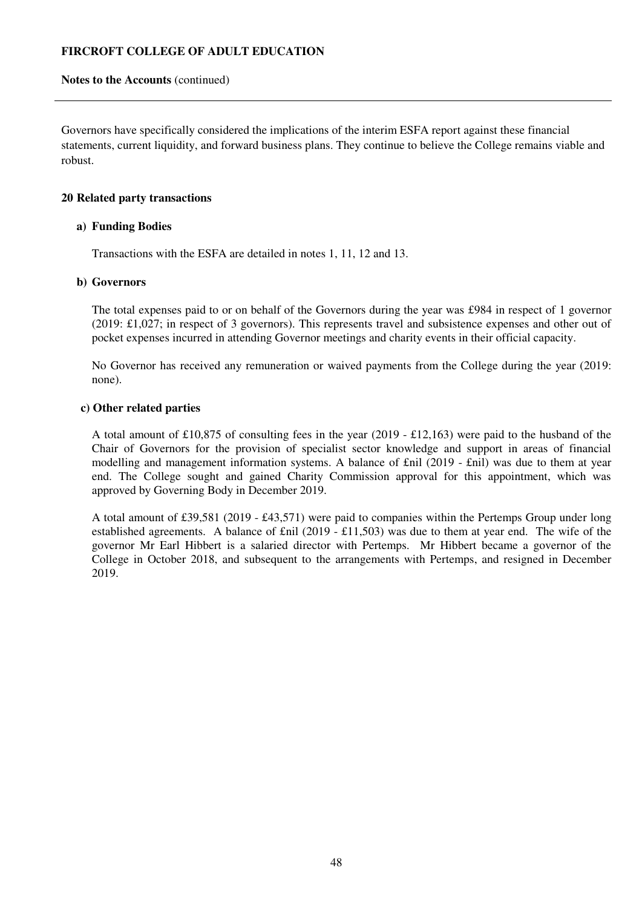Governors have specifically considered the implications of the interim ESFA report against these financial statements, current liquidity, and forward business plans. They continue to believe the College remains viable and robust.

## 20 Related party transactions

### a) Funding Bodies

Transactions with the ESFA are detailed in notes 1, 11, 12 and 13.

### b) Governors

The total expenses paid to or on behalf of the Governors during the year was £984 in respect of 1 governor (2019: £1,027; in respect of 3 governors). This represents travel and subsistence expenses and other out of pocket expenses incurred in attending Governor meetings and charity events in their official capacity.

No Governor has received any remuneration or waived payments from the College during the year (2019: none).

### c) Other related parties

A total amount of £10,875 of consulting fees in the year (2019 - £12,163) were paid to the husband of the Chair of Governors for the provision of specialist sector knowledge and support in areas of financial modelling and management information systems. A balance of £nil (2019 - £nil) was due to them at year end. The College sought and gained Charity Commission approval for this appointment, which was approved by Governing Body in December 2019.

A total amount of £39,581 (2019 - £43,571) were paid to companies within the Pertemps Group under long established agreements. A balance of £nil (2019 - £11,503) was due to them at year end. The wife of the governor Mr Earl Hibbert is a salaried director with Pertemps. Mr Hibbert became a governor of the College in October 2018, and subsequent to the arrangements with Pertemps, and resigned in December 2019.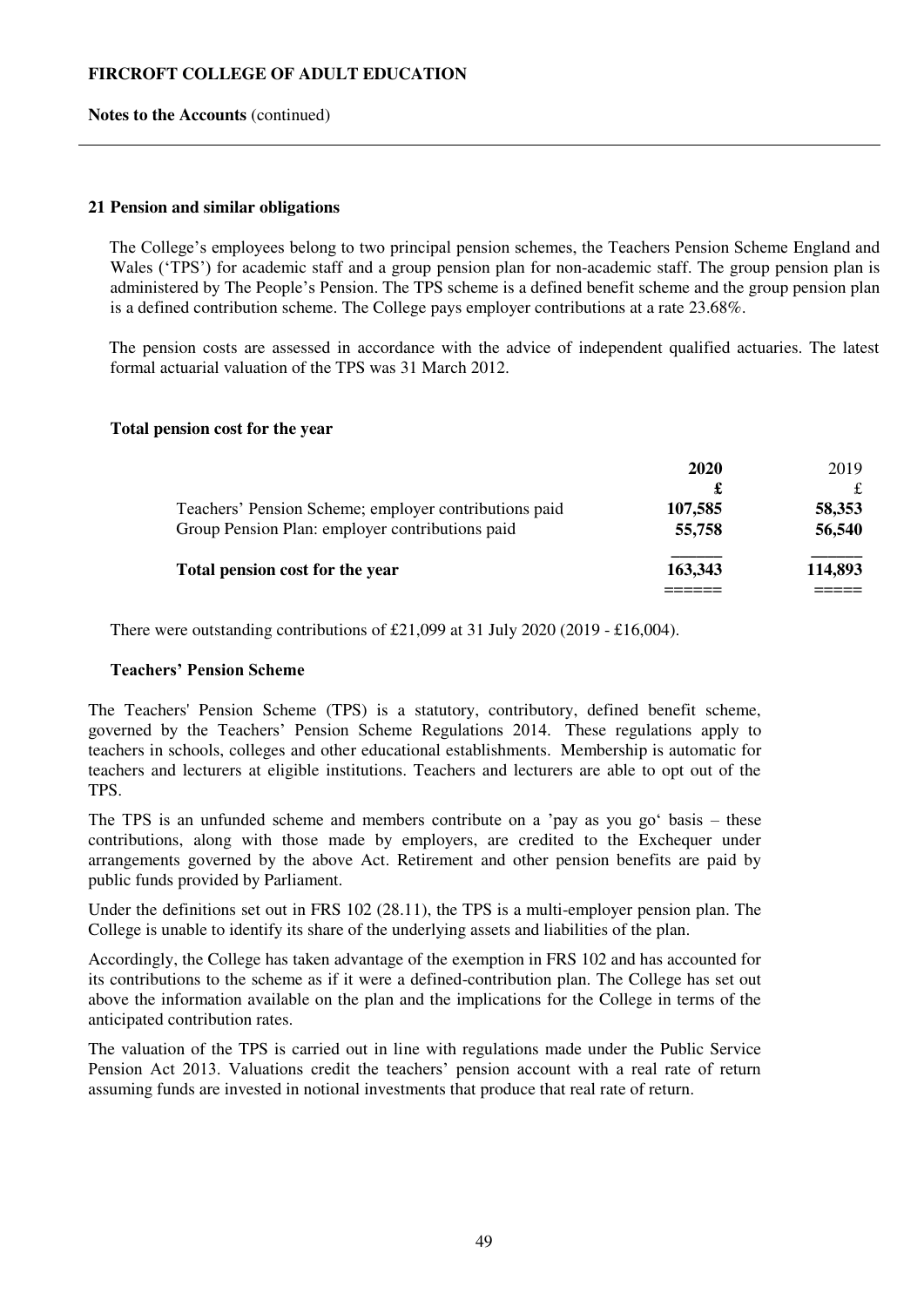## 21 Pension and similar obligations

The College's employees belong to two principal pension schemes, the Teachers Pension Scheme England and Wales ('TPS') for academic staff and a group pension plan for non-academic staff. The group pension plan is administered by The People's Pension. The TPS scheme is a defined benefit scheme and the group pension plan is a defined contribution scheme. The College pays employer contributions at a rate 23.68%.

The pension costs are assessed in accordance with the advice of independent qualified actuaries. The latest formal actuarial valuation of the TPS was 31 March 2012.

### Total pension cost for the year

| | 2020 | 2019 |
|---|---|---|
| | £ | £ |
| Teachers' Pension Scheme; employer contributions paid | 107,585 | 58,353 |
| Group Pension Plan: employer contributions paid | 55,758 | 56,540 |
| **Total pension cost for the year** | **163,343** | **114,893** |

There were outstanding contributions of £21,099 at 31 July 2020 (2019 - £16,004).

### Teachers' Pension Scheme

The Teachers' Pension Scheme (TPS) is a statutory, contributory, defined benefit scheme, governed by the Teachers' Pension Scheme Regulations 2014. These regulations apply to teachers in schools, colleges and other educational establishments. Membership is automatic for teachers and lecturers at eligible institutions. Teachers and lecturers are able to opt out of the TPS.

The TPS is an unfunded scheme and members contribute on a 'pay as you go' basis – these contributions, along with those made by employers, are credited to the Exchequer under arrangements governed by the above Act. Retirement and other pension benefits are paid by public funds provided by Parliament.

Under the definitions set out in FRS 102 (28.11), the TPS is a multi-employer pension plan. The College is unable to identify its share of the underlying assets and liabilities of the plan.

Accordingly, the College has taken advantage of the exemption in FRS 102 and has accounted for its contributions to the scheme as if it were a defined-contribution plan. The College has set out above the information available on the plan and the implications for the College in terms of the anticipated contribution rates.

The valuation of the TPS is carried out in line with regulations made under the Public Service Pension Act 2013. Valuations credit the teachers' pension account with a real rate of return assuming funds are invested in notional investments that produce that real rate of return.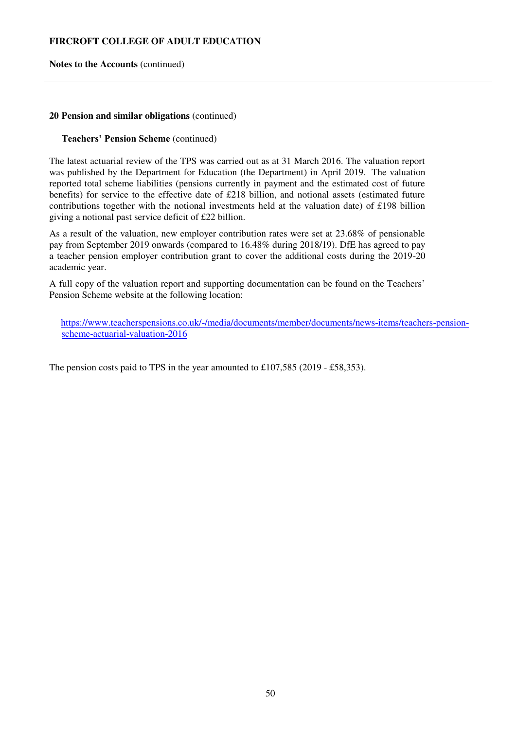**20 Pension and similar obligations** (continued)

**Teachers' Pension Scheme** (continued)

The latest actuarial review of the TPS was carried out as at 31 March 2016. The valuation report was published by the Department for Education (the Department) in April 2019. The valuation reported total scheme liabilities (pensions currently in payment and the estimated cost of future benefits) for service to the effective date of £218 billion, and notional assets (estimated future contributions together with the notional investments held at the valuation date) of £198 billion giving a notional past service deficit of £22 billion.

As a result of the valuation, new employer contribution rates were set at 23.68% of pensionable pay from September 2019 onwards (compared to 16.48% during 2018/19). DfE has agreed to pay a teacher pension employer contribution grant to cover the additional costs during the 2019-20 academic year.

A full copy of the valuation report and supporting documentation can be found on the Teachers' Pension Scheme website at the following location:

https://www.teacherspensions.co.uk/-/media/documents/member/documents/news-items/teachers-pension-scheme-actuarial-valuation-2016

The pension costs paid to TPS in the year amounted to £107,585 (2019 - £58,353).